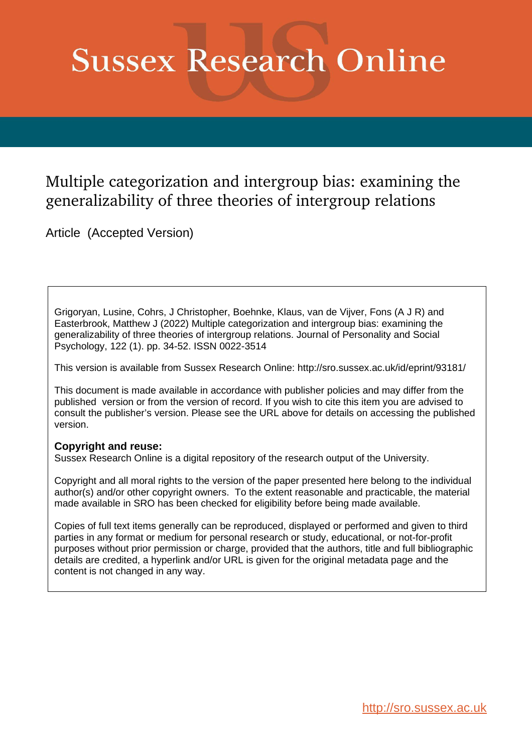# Sussex Research Online

## Multiple categorization and intergroup bias: examining the generalizability of three theories of intergroup relations

Article (Accepted Version)

Grigoryan, Lusine, Cohrs, J Christopher, Boehnke, Klaus, van de Vijver, Fons (A J R) and Easterbrook, Matthew J (2022) Multiple categorization and intergroup bias: examining the generalizability of three theories of intergroup relations. Journal of Personality and Social Psychology, 122 (1). pp. 34-52. ISSN 0022-3514

This version is available from Sussex Research Online: http://sro.sussex.ac.uk/id/eprint/93181/

This document is made available in accordance with publisher policies and may differ from the published version or from the version of record. If you wish to cite this item you are advised to consult the publisher's version. Please see the URL above for details on accessing the published version.

**Copyright and reuse:**
Sussex Research Online is a digital repository of the research output of the University.

Copyright and all moral rights to the version of the paper presented here belong to the individual author(s) and/or other copyright owners. To the extent reasonable and practicable, the material made available in SRO has been checked for eligibility before being made available.

Copies of full text items generally can be reproduced, displayed or performed and given to third parties in any format or medium for personal research or study, educational, or not-for-profit purposes without prior permission or charge, provided that the authors, title and full bibliographic details are credited, a hyperlink and/or URL is given for the original metadata page and the content is not changed in any way.

http://sro.sussex.ac.uk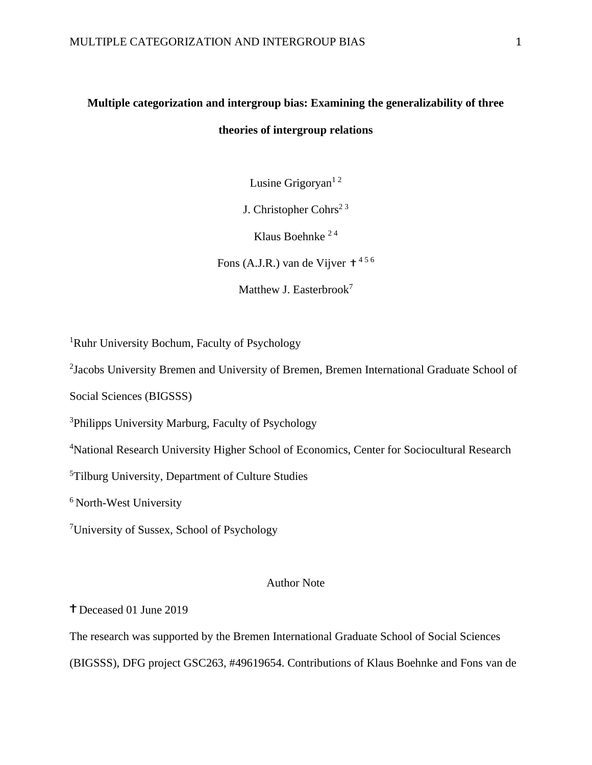# Multiple categorization and intergroup bias: Examining the generalizability of three theories of intergroup relations

Lusine Grigoryan[1 2]

J. Christopher Cohrs[2 3]

Klaus Boehnke [2 4]

Fons (A.J.R.) van de Vijver ✝[4 5 6]

Matthew J. Easterbrook[7]

[1]Ruhr University Bochum, Faculty of Psychology

[2]Jacobs University Bremen and University of Bremen, Bremen International Graduate School of Social Sciences (BIGSSS)

[3]Philipps University Marburg, Faculty of Psychology

[4]National Research University Higher School of Economics, Center for Sociocultural Research

[5]Tilburg University, Department of Culture Studies

[6] North-West University

[7]University of Sussex, School of Psychology

Author Note

✝ Deceased 01 June 2019

The research was supported by the Bremen International Graduate School of Social Sciences (BIGSSS), DFG project GSC263, #49619654. Contributions of Klaus Boehnke and Fons van de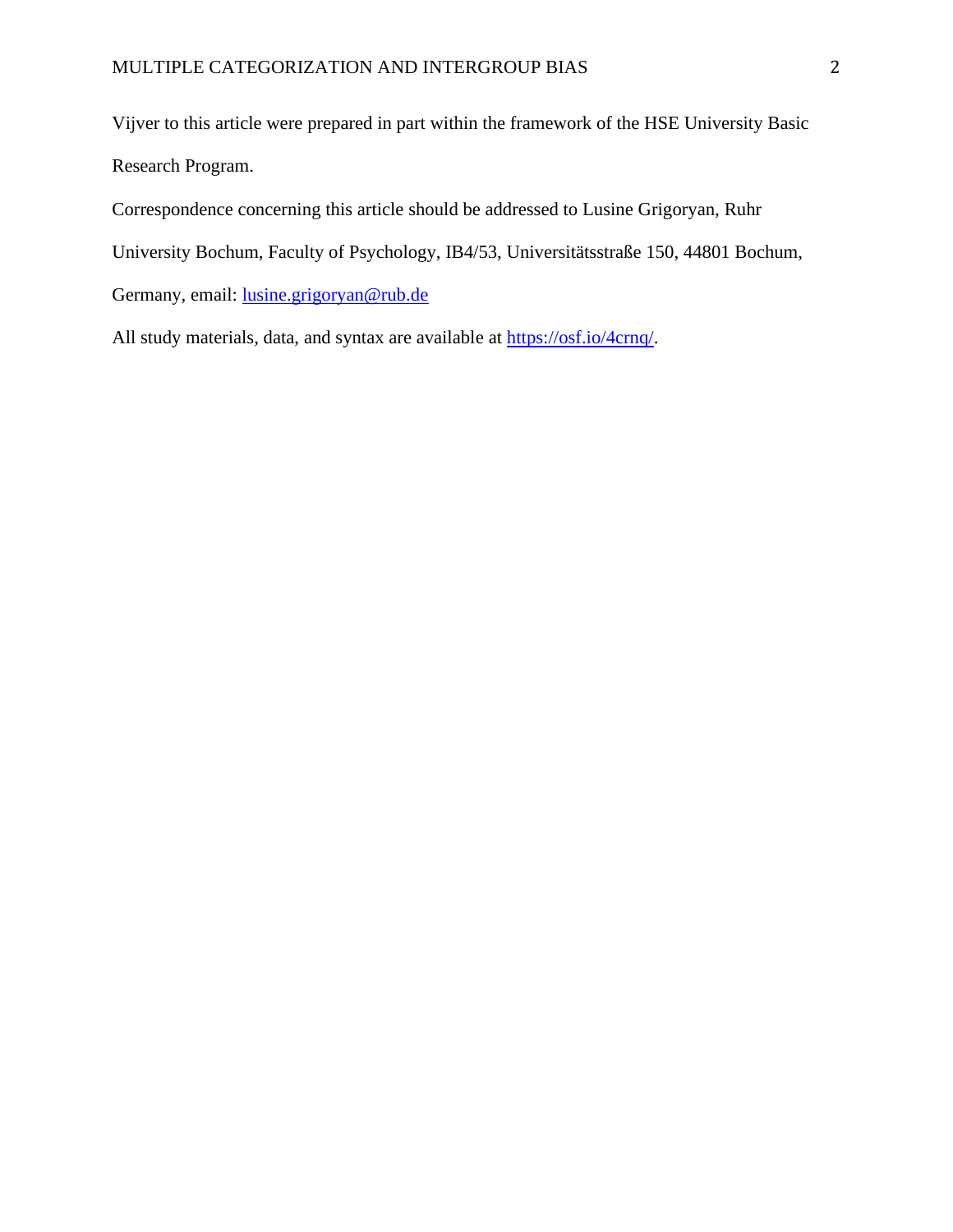Vijver to this article were prepared in part within the framework of the HSE University Basic Research Program.

Correspondence concerning this article should be addressed to Lusine Grigoryan, Ruhr University Bochum, Faculty of Psychology, IB4/53, Universitätsstraße 150, 44801 Bochum, Germany, email: lusine.grigoryan@rub.de

All study materials, data, and syntax are available at https://osf.io/4crnq/.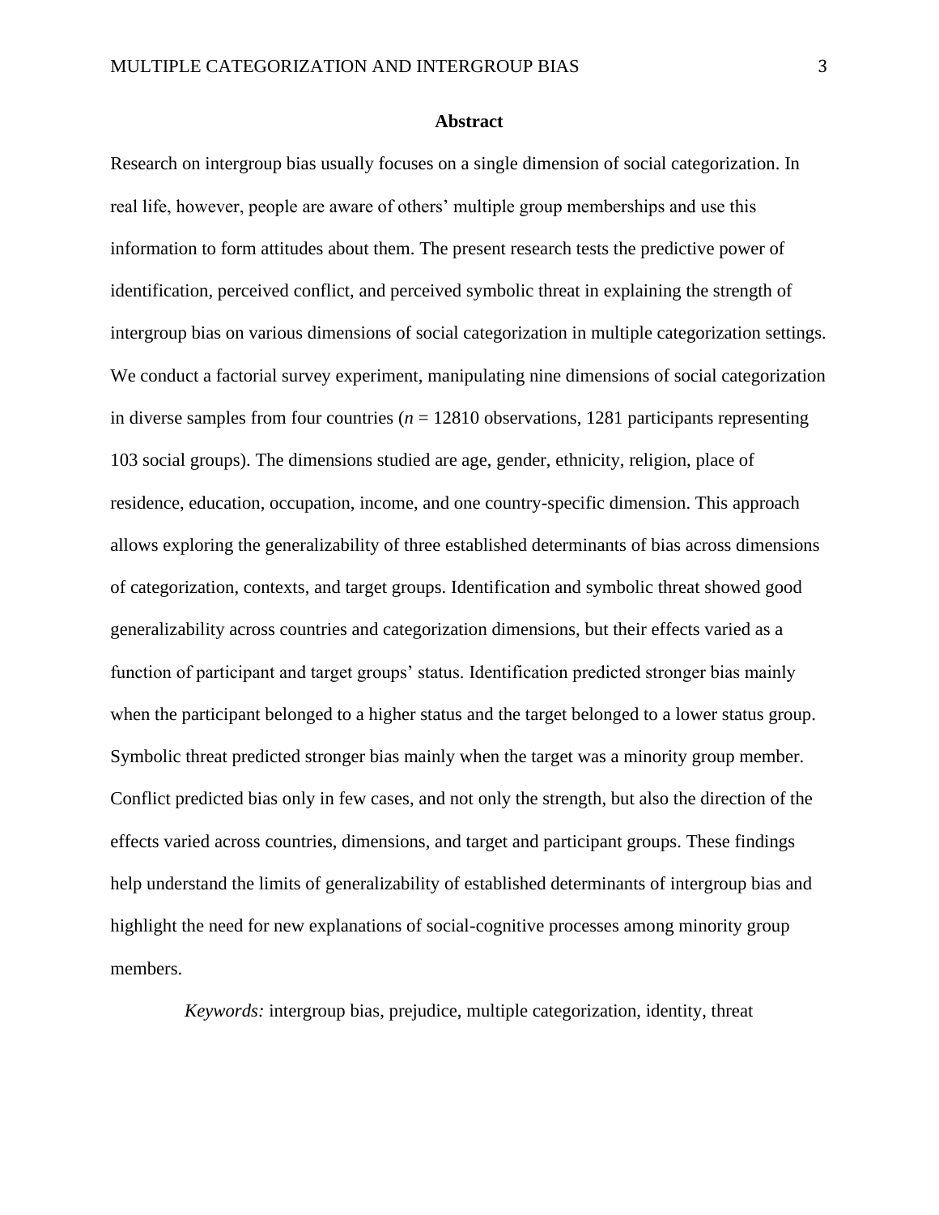## Abstract

Research on intergroup bias usually focuses on a single dimension of social categorization. In real life, however, people are aware of others' multiple group memberships and use this information to form attitudes about them. The present research tests the predictive power of identification, perceived conflict, and perceived symbolic threat in explaining the strength of intergroup bias on various dimensions of social categorization in multiple categorization settings. We conduct a factorial survey experiment, manipulating nine dimensions of social categorization in diverse samples from four countries ($n$ = 12810 observations, 1281 participants representing 103 social groups). The dimensions studied are age, gender, ethnicity, religion, place of residence, education, occupation, income, and one country-specific dimension. This approach allows exploring the generalizability of three established determinants of bias across dimensions of categorization, contexts, and target groups. Identification and symbolic threat showed good generalizability across countries and categorization dimensions, but their effects varied as a function of participant and target groups' status. Identification predicted stronger bias mainly when the participant belonged to a higher status and the target belonged to a lower status group. Symbolic threat predicted stronger bias mainly when the target was a minority group member. Conflict predicted bias only in few cases, and not only the strength, but also the direction of the effects varied across countries, dimensions, and target and participant groups. These findings help understand the limits of generalizability of established determinants of intergroup bias and highlight the need for new explanations of social-cognitive processes among minority group members.

*Keywords:* intergroup bias, prejudice, multiple categorization, identity, threat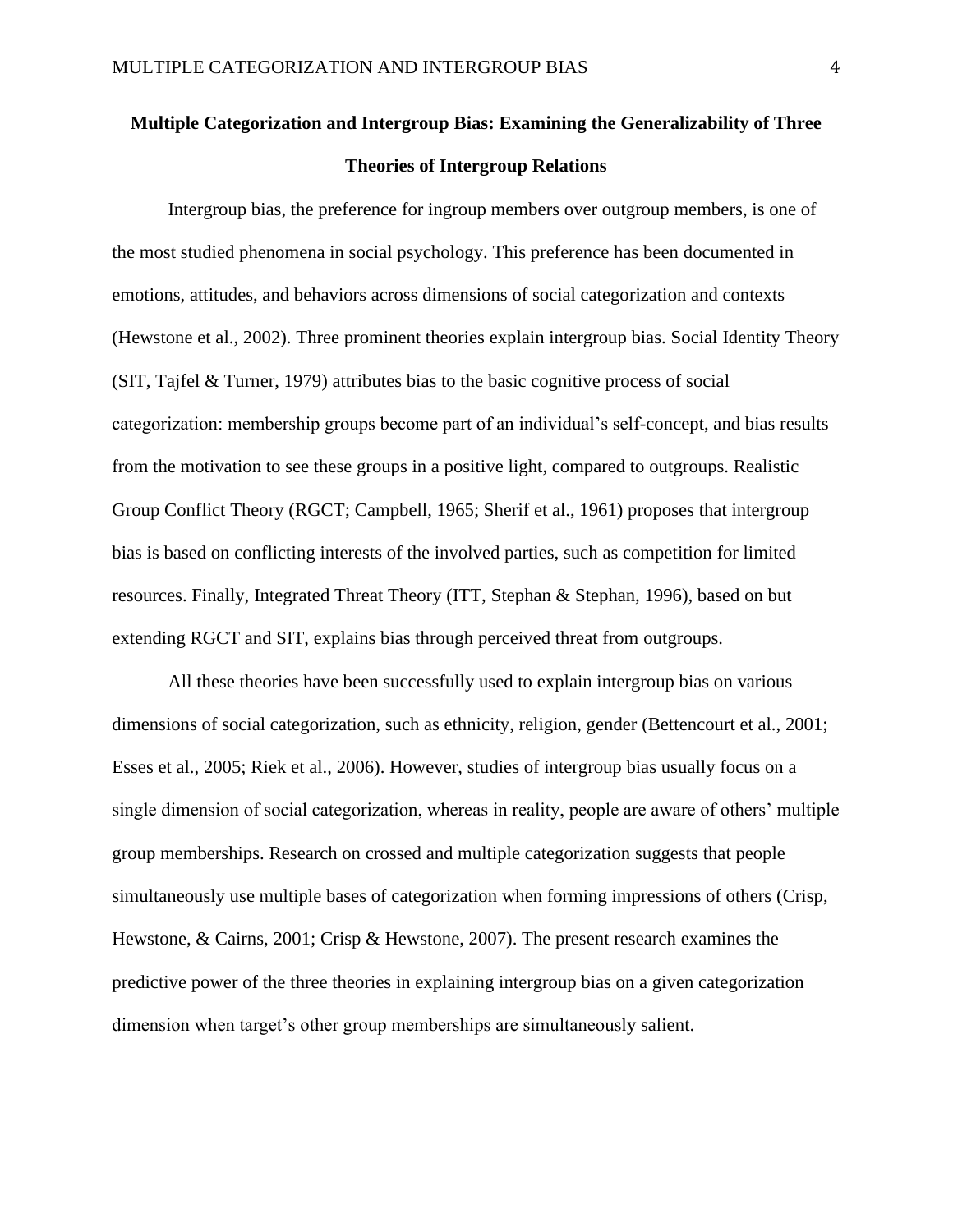# Multiple Categorization and Intergroup Bias: Examining the Generalizability of Three Theories of Intergroup Relations

Intergroup bias, the preference for ingroup members over outgroup members, is one of the most studied phenomena in social psychology. This preference has been documented in emotions, attitudes, and behaviors across dimensions of social categorization and contexts (Hewstone et al., 2002). Three prominent theories explain intergroup bias. Social Identity Theory (SIT, Tajfel & Turner, 1979) attributes bias to the basic cognitive process of social categorization: membership groups become part of an individual's self-concept, and bias results from the motivation to see these groups in a positive light, compared to outgroups. Realistic Group Conflict Theory (RGCT; Campbell, 1965; Sherif et al., 1961) proposes that intergroup bias is based on conflicting interests of the involved parties, such as competition for limited resources. Finally, Integrated Threat Theory (ITT, Stephan & Stephan, 1996), based on but extending RGCT and SIT, explains bias through perceived threat from outgroups.

All these theories have been successfully used to explain intergroup bias on various dimensions of social categorization, such as ethnicity, religion, gender (Bettencourt et al., 2001; Esses et al., 2005; Riek et al., 2006). However, studies of intergroup bias usually focus on a single dimension of social categorization, whereas in reality, people are aware of others' multiple group memberships. Research on crossed and multiple categorization suggests that people simultaneously use multiple bases of categorization when forming impressions of others (Crisp, Hewstone, & Cairns, 2001; Crisp & Hewstone, 2007). The present research examines the predictive power of the three theories in explaining intergroup bias on a given categorization dimension when target's other group memberships are simultaneously salient.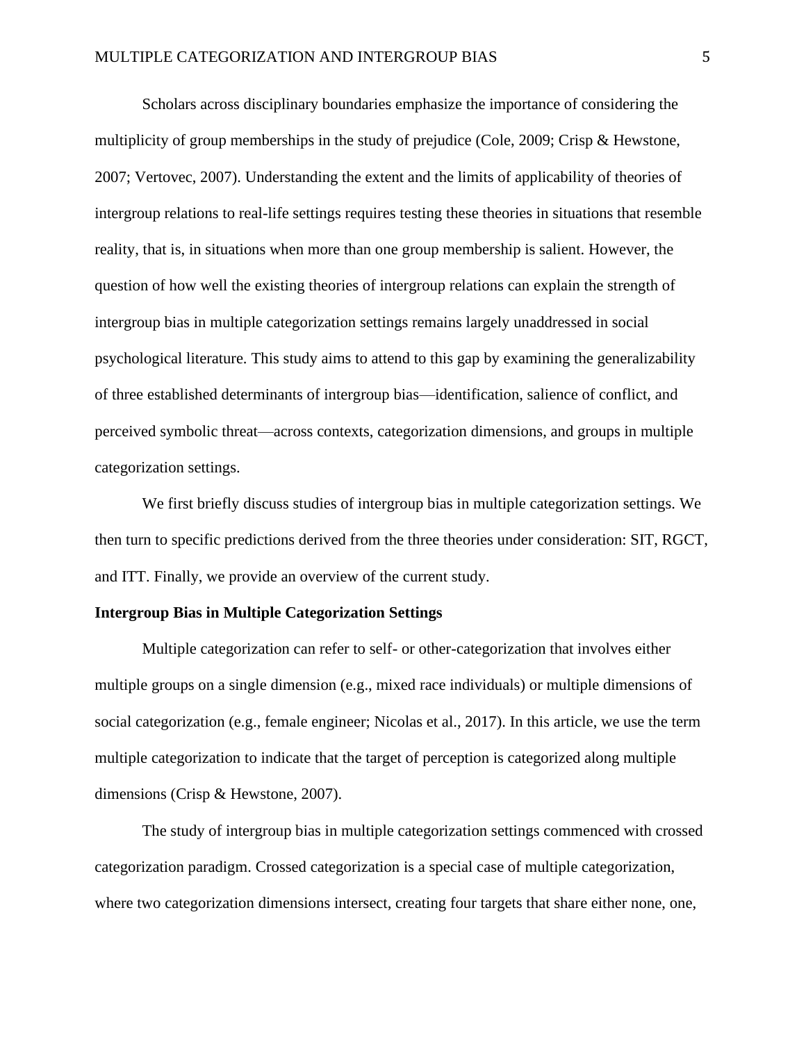Scholars across disciplinary boundaries emphasize the importance of considering the multiplicity of group memberships in the study of prejudice (Cole, 2009; Crisp & Hewstone, 2007; Vertovec, 2007). Understanding the extent and the limits of applicability of theories of intergroup relations to real-life settings requires testing these theories in situations that resemble reality, that is, in situations when more than one group membership is salient. However, the question of how well the existing theories of intergroup relations can explain the strength of intergroup bias in multiple categorization settings remains largely unaddressed in social psychological literature. This study aims to attend to this gap by examining the generalizability of three established determinants of intergroup bias—identification, salience of conflict, and perceived symbolic threat—across contexts, categorization dimensions, and groups in multiple categorization settings.

We first briefly discuss studies of intergroup bias in multiple categorization settings. We then turn to specific predictions derived from the three theories under consideration: SIT, RGCT, and ITT. Finally, we provide an overview of the current study.

## Intergroup Bias in Multiple Categorization Settings

Multiple categorization can refer to self- or other-categorization that involves either multiple groups on a single dimension (e.g., mixed race individuals) or multiple dimensions of social categorization (e.g., female engineer; Nicolas et al., 2017). In this article, we use the term multiple categorization to indicate that the target of perception is categorized along multiple dimensions (Crisp & Hewstone, 2007).

The study of intergroup bias in multiple categorization settings commenced with crossed categorization paradigm. Crossed categorization is a special case of multiple categorization, where two categorization dimensions intersect, creating four targets that share either none, one,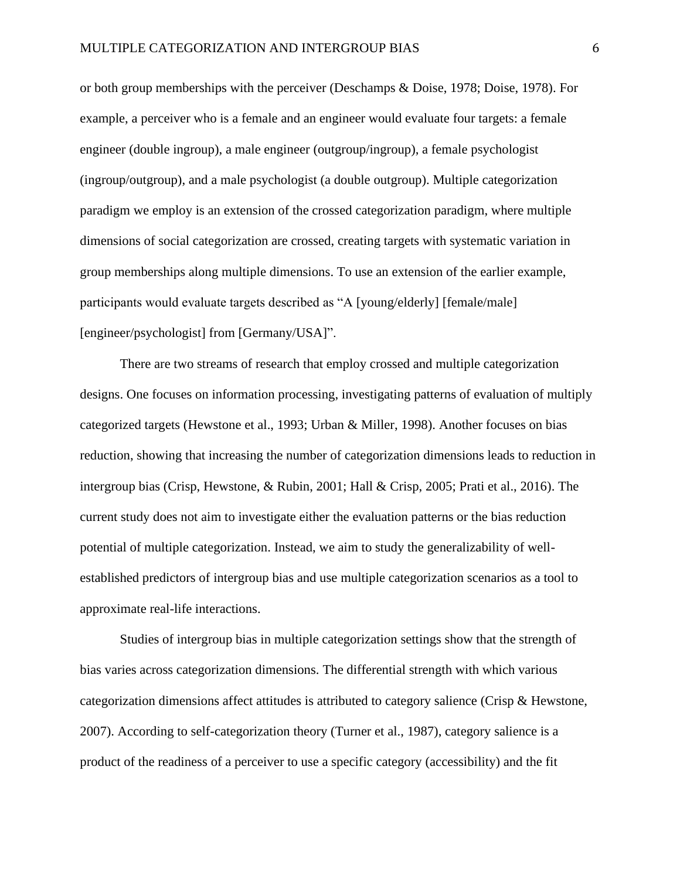or both group memberships with the perceiver (Deschamps & Doise, 1978; Doise, 1978). For example, a perceiver who is a female and an engineer would evaluate four targets: a female engineer (double ingroup), a male engineer (outgroup/ingroup), a female psychologist (ingroup/outgroup), and a male psychologist (a double outgroup). Multiple categorization paradigm we employ is an extension of the crossed categorization paradigm, where multiple dimensions of social categorization are crossed, creating targets with systematic variation in group memberships along multiple dimensions. To use an extension of the earlier example, participants would evaluate targets described as "A [young/elderly] [female/male] [engineer/psychologist] from [Germany/USA]".

There are two streams of research that employ crossed and multiple categorization designs. One focuses on information processing, investigating patterns of evaluation of multiply categorized targets (Hewstone et al., 1993; Urban & Miller, 1998). Another focuses on bias reduction, showing that increasing the number of categorization dimensions leads to reduction in intergroup bias (Crisp, Hewstone, & Rubin, 2001; Hall & Crisp, 2005; Prati et al., 2016). The current study does not aim to investigate either the evaluation patterns or the bias reduction potential of multiple categorization. Instead, we aim to study the generalizability of well-established predictors of intergroup bias and use multiple categorization scenarios as a tool to approximate real-life interactions.

Studies of intergroup bias in multiple categorization settings show that the strength of bias varies across categorization dimensions. The differential strength with which various categorization dimensions affect attitudes is attributed to category salience (Crisp & Hewstone, 2007). According to self-categorization theory (Turner et al., 1987), category salience is a product of the readiness of a perceiver to use a specific category (accessibility) and the fit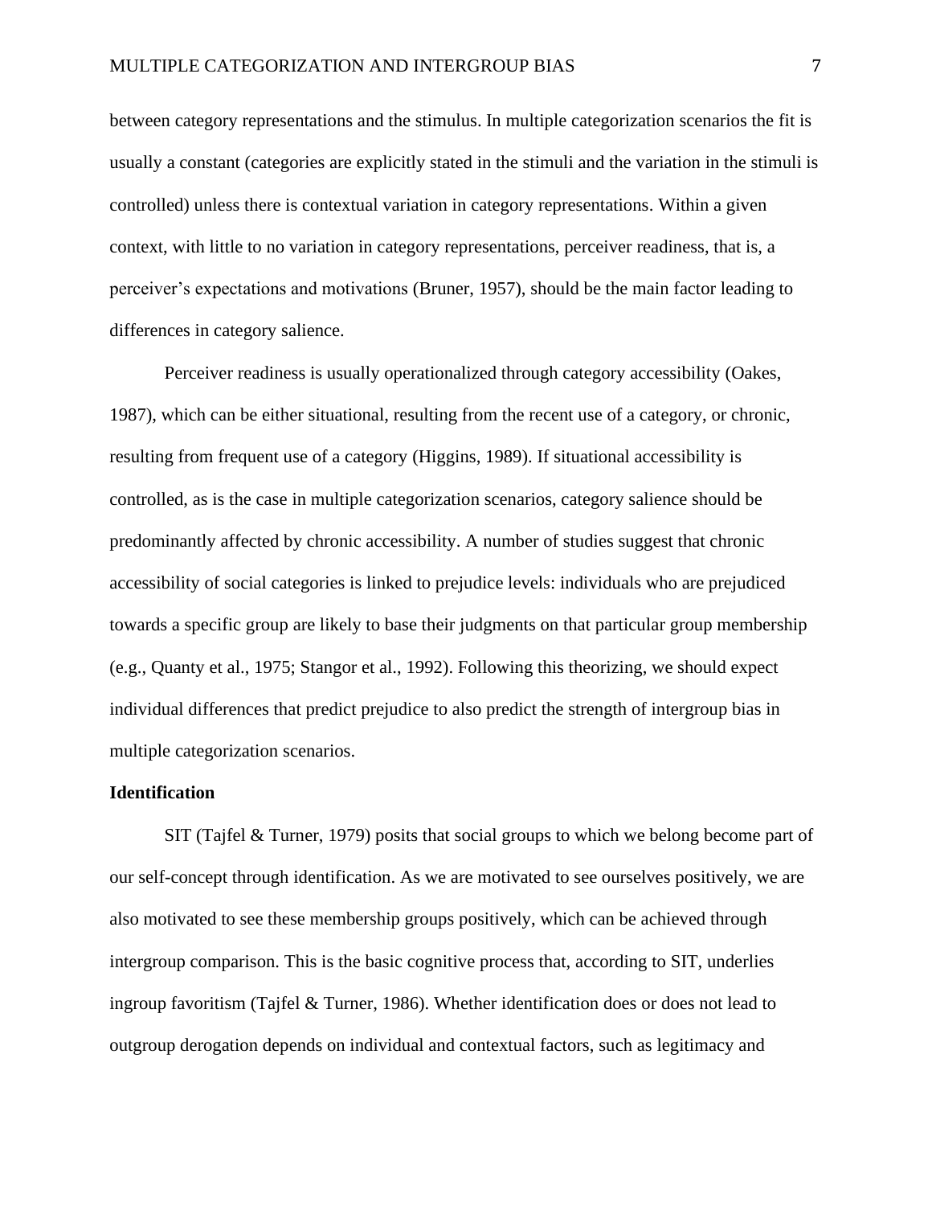between category representations and the stimulus. In multiple categorization scenarios the fit is usually a constant (categories are explicitly stated in the stimuli and the variation in the stimuli is controlled) unless there is contextual variation in category representations. Within a given context, with little to no variation in category representations, perceiver readiness, that is, a perceiver's expectations and motivations (Bruner, 1957), should be the main factor leading to differences in category salience.

Perceiver readiness is usually operationalized through category accessibility (Oakes, 1987), which can be either situational, resulting from the recent use of a category, or chronic, resulting from frequent use of a category (Higgins, 1989). If situational accessibility is controlled, as is the case in multiple categorization scenarios, category salience should be predominantly affected by chronic accessibility. A number of studies suggest that chronic accessibility of social categories is linked to prejudice levels: individuals who are prejudiced towards a specific group are likely to base their judgments on that particular group membership (e.g., Quanty et al., 1975; Stangor et al., 1992). Following this theorizing, we should expect individual differences that predict prejudice to also predict the strength of intergroup bias in multiple categorization scenarios.

**Identification**

SIT (Tajfel & Turner, 1979) posits that social groups to which we belong become part of our self-concept through identification. As we are motivated to see ourselves positively, we are also motivated to see these membership groups positively, which can be achieved through intergroup comparison. This is the basic cognitive process that, according to SIT, underlies ingroup favoritism (Tajfel & Turner, 1986). Whether identification does or does not lead to outgroup derogation depends on individual and contextual factors, such as legitimacy and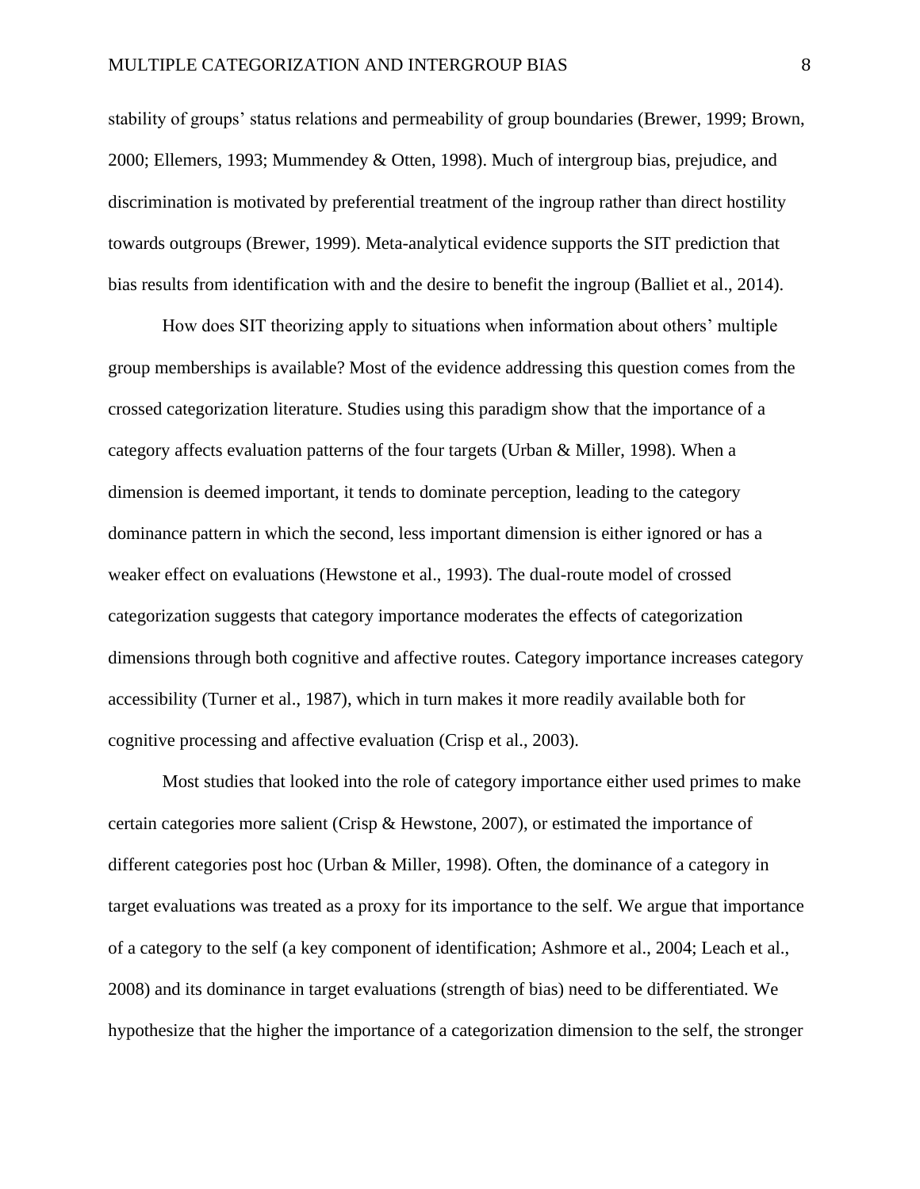stability of groups' status relations and permeability of group boundaries (Brewer, 1999; Brown, 2000; Ellemers, 1993; Mummendey & Otten, 1998). Much of intergroup bias, prejudice, and discrimination is motivated by preferential treatment of the ingroup rather than direct hostility towards outgroups (Brewer, 1999). Meta-analytical evidence supports the SIT prediction that bias results from identification with and the desire to benefit the ingroup (Balliet et al., 2014).

How does SIT theorizing apply to situations when information about others' multiple group memberships is available? Most of the evidence addressing this question comes from the crossed categorization literature. Studies using this paradigm show that the importance of a category affects evaluation patterns of the four targets (Urban & Miller, 1998). When a dimension is deemed important, it tends to dominate perception, leading to the category dominance pattern in which the second, less important dimension is either ignored or has a weaker effect on evaluations (Hewstone et al., 1993). The dual-route model of crossed categorization suggests that category importance moderates the effects of categorization dimensions through both cognitive and affective routes. Category importance increases category accessibility (Turner et al., 1987), which in turn makes it more readily available both for cognitive processing and affective evaluation (Crisp et al., 2003).

Most studies that looked into the role of category importance either used primes to make certain categories more salient (Crisp & Hewstone, 2007), or estimated the importance of different categories post hoc (Urban & Miller, 1998). Often, the dominance of a category in target evaluations was treated as a proxy for its importance to the self. We argue that importance of a category to the self (a key component of identification; Ashmore et al., 2004; Leach et al., 2008) and its dominance in target evaluations (strength of bias) need to be differentiated. We hypothesize that the higher the importance of a categorization dimension to the self, the stronger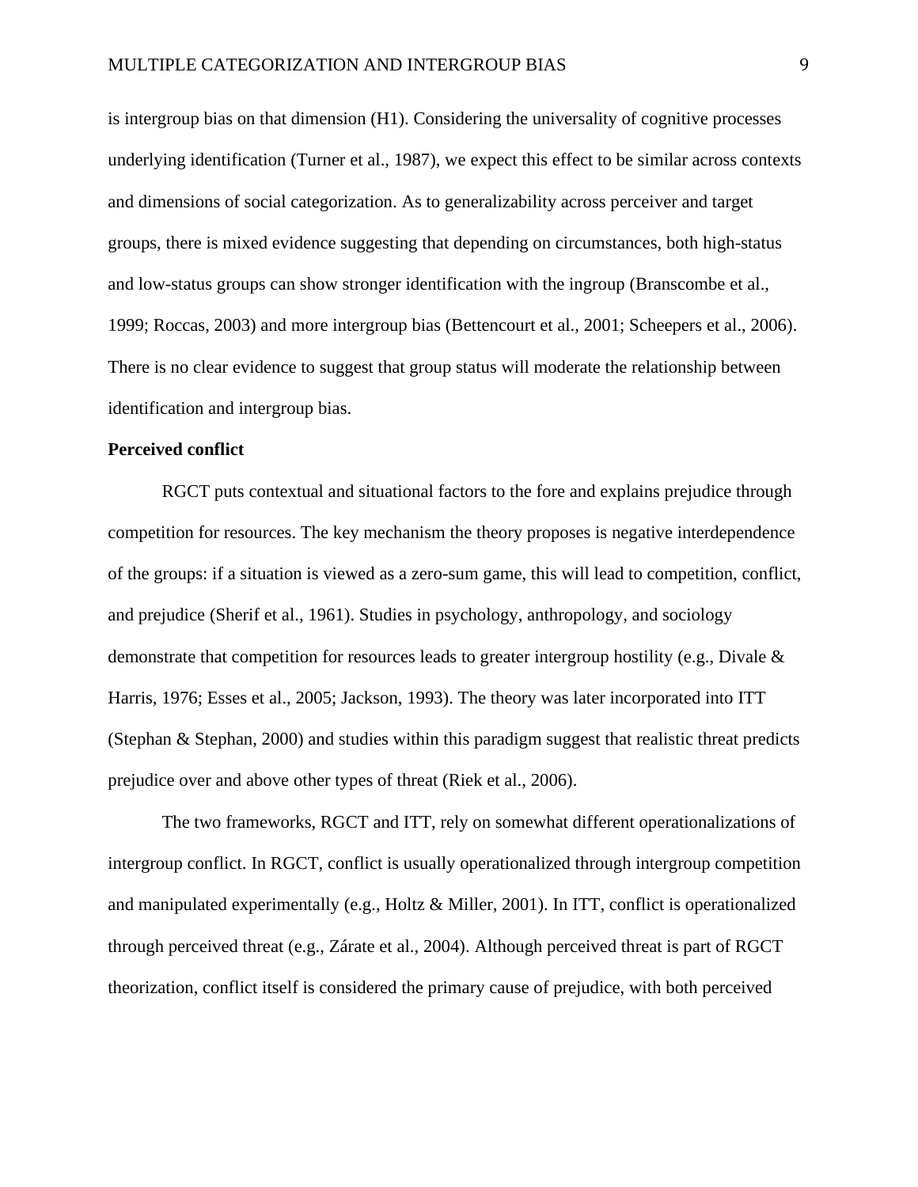is intergroup bias on that dimension (H1). Considering the universality of cognitive processes underlying identification (Turner et al., 1987), we expect this effect to be similar across contexts and dimensions of social categorization. As to generalizability across perceiver and target groups, there is mixed evidence suggesting that depending on circumstances, both high-status and low-status groups can show stronger identification with the ingroup (Branscombe et al., 1999; Roccas, 2003) and more intergroup bias (Bettencourt et al., 2001; Scheepers et al., 2006). There is no clear evidence to suggest that group status will moderate the relationship between identification and intergroup bias.

**Perceived conflict**

RGCT puts contextual and situational factors to the fore and explains prejudice through competition for resources. The key mechanism the theory proposes is negative interdependence of the groups: if a situation is viewed as a zero-sum game, this will lead to competition, conflict, and prejudice (Sherif et al., 1961). Studies in psychology, anthropology, and sociology demonstrate that competition for resources leads to greater intergroup hostility (e.g., Divale & Harris, 1976; Esses et al., 2005; Jackson, 1993). The theory was later incorporated into ITT (Stephan & Stephan, 2000) and studies within this paradigm suggest that realistic threat predicts prejudice over and above other types of threat (Riek et al., 2006).

The two frameworks, RGCT and ITT, rely on somewhat different operationalizations of intergroup conflict. In RGCT, conflict is usually operationalized through intergroup competition and manipulated experimentally (e.g., Holtz & Miller, 2001). In ITT, conflict is operationalized through perceived threat (e.g., Zárate et al., 2004). Although perceived threat is part of RGCT theorization, conflict itself is considered the primary cause of prejudice, with both perceived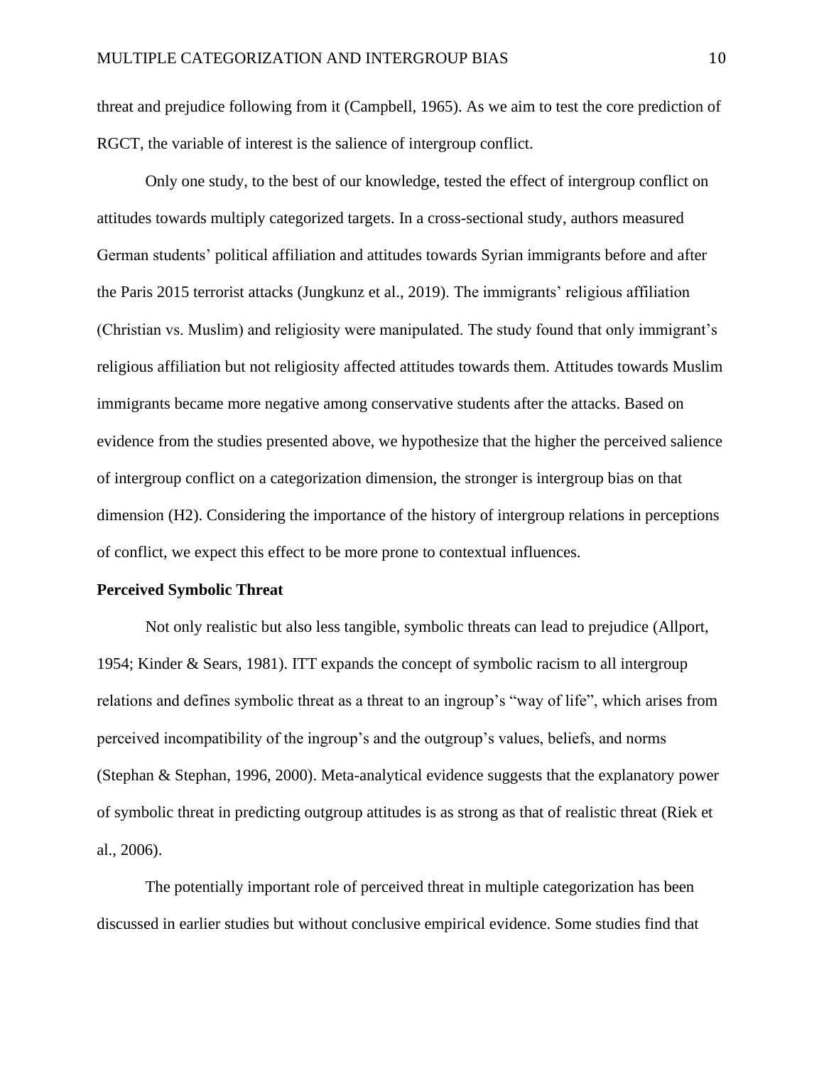threat and prejudice following from it (Campbell, 1965). As we aim to test the core prediction of RGCT, the variable of interest is the salience of intergroup conflict.

Only one study, to the best of our knowledge, tested the effect of intergroup conflict on attitudes towards multiply categorized targets. In a cross-sectional study, authors measured German students' political affiliation and attitudes towards Syrian immigrants before and after the Paris 2015 terrorist attacks (Jungkunz et al., 2019). The immigrants' religious affiliation (Christian vs. Muslim) and religiosity were manipulated. The study found that only immigrant's religious affiliation but not religiosity affected attitudes towards them. Attitudes towards Muslim immigrants became more negative among conservative students after the attacks. Based on evidence from the studies presented above, we hypothesize that the higher the perceived salience of intergroup conflict on a categorization dimension, the stronger is intergroup bias on that dimension (H2). Considering the importance of the history of intergroup relations in perceptions of conflict, we expect this effect to be more prone to contextual influences.

**Perceived Symbolic Threat**

Not only realistic but also less tangible, symbolic threats can lead to prejudice (Allport, 1954; Kinder & Sears, 1981). ITT expands the concept of symbolic racism to all intergroup relations and defines symbolic threat as a threat to an ingroup's "way of life", which arises from perceived incompatibility of the ingroup's and the outgroup's values, beliefs, and norms (Stephan & Stephan, 1996, 2000). Meta-analytical evidence suggests that the explanatory power of symbolic threat in predicting outgroup attitudes is as strong as that of realistic threat (Riek et al., 2006).

The potentially important role of perceived threat in multiple categorization has been discussed in earlier studies but without conclusive empirical evidence. Some studies find that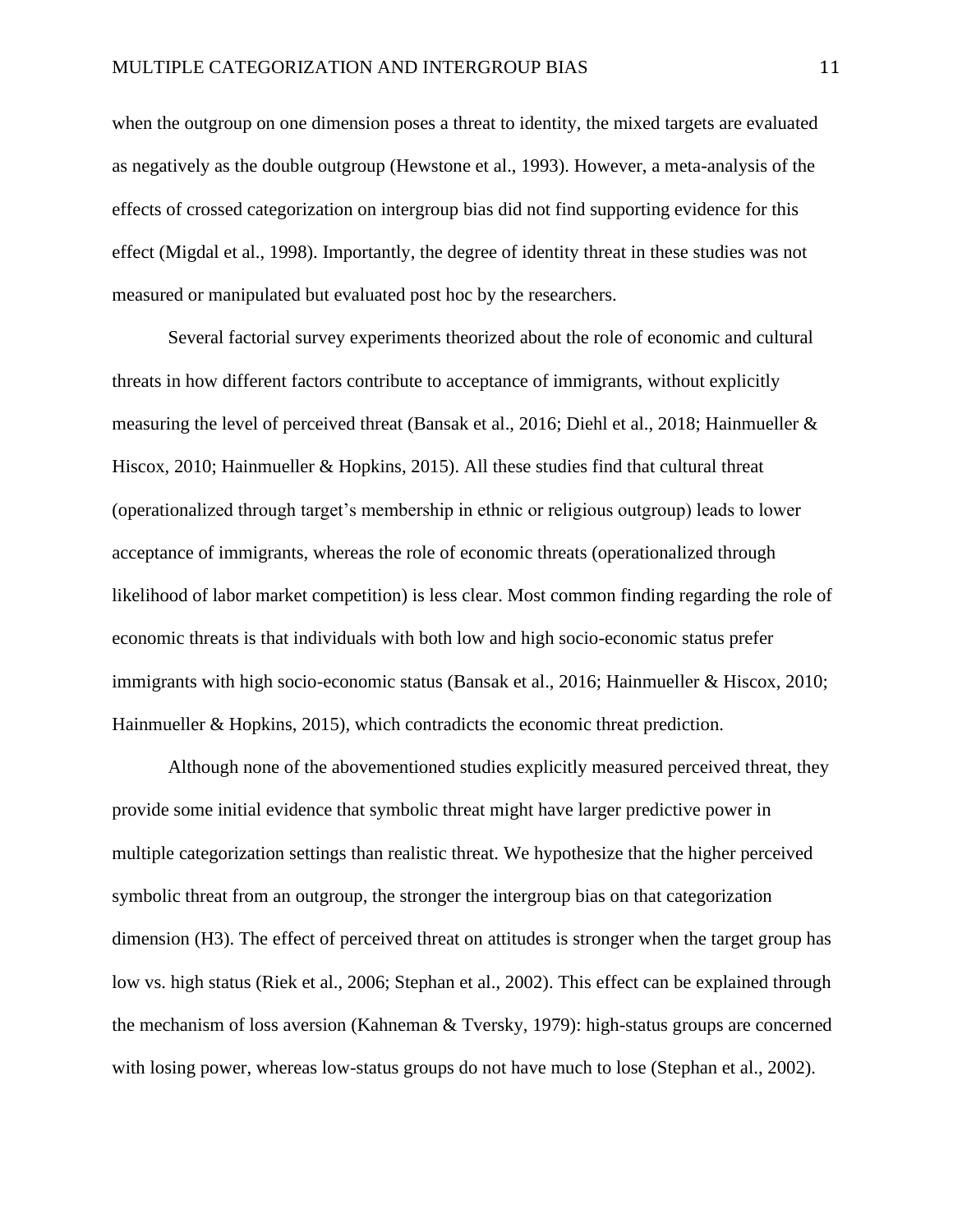when the outgroup on one dimension poses a threat to identity, the mixed targets are evaluated as negatively as the double outgroup (Hewstone et al., 1993). However, a meta-analysis of the effects of crossed categorization on intergroup bias did not find supporting evidence for this effect (Migdal et al., 1998). Importantly, the degree of identity threat in these studies was not measured or manipulated but evaluated post hoc by the researchers.

Several factorial survey experiments theorized about the role of economic and cultural threats in how different factors contribute to acceptance of immigrants, without explicitly measuring the level of perceived threat (Bansak et al., 2016; Diehl et al., 2018; Hainmueller & Hiscox, 2010; Hainmueller & Hopkins, 2015). All these studies find that cultural threat (operationalized through target's membership in ethnic or religious outgroup) leads to lower acceptance of immigrants, whereas the role of economic threats (operationalized through likelihood of labor market competition) is less clear. Most common finding regarding the role of economic threats is that individuals with both low and high socio-economic status prefer immigrants with high socio-economic status (Bansak et al., 2016; Hainmueller & Hiscox, 2010; Hainmueller & Hopkins, 2015), which contradicts the economic threat prediction.

Although none of the abovementioned studies explicitly measured perceived threat, they provide some initial evidence that symbolic threat might have larger predictive power in multiple categorization settings than realistic threat. We hypothesize that the higher perceived symbolic threat from an outgroup, the stronger the intergroup bias on that categorization dimension (H3). The effect of perceived threat on attitudes is stronger when the target group has low vs. high status (Riek et al., 2006; Stephan et al., 2002). This effect can be explained through the mechanism of loss aversion (Kahneman & Tversky, 1979): high-status groups are concerned with losing power, whereas low-status groups do not have much to lose (Stephan et al., 2002).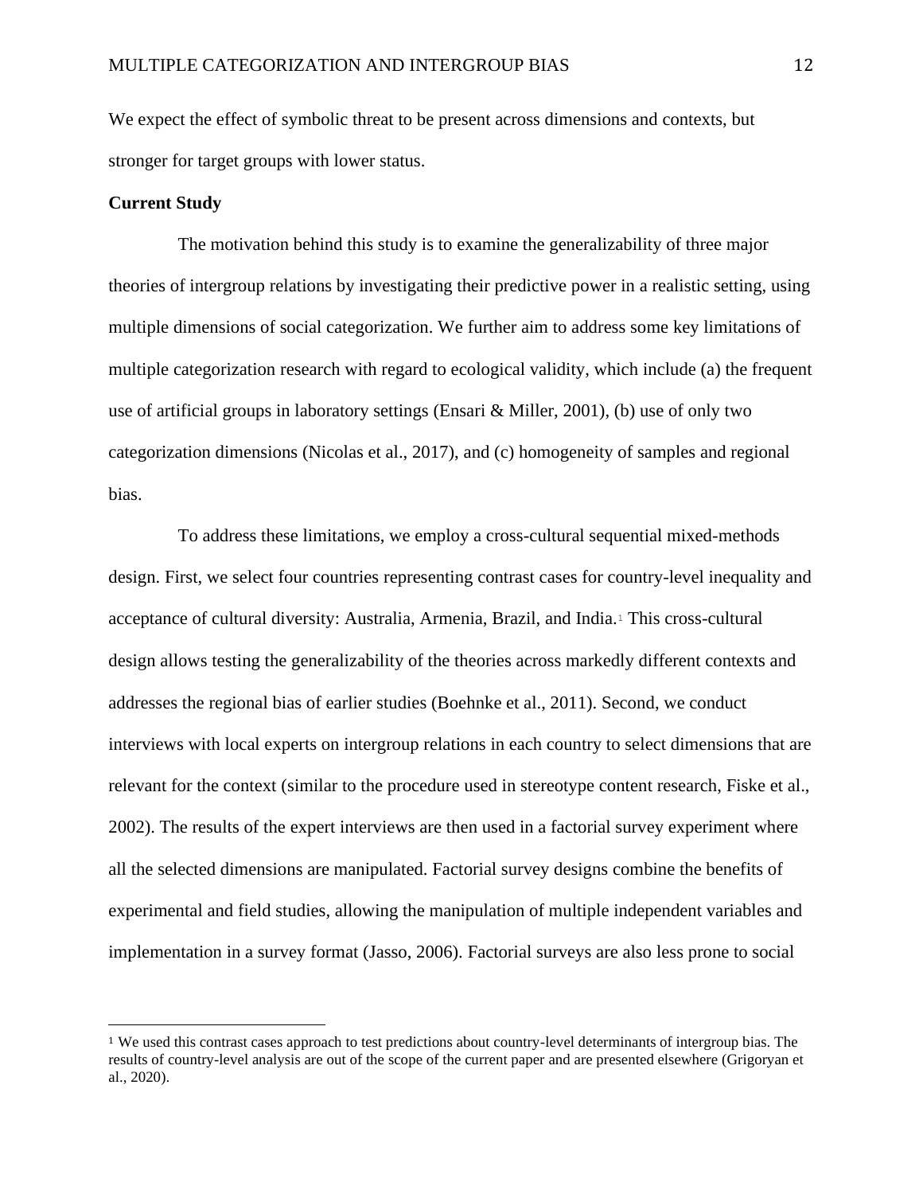We expect the effect of symbolic threat to be present across dimensions and contexts, but stronger for target groups with lower status.

**Current Study**

The motivation behind this study is to examine the generalizability of three major theories of intergroup relations by investigating their predictive power in a realistic setting, using multiple dimensions of social categorization. We further aim to address some key limitations of multiple categorization research with regard to ecological validity, which include (a) the frequent use of artificial groups in laboratory settings (Ensari & Miller, 2001), (b) use of only two categorization dimensions (Nicolas et al., 2017), and (c) homogeneity of samples and regional bias.

To address these limitations, we employ a cross-cultural sequential mixed-methods design. First, we select four countries representing contrast cases for country-level inequality and acceptance of cultural diversity: Australia, Armenia, Brazil, and India.[1] This cross-cultural design allows testing the generalizability of the theories across markedly different contexts and addresses the regional bias of earlier studies (Boehnke et al., 2011). Second, we conduct interviews with local experts on intergroup relations in each country to select dimensions that are relevant for the context (similar to the procedure used in stereotype content research, Fiske et al., 2002). The results of the expert interviews are then used in a factorial survey experiment where all the selected dimensions are manipulated. Factorial survey designs combine the benefits of experimental and field studies, allowing the manipulation of multiple independent variables and implementation in a survey format (Jasso, 2006). Factorial surveys are also less prone to social

[1] We used this contrast cases approach to test predictions about country-level determinants of intergroup bias. The results of country-level analysis are out of the scope of the current paper and are presented elsewhere (Grigoryan et al., 2020).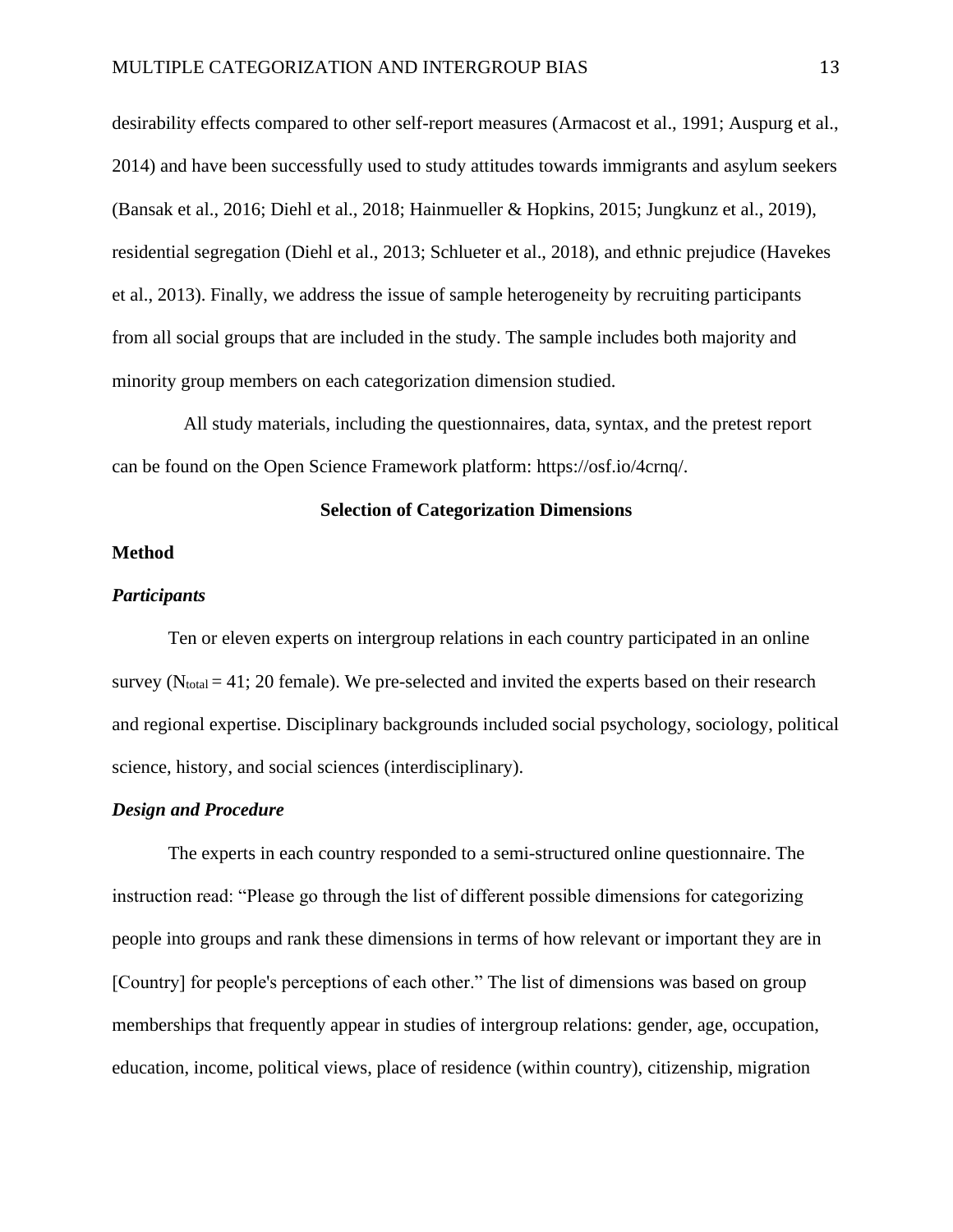desirability effects compared to other self-report measures (Armacost et al., 1991; Auspurg et al., 2014) and have been successfully used to study attitudes towards immigrants and asylum seekers (Bansak et al., 2016; Diehl et al., 2018; Hainmueller & Hopkins, 2015; Jungkunz et al., 2019), residential segregation (Diehl et al., 2013; Schlueter et al., 2018), and ethnic prejudice (Havekes et al., 2013). Finally, we address the issue of sample heterogeneity by recruiting participants from all social groups that are included in the study. The sample includes both majority and minority group members on each categorization dimension studied.

All study materials, including the questionnaires, data, syntax, and the pretest report can be found on the Open Science Framework platform: https://osf.io/4crnq/.

## Selection of Categorization Dimensions

### Method

#### *Participants*

Ten or eleven experts on intergroup relations in each country participated in an online survey ($N_{total} = 41$; 20 female). We pre-selected and invited the experts based on their research and regional expertise. Disciplinary backgrounds included social psychology, sociology, political science, history, and social sciences (interdisciplinary).

#### *Design and Procedure*

The experts in each country responded to a semi-structured online questionnaire. The instruction read: “Please go through the list of different possible dimensions for categorizing people into groups and rank these dimensions in terms of how relevant or important they are in [Country] for people's perceptions of each other.” The list of dimensions was based on group memberships that frequently appear in studies of intergroup relations: gender, age, occupation, education, income, political views, place of residence (within country), citizenship, migration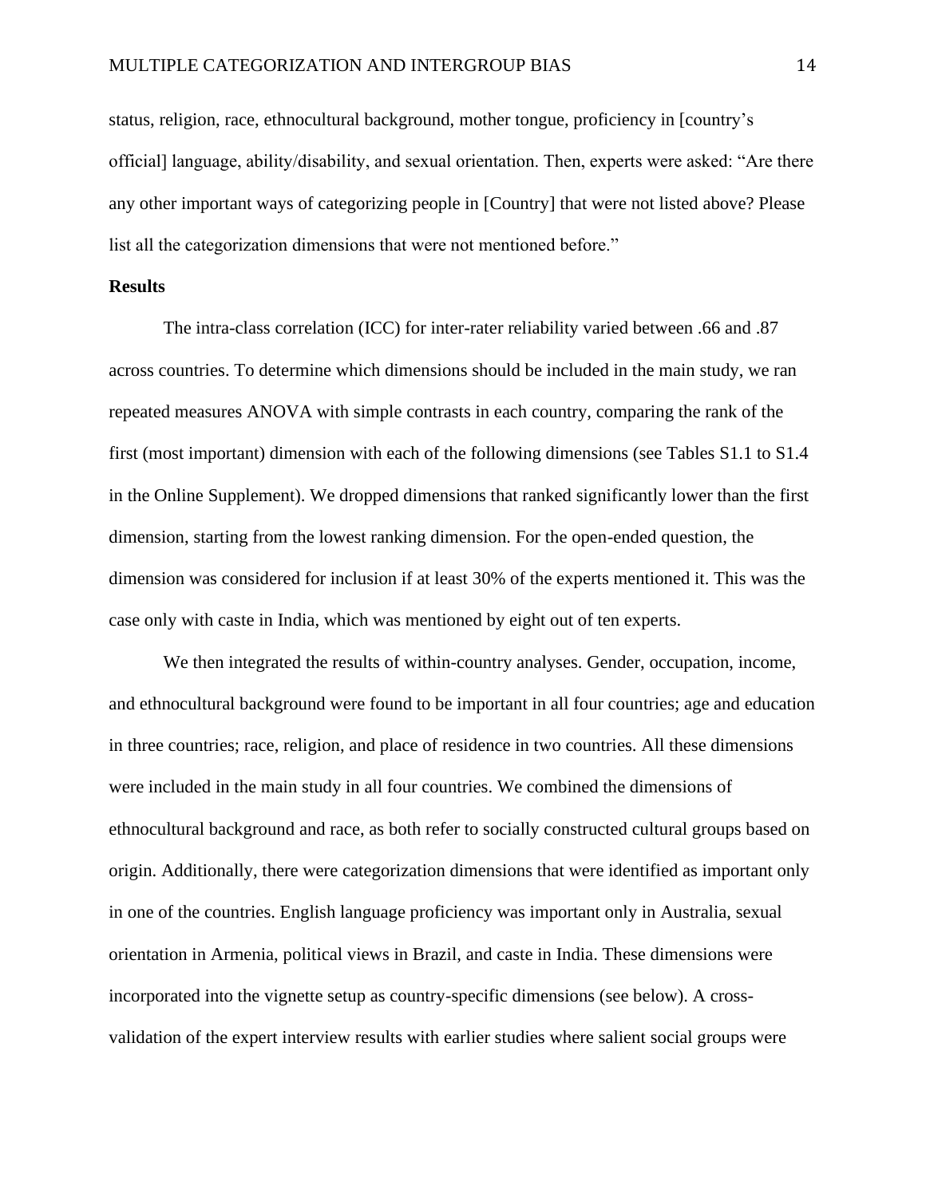status, religion, race, ethnocultural background, mother tongue, proficiency in [country's official] language, ability/disability, and sexual orientation. Then, experts were asked: "Are there any other important ways of categorizing people in [Country] that were not listed above? Please list all the categorization dimensions that were not mentioned before."

**Results**

The intra-class correlation (ICC) for inter-rater reliability varied between .66 and .87 across countries. To determine which dimensions should be included in the main study, we ran repeated measures ANOVA with simple contrasts in each country, comparing the rank of the first (most important) dimension with each of the following dimensions (see Tables S1.1 to S1.4 in the Online Supplement). We dropped dimensions that ranked significantly lower than the first dimension, starting from the lowest ranking dimension. For the open-ended question, the dimension was considered for inclusion if at least 30% of the experts mentioned it. This was the case only with caste in India, which was mentioned by eight out of ten experts.

We then integrated the results of within-country analyses. Gender, occupation, income, and ethnocultural background were found to be important in all four countries; age and education in three countries; race, religion, and place of residence in two countries. All these dimensions were included in the main study in all four countries. We combined the dimensions of ethnocultural background and race, as both refer to socially constructed cultural groups based on origin. Additionally, there were categorization dimensions that were identified as important only in one of the countries. English language proficiency was important only in Australia, sexual orientation in Armenia, political views in Brazil, and caste in India. These dimensions were incorporated into the vignette setup as country-specific dimensions (see below). A cross-validation of the expert interview results with earlier studies where salient social groups were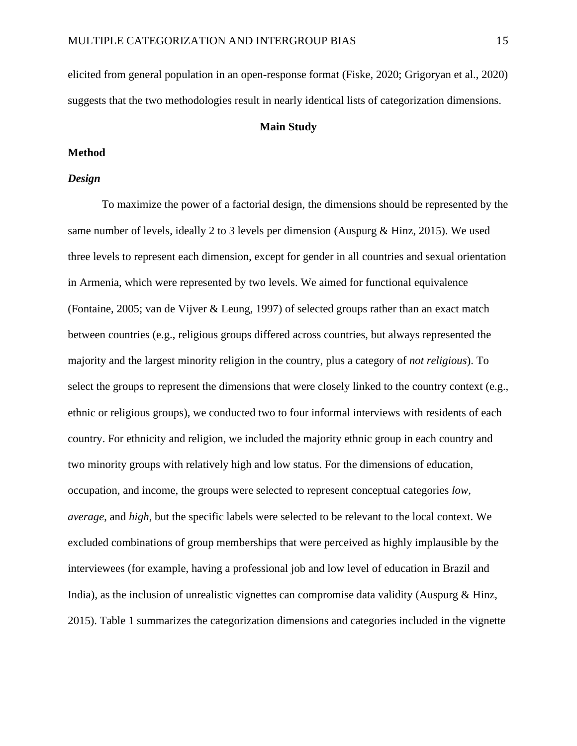elicited from general population in an open-response format (Fiske, 2020; Grigoryan et al., 2020) suggests that the two methodologies result in nearly identical lists of categorization dimensions.

## Main Study

### Method

#### *Design*

To maximize the power of a factorial design, the dimensions should be represented by the same number of levels, ideally 2 to 3 levels per dimension (Auspurg & Hinz, 2015). We used three levels to represent each dimension, except for gender in all countries and sexual orientation in Armenia, which were represented by two levels. We aimed for functional equivalence (Fontaine, 2005; van de Vijver & Leung, 1997) of selected groups rather than an exact match between countries (e.g., religious groups differed across countries, but always represented the majority and the largest minority religion in the country, plus a category of *not religious*). To select the groups to represent the dimensions that were closely linked to the country context (e.g., ethnic or religious groups), we conducted two to four informal interviews with residents of each country. For ethnicity and religion, we included the majority ethnic group in each country and two minority groups with relatively high and low status. For the dimensions of education, occupation, and income, the groups were selected to represent conceptual categories *low*, *average*, and *high*, but the specific labels were selected to be relevant to the local context. We excluded combinations of group memberships that were perceived as highly implausible by the interviewees (for example, having a professional job and low level of education in Brazil and India), as the inclusion of unrealistic vignettes can compromise data validity (Auspurg & Hinz, 2015). Table 1 summarizes the categorization dimensions and categories included in the vignette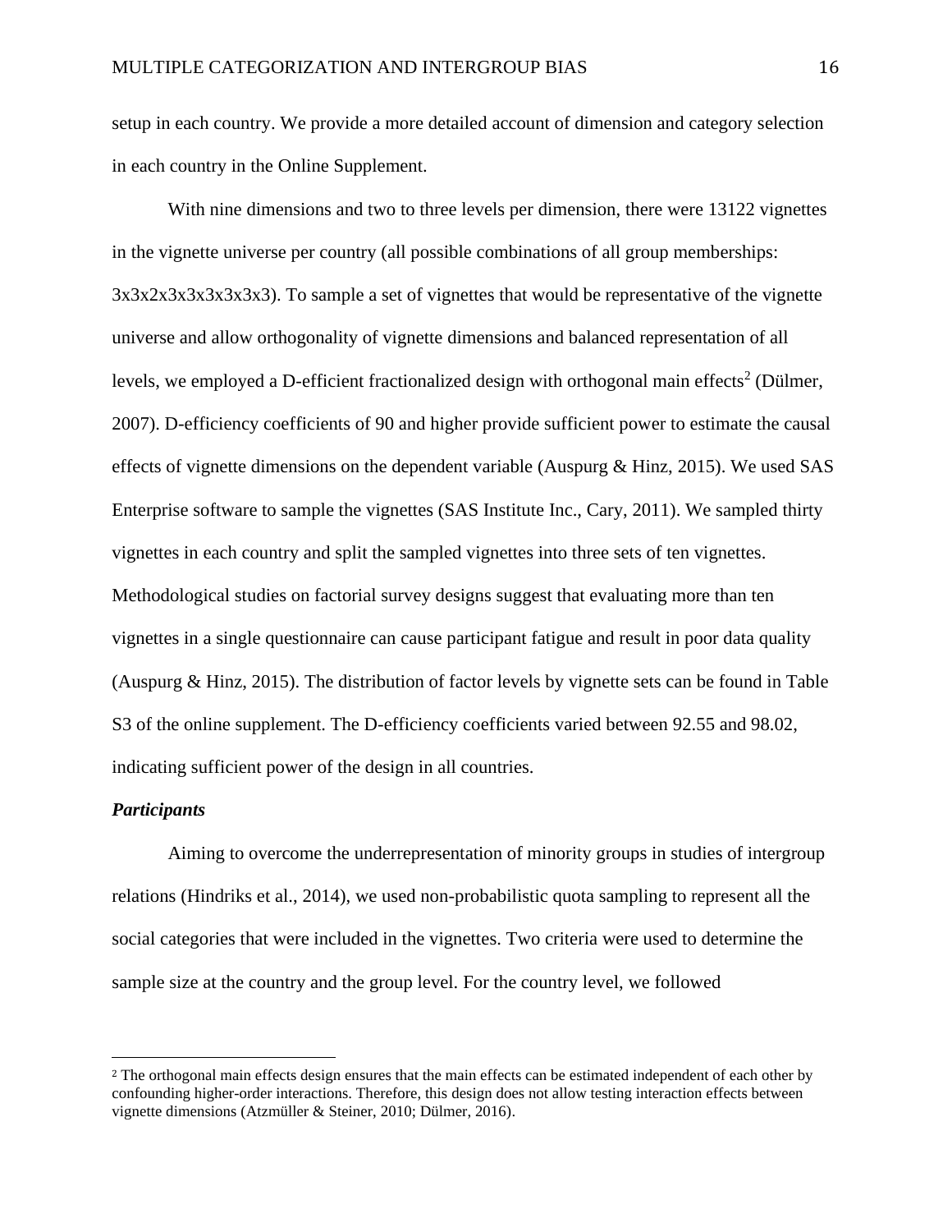setup in each country. We provide a more detailed account of dimension and category selection in each country in the Online Supplement.

With nine dimensions and two to three levels per dimension, there were 13122 vignettes in the vignette universe per country (all possible combinations of all group memberships: 3x3x2x3x3x3x3x3x3). To sample a set of vignettes that would be representative of the vignette universe and allow orthogonality of vignette dimensions and balanced representation of all levels, we employed a D-efficient fractionalized design with orthogonal main effects[2] (Dülmer, 2007). D-efficiency coefficients of 90 and higher provide sufficient power to estimate the causal effects of vignette dimensions on the dependent variable (Auspurg & Hinz, 2015). We used SAS Enterprise software to sample the vignettes (SAS Institute Inc., Cary, 2011). We sampled thirty vignettes in each country and split the sampled vignettes into three sets of ten vignettes. Methodological studies on factorial survey designs suggest that evaluating more than ten vignettes in a single questionnaire can cause participant fatigue and result in poor data quality (Auspurg & Hinz, 2015). The distribution of factor levels by vignette sets can be found in Table S3 of the online supplement. The D-efficiency coefficients varied between 92.55 and 98.02, indicating sufficient power of the design in all countries.

### *Participants*

Aiming to overcome the underrepresentation of minority groups in studies of intergroup relations (Hindriks et al., 2014), we used non-probabilistic quota sampling to represent all the social categories that were included in the vignettes. Two criteria were used to determine the sample size at the country and the group level. For the country level, we followed

---

[2] The orthogonal main effects design ensures that the main effects can be estimated independent of each other by confounding higher-order interactions. Therefore, this design does not allow testing interaction effects between vignette dimensions (Atzmüller & Steiner, 2010; Dülmer, 2016).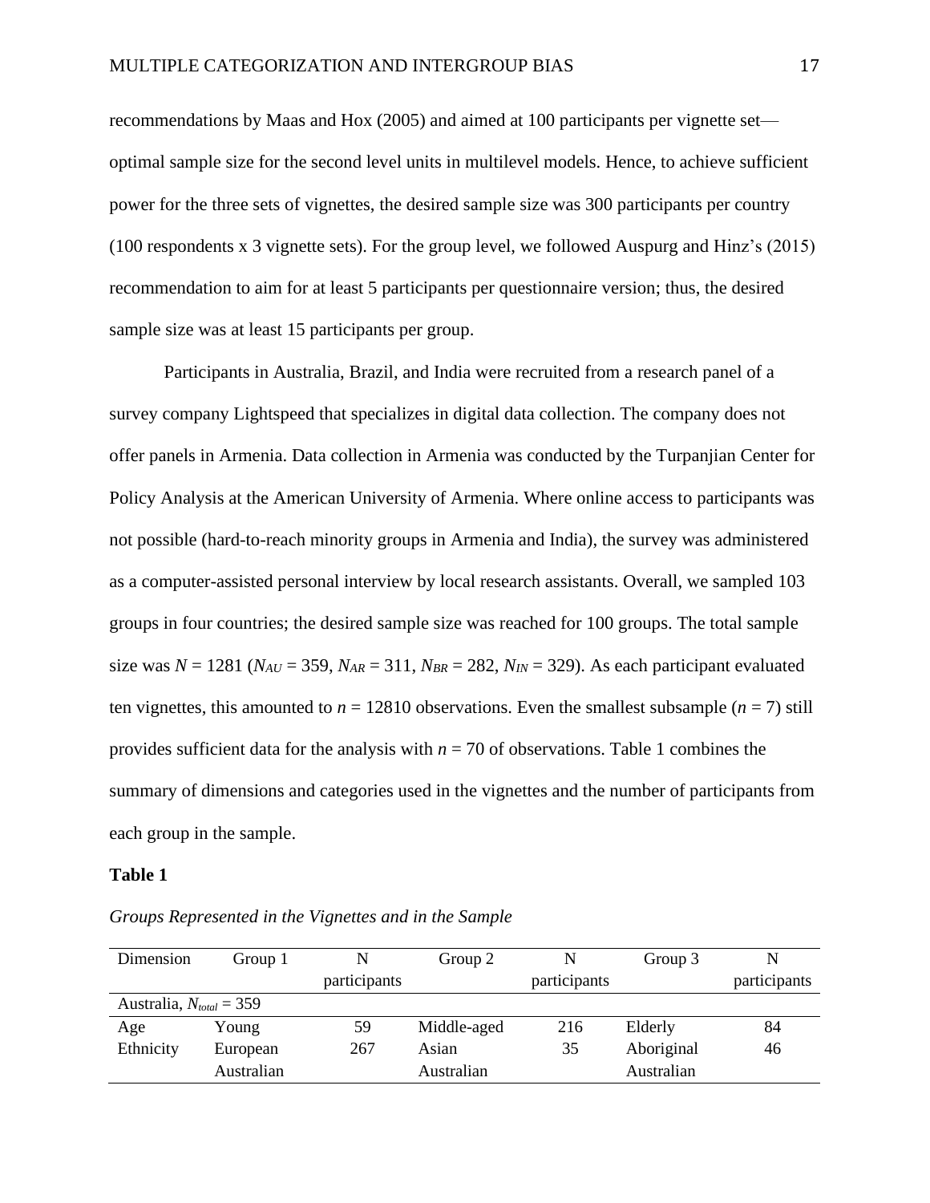recommendations by Maas and Hox (2005) and aimed at 100 participants per vignette set—optimal sample size for the second level units in multilevel models. Hence, to achieve sufficient power for the three sets of vignettes, the desired sample size was 300 participants per country (100 respondents x 3 vignette sets). For the group level, we followed Auspurg and Hinz's (2015) recommendation to aim for at least 5 participants per questionnaire version; thus, the desired sample size was at least 15 participants per group.

Participants in Australia, Brazil, and India were recruited from a research panel of a survey company Lightspeed that specializes in digital data collection. The company does not offer panels in Armenia. Data collection in Armenia was conducted by the Turpanjian Center for Policy Analysis at the American University of Armenia. Where online access to participants was not possible (hard-to-reach minority groups in Armenia and India), the survey was administered as a computer-assisted personal interview by local research assistants. Overall, we sampled 103 groups in four countries; the desired sample size was reached for 100 groups. The total sample size was $N$ = 1281 ($N_{AU}$ = 359, $N_{AR}$ = 311, $N_{BR}$ = 282, $N_{IN}$ = 329). As each participant evaluated ten vignettes, this amounted to $n$ = 12810 observations. Even the smallest subsample ($n$ = 7) still provides sufficient data for the analysis with $n$ = 70 of observations. Table 1 combines the summary of dimensions and categories used in the vignettes and the number of participants from each group in the sample.

**Table 1**

*Groups Represented in the Vignettes and in the Sample*

| Dimension | Group 1 | N participants | Group 2 | N participants | Group 3 | N participants |
|---|---|---|---|---|---|---|
| Australia, $N_{total}$ = 359 | | | | | | |
| Age | Young | 59 | Middle-aged | 216 | Elderly | 84 |
| Ethnicity | European Australian | 267 | Asian Australian | 35 | Aboriginal Australian | 46 |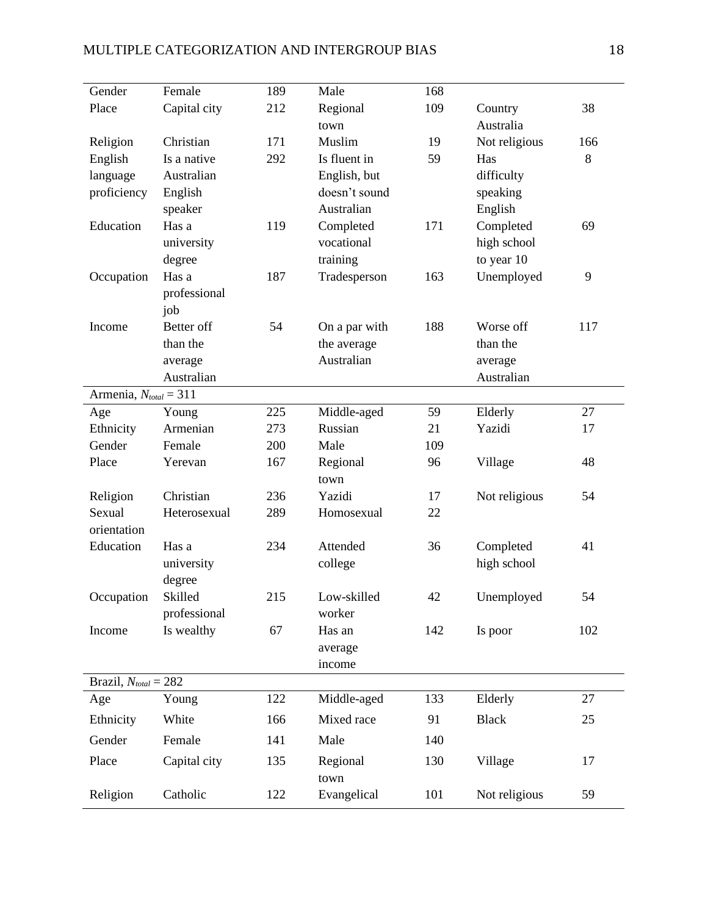| | | | | | | |
|---|---|---|---|---|---|---|
| Gender | Female | 189 | Male | 168 | | |
| Place | Capital city | 212 | Regional town | 109 | Country Australia | 38 |
| Religion | Christian | 171 | Muslim | 19 | Not religious | 166 |
| English language proficiency | Is a native Australian English speaker | 292 | Is fluent in English, but doesn't sound Australian | 59 | Has difficulty speaking English | 8 |
| Education | Has a university degree | 119 | Completed vocational training | 171 | Completed high school to year 10 | 69 |
| Occupation | Has a professional job | 187 | Tradesperson | 163 | Unemployed | 9 |
| Income | Better off than the average Australian | 54 | On a par with the average Australian | 188 | Worse off than the average Australian | 117 |
| Armenia, $N_{total}$ = 311 | | | | | | |
| Age | Young | 225 | Middle-aged | 59 | Elderly | 27 |
| Ethnicity | Armenian | 273 | Russian | 21 | Yazidi | 17 |
| Gender | Female | 200 | Male | 109 | | |
| Place | Yerevan | 167 | Regional town | 96 | Village | 48 |
| Religion | Christian | 236 | Yazidi | 17 | Not religious | 54 |
| Sexual orientation | Heterosexual | 289 | Homosexual | 22 | | |
| Education | Has a university degree | 234 | Attended college | 36 | Completed high school | 41 |
| Occupation | Skilled professional | 215 | Low-skilled worker | 42 | Unemployed | 54 |
| Income | Is wealthy | 67 | Has an average income | 142 | Is poor | 102 |
| Brazil, $N_{total}$ = 282 | | | | | | |
| Age | Young | 122 | Middle-aged | 133 | Elderly | 27 |
| Ethnicity | White | 166 | Mixed race | 91 | Black | 25 |
| Gender | Female | 141 | Male | 140 | | |
| Place | Capital city | 135 | Regional town | 130 | Village | 17 |
| Religion | Catholic | 122 | Evangelical | 101 | Not religious | 59 |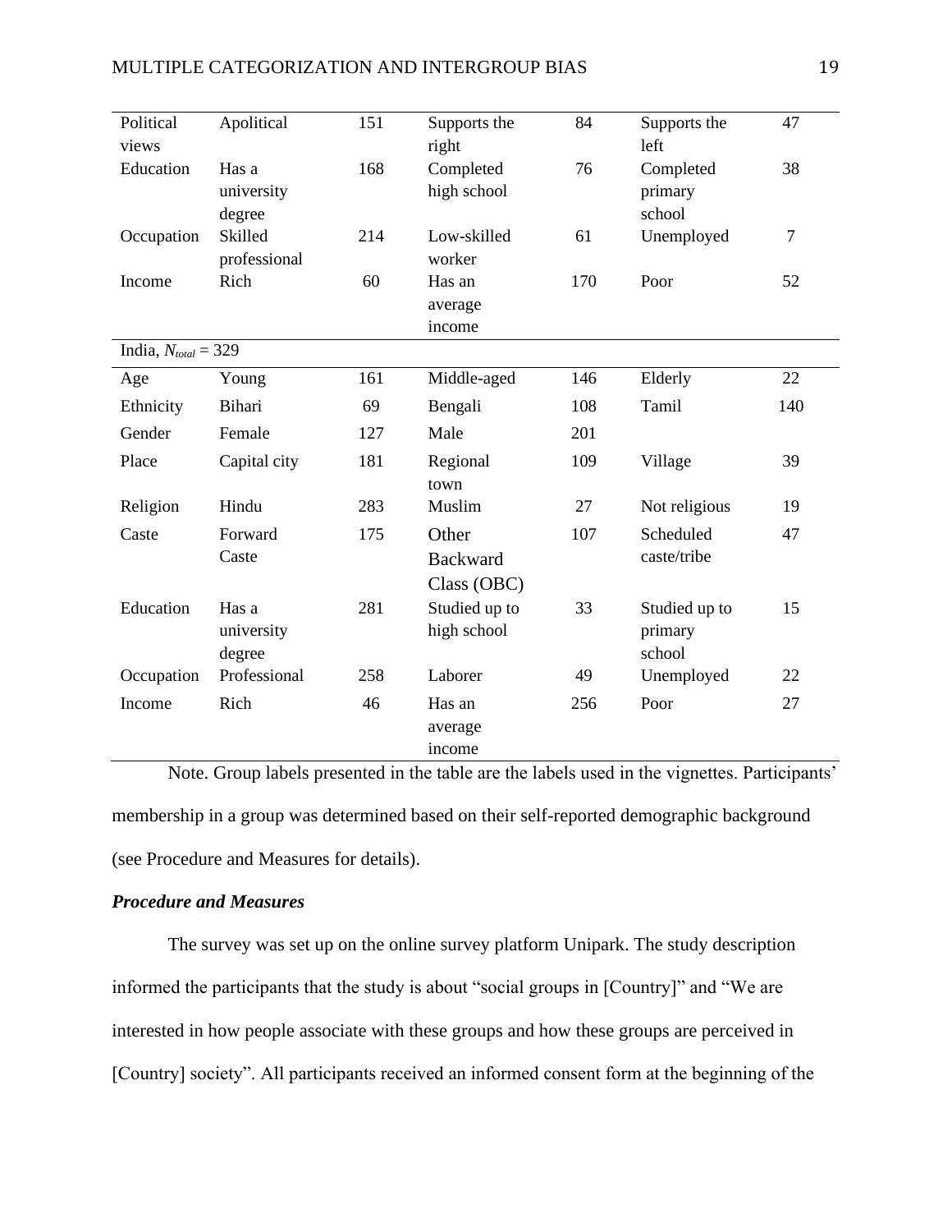| | | | | | | |
|---|---|---|---|---|---|---|
| Political views | Apolitical | 151 | Supports the right | 84 | Supports the left | 47 |
| Education | Has a university degree | 168 | Completed high school | 76 | Completed primary school | 38 |
| Occupation | Skilled professional | 214 | Low-skilled worker | 61 | Unemployed | 7 |
| Income | Rich | 60 | Has an average income | 170 | Poor | 52 |
| India, $N_{total}$ = 329 | | | | | | |
| Age | Young | 161 | Middle-aged | 146 | Elderly | 22 |
| Ethnicity | Bihari | 69 | Bengali | 108 | Tamil | 140 |
| Gender | Female | 127 | Male | 201 | | |
| Place | Capital city | 181 | Regional town | 109 | Village | 39 |
| Religion | Hindu | 283 | Muslim | 27 | Not religious | 19 |
| Caste | Forward Caste | 175 | Other Backward Class (OBC) | 107 | Scheduled caste/tribe | 47 |
| Education | Has a university degree | 281 | Studied up to high school | 33 | Studied up to primary school | 15 |
| Occupation | Professional | 258 | Laborer | 49 | Unemployed | 22 |
| Income | Rich | 46 | Has an average income | 256 | Poor | 27 |

Note. Group labels presented in the table are the labels used in the vignettes. Participants' membership in a group was determined based on their self-reported demographic background (see Procedure and Measures for details).

### *Procedure and Measures*

The survey was set up on the online survey platform Unipark. The study description informed the participants that the study is about "social groups in [Country]" and "We are interested in how people associate with these groups and how these groups are perceived in [Country] society". All participants received an informed consent form at the beginning of the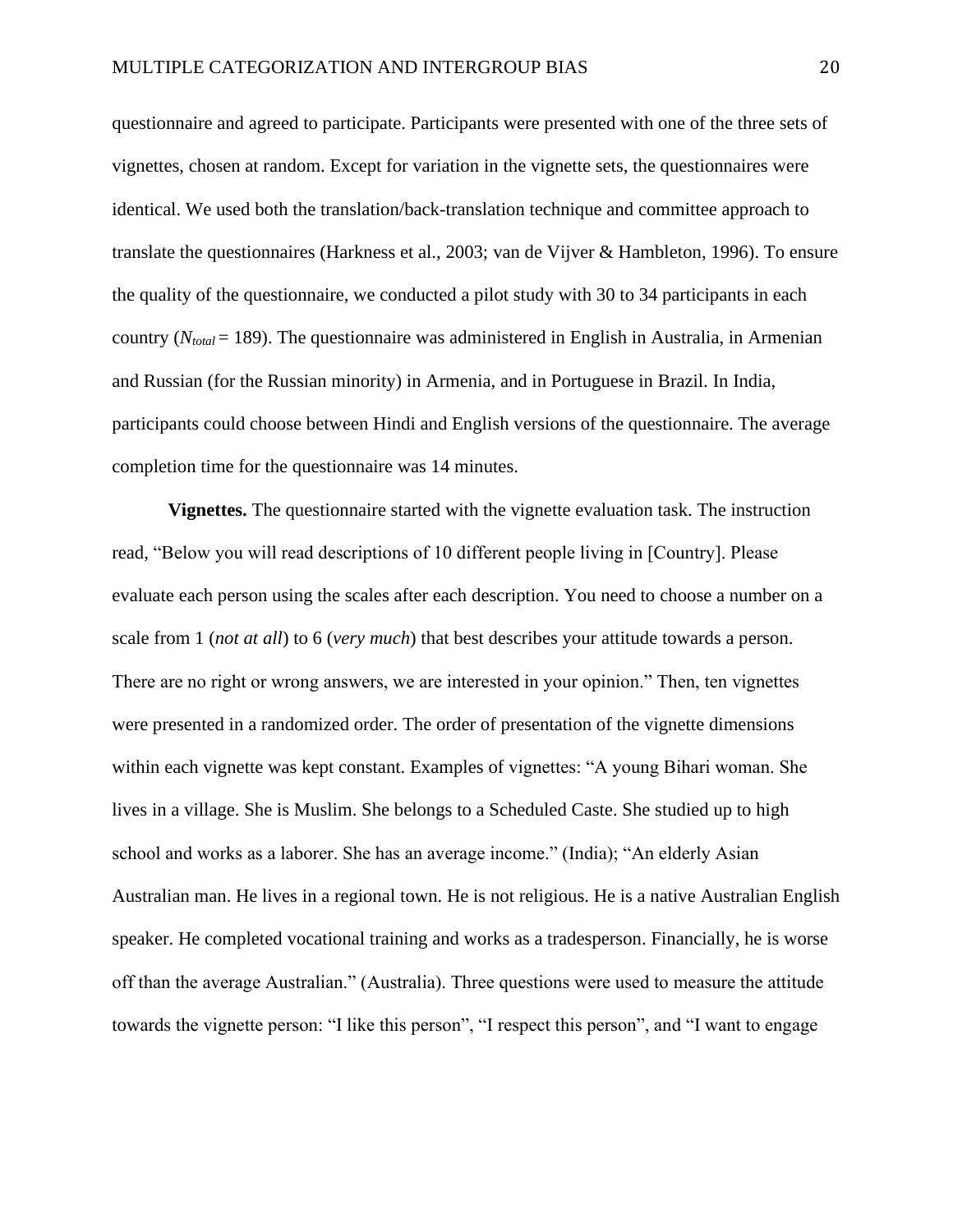questionnaire and agreed to participate. Participants were presented with one of the three sets of vignettes, chosen at random. Except for variation in the vignette sets, the questionnaires were identical. We used both the translation/back-translation technique and committee approach to translate the questionnaires (Harkness et al., 2003; van de Vijver & Hambleton, 1996). To ensure the quality of the questionnaire, we conducted a pilot study with 30 to 34 participants in each country ($N_{total}$ = 189). The questionnaire was administered in English in Australia, in Armenian and Russian (for the Russian minority) in Armenia, and in Portuguese in Brazil. In India, participants could choose between Hindi and English versions of the questionnaire. The average completion time for the questionnaire was 14 minutes.

**Vignettes.** The questionnaire started with the vignette evaluation task. The instruction read, “Below you will read descriptions of 10 different people living in [Country]. Please evaluate each person using the scales after each description. You need to choose a number on a scale from 1 (*not at all*) to 6 (*very much*) that best describes your attitude towards a person. There are no right or wrong answers, we are interested in your opinion.” Then, ten vignettes were presented in a randomized order. The order of presentation of the vignette dimensions within each vignette was kept constant. Examples of vignettes: “A young Bihari woman. She lives in a village. She is Muslim. She belongs to a Scheduled Caste. She studied up to high school and works as a laborer. She has an average income.” (India); “An elderly Asian Australian man. He lives in a regional town. He is not religious. He is a native Australian English speaker. He completed vocational training and works as a tradesperson. Financially, he is worse off than the average Australian.” (Australia). Three questions were used to measure the attitude towards the vignette person: “I like this person”, “I respect this person”, and “I want to engage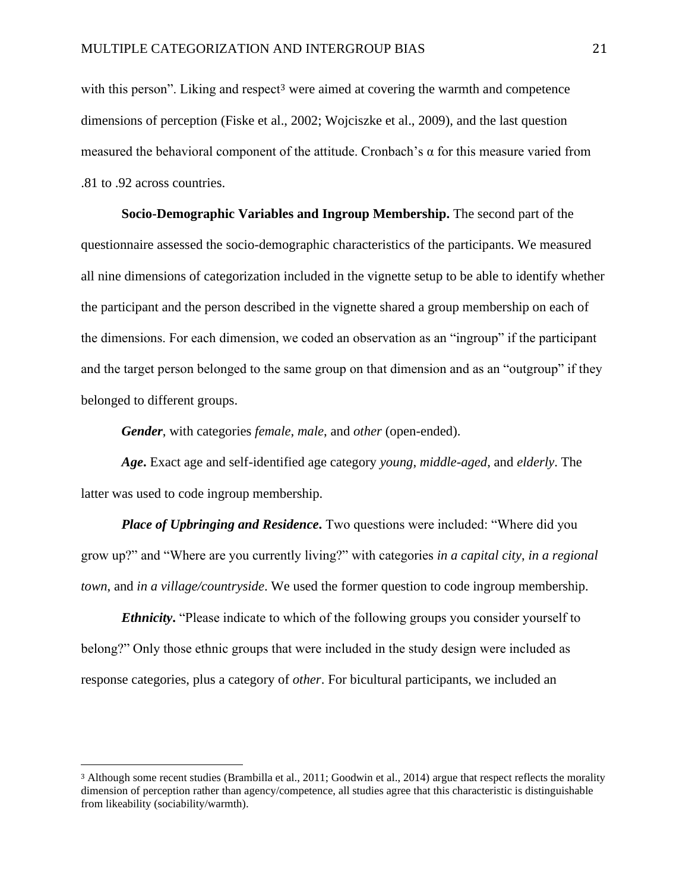with this person". Liking and respect[3] were aimed at covering the warmth and competence dimensions of perception (Fiske et al., 2002; Wojciszke et al., 2009), and the last question measured the behavioral component of the attitude. Cronbach's α for this measure varied from .81 to .92 across countries.

**Socio-Demographic Variables and Ingroup Membership.** The second part of the questionnaire assessed the socio-demographic characteristics of the participants. We measured all nine dimensions of categorization included in the vignette setup to be able to identify whether the participant and the person described in the vignette shared a group membership on each of the dimensions. For each dimension, we coded an observation as an "ingroup" if the participant and the target person belonged to the same group on that dimension and as an "outgroup" if they belonged to different groups.

***Gender***, with categories *female*, *male*, and *other* (open-ended).

***Age*.** Exact age and self-identified age category *young*, *middle-aged*, and *elderly*. The latter was used to code ingroup membership.

***Place of Upbringing and Residence*.** Two questions were included: "Where did you grow up?" and "Where are you currently living?" with categories *in a capital city*, *in a regional town*, and *in a village/countryside*. We used the former question to code ingroup membership.

***Ethnicity*.** "Please indicate to which of the following groups you consider yourself to belong?" Only those ethnic groups that were included in the study design were included as response categories, plus a category of *other*. For bicultural participants, we included an

[3] Although some recent studies (Brambilla et al., 2011; Goodwin et al., 2014) argue that respect reflects the morality dimension of perception rather than agency/competence, all studies agree that this characteristic is distinguishable from likeability (sociability/warmth).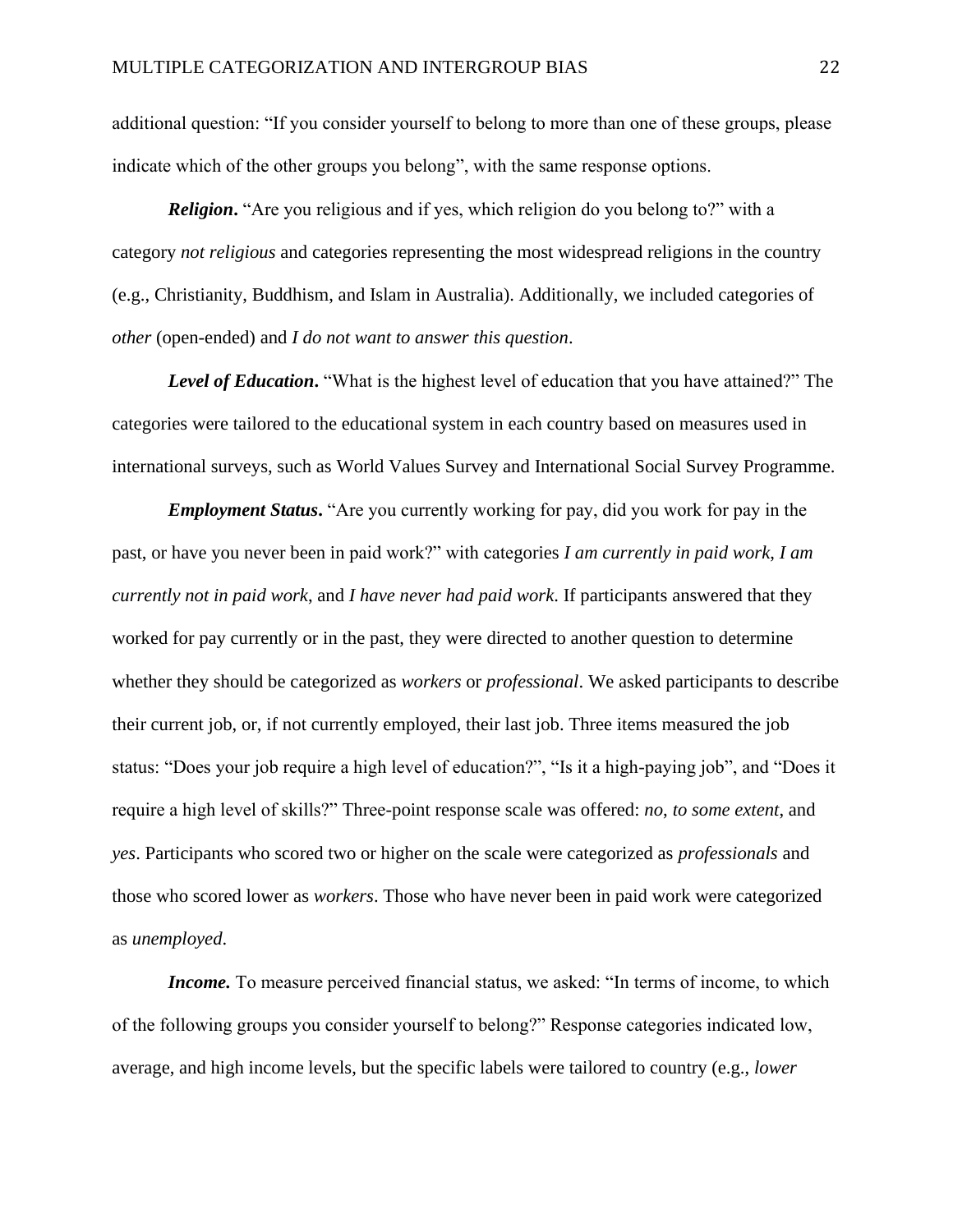additional question: "If you consider yourself to belong to more than one of these groups, please indicate which of the other groups you belong", with the same response options.

***Religion*.** "Are you religious and if yes, which religion do you belong to?" with a category *not religious* and categories representing the most widespread religions in the country (e.g., Christianity, Buddhism, and Islam in Australia). Additionally, we included categories of *other* (open-ended) and *I do not want to answer this question*.

***Level of Education*.** "What is the highest level of education that you have attained?" The categories were tailored to the educational system in each country based on measures used in international surveys, such as World Values Survey and International Social Survey Programme.

***Employment Status*.** "Are you currently working for pay, did you work for pay in the past, or have you never been in paid work?" with categories *I am currently in paid work*, *I am currently not in paid work*, and *I have never had paid work*. If participants answered that they worked for pay currently or in the past, they were directed to another question to determine whether they should be categorized as *workers* or *professional*. We asked participants to describe their current job, or, if not currently employed, their last job. Three items measured the job status: "Does your job require a high level of education?", "Is it a high-paying job", and "Does it require a high level of skills?" Three-point response scale was offered: *no*, *to some extent*, and *yes*. Participants who scored two or higher on the scale were categorized as *professionals* and those who scored lower as *workers*. Those who have never been in paid work were categorized as *unemployed*.

***Income.*** To measure perceived financial status, we asked: "In terms of income, to which of the following groups you consider yourself to belong?" Response categories indicated low, average, and high income levels, but the specific labels were tailored to country (e.g., *lower*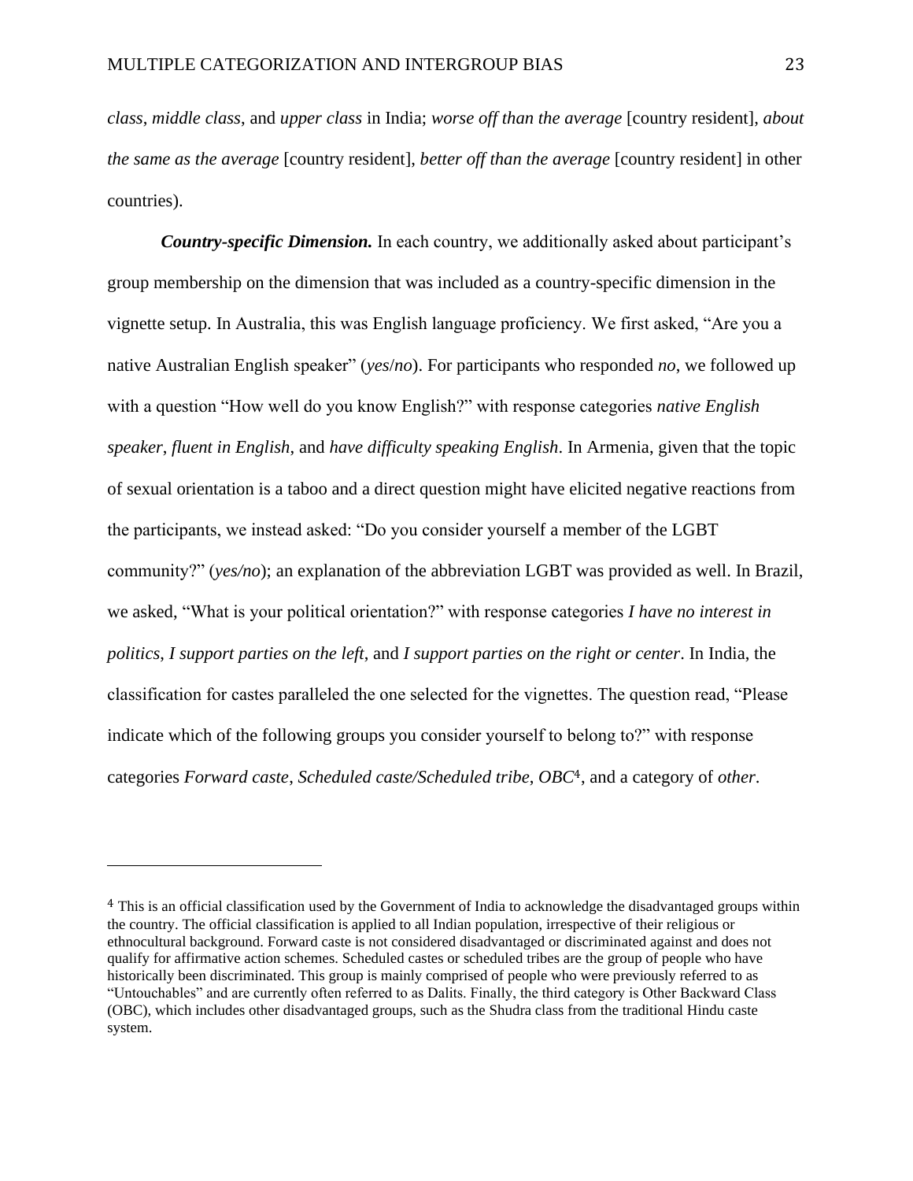*class*, *middle class*, and *upper class* in India; *worse off than the average* [country resident], *about the same as the average* [country resident], *better off than the average* [country resident] in other countries).

***Country-specific Dimension.*** In each country, we additionally asked about participant's group membership on the dimension that was included as a country-specific dimension in the vignette setup. In Australia, this was English language proficiency. We first asked, "Are you a native Australian English speaker" (*yes*/*no*). For participants who responded *no*, we followed up with a question "How well do you know English?" with response categories *native English speaker*, *fluent in English*, and *have difficulty speaking English*. In Armenia, given that the topic of sexual orientation is a taboo and a direct question might have elicited negative reactions from the participants, we instead asked: "Do you consider yourself a member of the LGBT community?" (*yes/no*); an explanation of the abbreviation LGBT was provided as well. In Brazil, we asked, "What is your political orientation?" with response categories *I have no interest in politics*, *I support parties on the left*, and *I support parties on the right or center*. In India, the classification for castes paralleled the one selected for the vignettes. The question read, "Please indicate which of the following groups you consider yourself to belong to?" with response categories *Forward caste*, *Scheduled caste/Scheduled tribe*, *OBC*[4], and a category of *other*.

---

[4] This is an official classification used by the Government of India to acknowledge the disadvantaged groups within the country. The official classification is applied to all Indian population, irrespective of their religious or ethnocultural background. Forward caste is not considered disadvantaged or discriminated against and does not qualify for affirmative action schemes. Scheduled castes or scheduled tribes are the group of people who have historically been discriminated. This group is mainly comprised of people who were previously referred to as "Untouchables" and are currently often referred to as Dalits. Finally, the third category is Other Backward Class (OBC), which includes other disadvantaged groups, such as the Shudra class from the traditional Hindu caste system.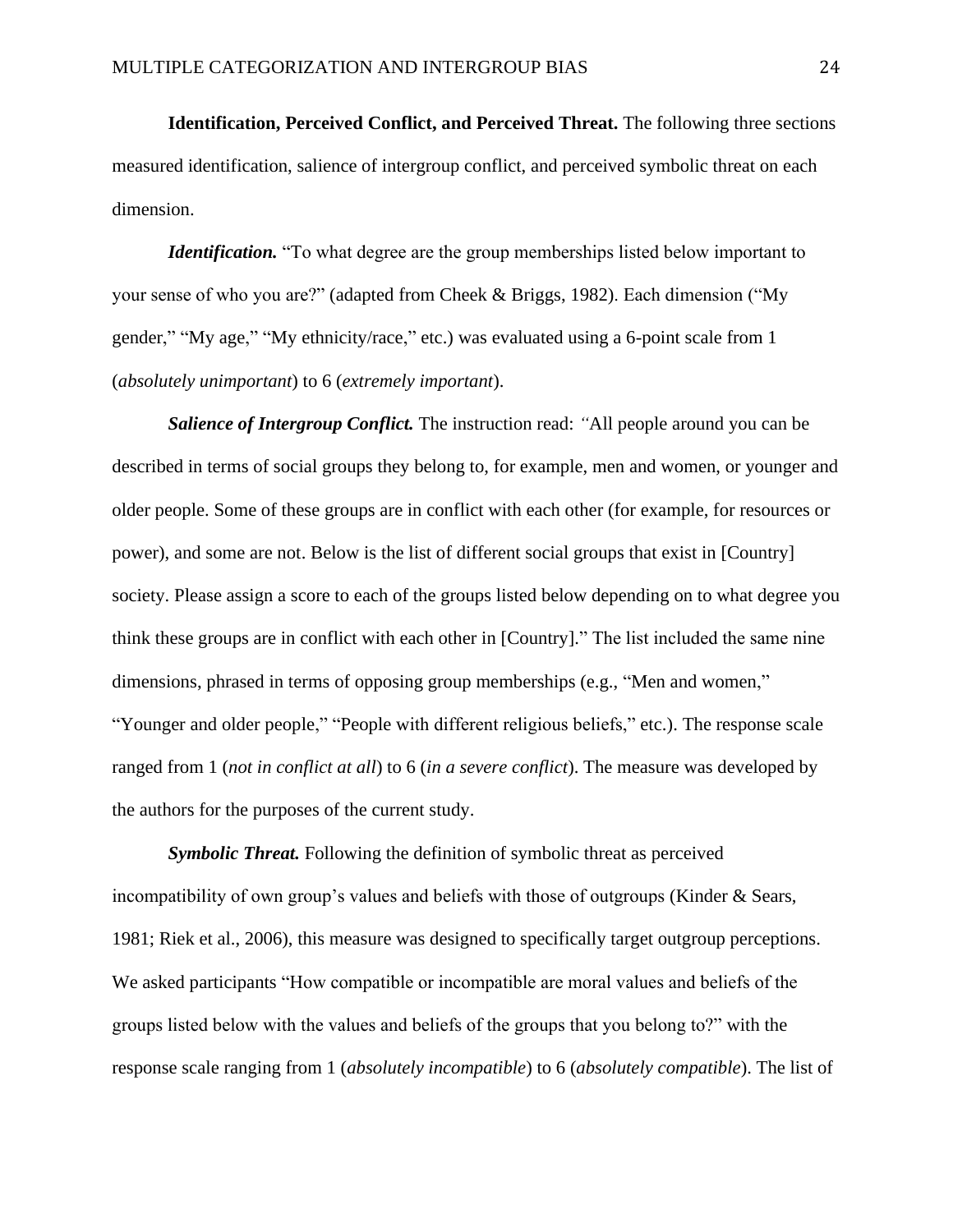**Identification, Perceived Conflict, and Perceived Threat.** The following three sections measured identification, salience of intergroup conflict, and perceived symbolic threat on each dimension.

***Identification.*** "To what degree are the group memberships listed below important to your sense of who you are?" (adapted from Cheek & Briggs, 1982). Each dimension ("My gender," "My age," "My ethnicity/race," etc.) was evaluated using a 6-point scale from 1 (*absolutely unimportant*) to 6 (*extremely important*).

***Salience of Intergroup Conflict.*** The instruction read: *"*All people around you can be described in terms of social groups they belong to, for example, men and women, or younger and older people. Some of these groups are in conflict with each other (for example, for resources or power), and some are not. Below is the list of different social groups that exist in [Country] society. Please assign a score to each of the groups listed below depending on to what degree you think these groups are in conflict with each other in [Country]." The list included the same nine dimensions, phrased in terms of opposing group memberships (e.g., "Men and women," "Younger and older people," "People with different religious beliefs," etc.). The response scale ranged from 1 (*not in conflict at all*) to 6 (*in a severe conflict*). The measure was developed by the authors for the purposes of the current study.

***Symbolic Threat.*** Following the definition of symbolic threat as perceived incompatibility of own group's values and beliefs with those of outgroups (Kinder & Sears, 1981; Riek et al., 2006), this measure was designed to specifically target outgroup perceptions. We asked participants "How compatible or incompatible are moral values and beliefs of the groups listed below with the values and beliefs of the groups that you belong to?" with the response scale ranging from 1 (*absolutely incompatible*) to 6 (*absolutely compatible*). The list of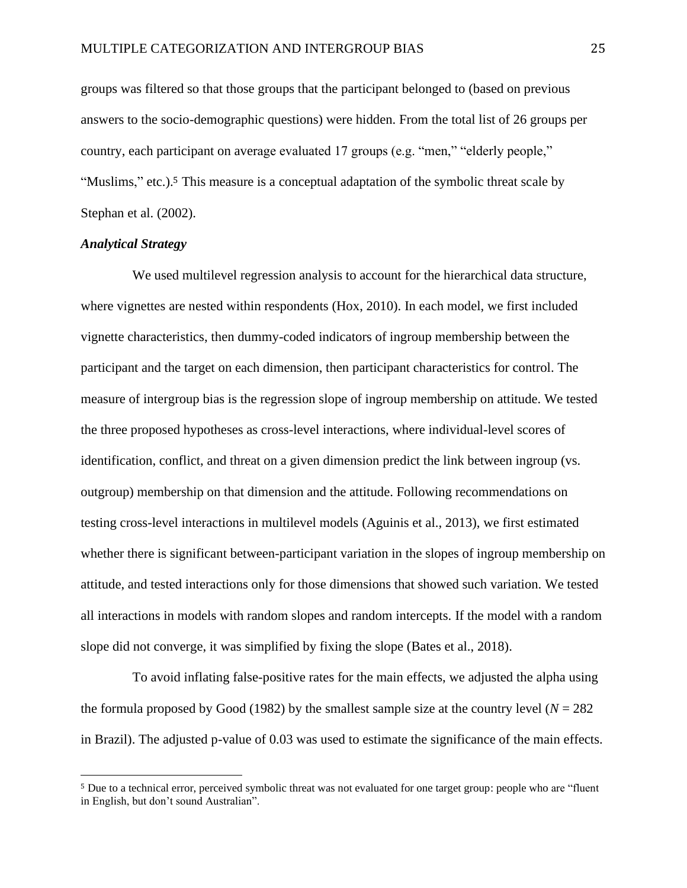groups was filtered so that those groups that the participant belonged to (based on previous answers to the socio-demographic questions) were hidden. From the total list of 26 groups per country, each participant on average evaluated 17 groups (e.g. "men," "elderly people," "Muslims," etc.).[5] This measure is a conceptual adaptation of the symbolic threat scale by Stephan et al. (2002).

### *Analytical Strategy*

We used multilevel regression analysis to account for the hierarchical data structure, where vignettes are nested within respondents (Hox, 2010). In each model, we first included vignette characteristics, then dummy-coded indicators of ingroup membership between the participant and the target on each dimension, then participant characteristics for control. The measure of intergroup bias is the regression slope of ingroup membership on attitude. We tested the three proposed hypotheses as cross-level interactions, where individual-level scores of identification, conflict, and threat on a given dimension predict the link between ingroup (vs. outgroup) membership on that dimension and the attitude. Following recommendations on testing cross-level interactions in multilevel models (Aguinis et al., 2013), we first estimated whether there is significant between-participant variation in the slopes of ingroup membership on attitude, and tested interactions only for those dimensions that showed such variation. We tested all interactions in models with random slopes and random intercepts. If the model with a random slope did not converge, it was simplified by fixing the slope (Bates et al., 2018).

To avoid inflating false-positive rates for the main effects, we adjusted the alpha using the formula proposed by Good (1982) by the smallest sample size at the country level ($N$ = 282 in Brazil). The adjusted p-value of 0.03 was used to estimate the significance of the main effects.

[5] Due to a technical error, perceived symbolic threat was not evaluated for one target group: people who are "fluent in English, but don't sound Australian".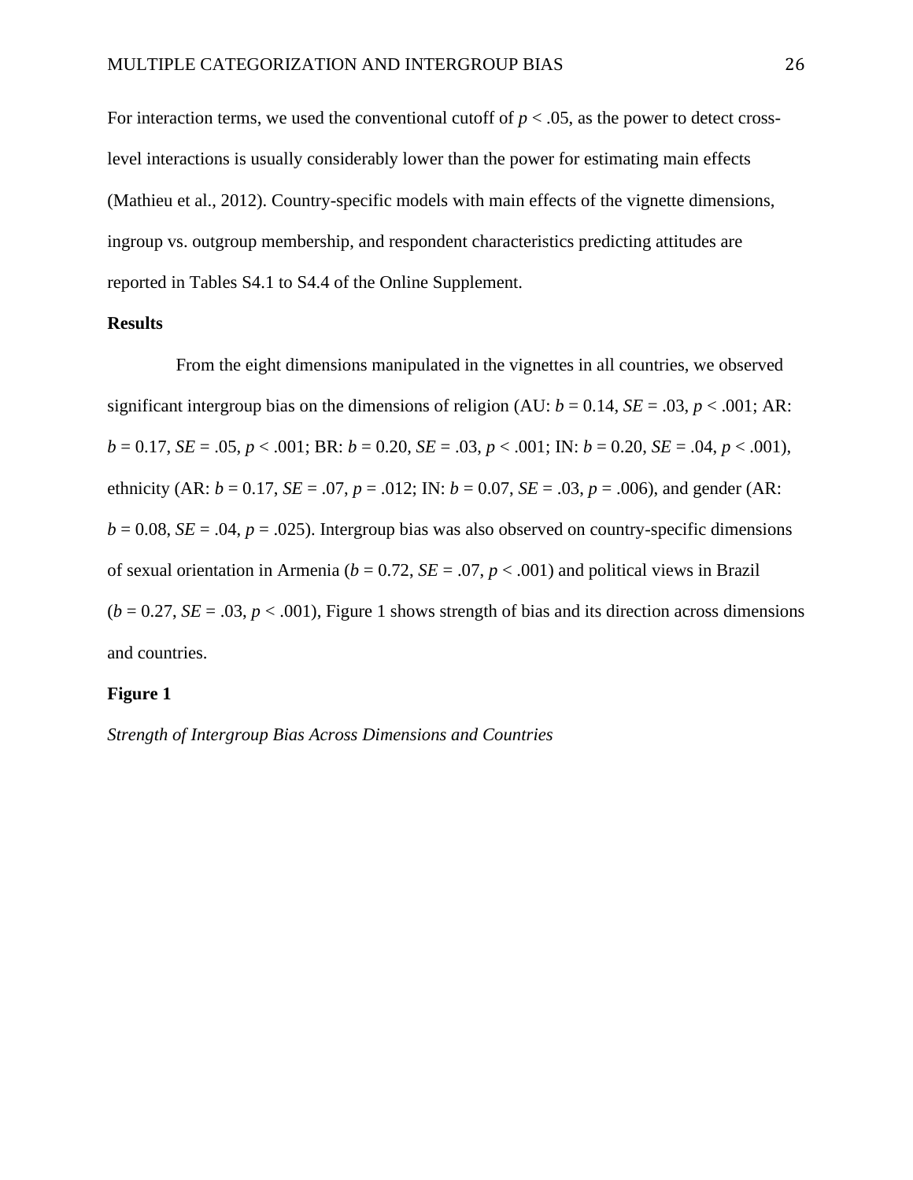For interaction terms, we used the conventional cutoff of $p < .05$, as the power to detect cross-level interactions is usually considerably lower than the power for estimating main effects (Mathieu et al., 2012). Country-specific models with main effects of the vignette dimensions, ingroup vs. outgroup membership, and respondent characteristics predicting attitudes are reported in Tables S4.1 to S4.4 of the Online Supplement.

## Results

From the eight dimensions manipulated in the vignettes in all countries, we observed significant intergroup bias on the dimensions of religion (AU: $b = 0.14$, $SE = .03$, $p < .001$; AR: $b = 0.17$, $SE = .05$, $p < .001$; BR: $b = 0.20$, $SE = .03$, $p < .001$; IN: $b = 0.20$, $SE = .04$, $p < .001$), ethnicity (AR: $b = 0.17$, $SE = .07$, $p = .012$; IN: $b = 0.07$, $SE = .03$, $p = .006$), and gender (AR: $b = 0.08$, $SE = .04$, $p = .025$). Intergroup bias was also observed on country-specific dimensions of sexual orientation in Armenia ($b = 0.72$, $SE = .07$, $p < .001$) and political views in Brazil ($b = 0.27$, $SE = .03$, $p < .001$), Figure 1 shows strength of bias and its direction across dimensions and countries.

**Figure 1**

*Strength of Intergroup Bias Across Dimensions and Countries*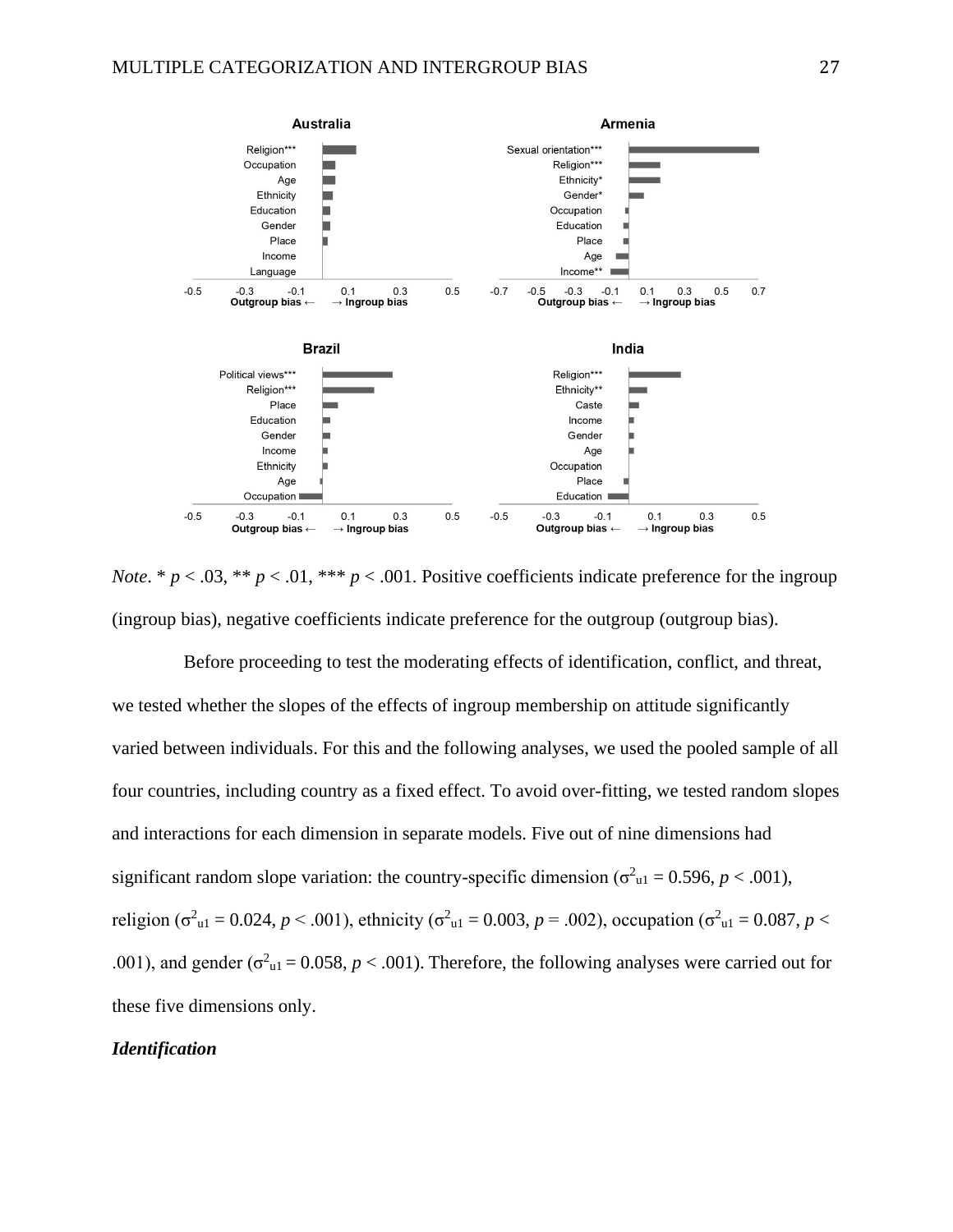Australia

Religion***
Occupation
Age
Ethnicity
Education
Gender
Place
Income
Language

-0.5 -0.3 -0.1 0.1 0.3 0.5

Outgroup bias ← → Ingroup bias

Armenia

Sexual orientation***
Religion***
Ethnicity*
Gender*
Occupation
Education
Place
Age
Income**

-0.7 -0.5 -0.3 -0.1 0.1 0.3 0.5 0.7

Outgroup bias ← → Ingroup bias

Brazil

Political views***
Religion***
Place
Education
Gender
Income
Ethnicity
Age
Occupation

-0.5 -0.3 -0.1 0.1 0.3 0.5

Outgroup bias ← → Ingroup bias

India

Religion***
Ethnicity**
Caste
Income
Gender
Age
Occupation
Place
Education

-0.5 -0.3 -0.1 0.1 0.3 0.5

Outgroup bias ← → Ingroup bias

*Note*. * $p < .03$, ** $p < .01$, *** $p < .001$. Positive coefficients indicate preference for the ingroup (ingroup bias), negative coefficients indicate preference for the outgroup (outgroup bias).

Before proceeding to test the moderating effects of identification, conflict, and threat, we tested whether the slopes of the effects of ingroup membership on attitude significantly varied between individuals. For this and the following analyses, we used the pooled sample of all four countries, including country as a fixed effect. To avoid over-fitting, we tested random slopes and interactions for each dimension in separate models. Five out of nine dimensions had significant random slope variation: the country-specific dimension ($\sigma^2_{u1} = 0.596$, $p < .001$), religion ($\sigma^2_{u1} = 0.024$, $p < .001$), ethnicity ($\sigma^2_{u1} = 0.003$, $p = .002$), occupation ($\sigma^2_{u1} = 0.087$, $p < .001$), and gender ($\sigma^2_{u1} = 0.058$, $p < .001$). Therefore, the following analyses were carried out for these five dimensions only.

### *Identification*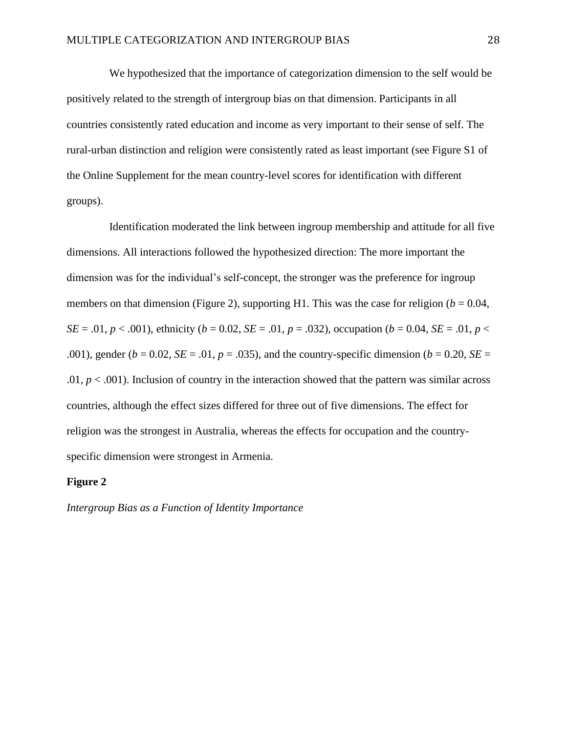We hypothesized that the importance of categorization dimension to the self would be positively related to the strength of intergroup bias on that dimension. Participants in all countries consistently rated education and income as very important to their sense of self. The rural-urban distinction and religion were consistently rated as least important (see Figure S1 of the Online Supplement for the mean country-level scores for identification with different groups).

Identification moderated the link between ingroup membership and attitude for all five dimensions. All interactions followed the hypothesized direction: The more important the dimension was for the individual's self-concept, the stronger was the preference for ingroup members on that dimension (Figure 2), supporting H1. This was the case for religion ($b$ = 0.04, $SE$ = .01, $p$ < .001), ethnicity ($b$ = 0.02, $SE$ = .01, $p$ = .032), occupation ($b$ = 0.04, $SE$ = .01, $p$ < .001), gender ($b$ = 0.02, $SE$ = .01, $p$ = .035), and the country-specific dimension ($b$ = 0.20, $SE$ = .01, $p$ < .001). Inclusion of country in the interaction showed that the pattern was similar across countries, although the effect sizes differed for three out of five dimensions. The effect for religion was the strongest in Australia, whereas the effects for occupation and the country-specific dimension were strongest in Armenia.

**Figure 2**

*Intergroup Bias as a Function of Identity Importance*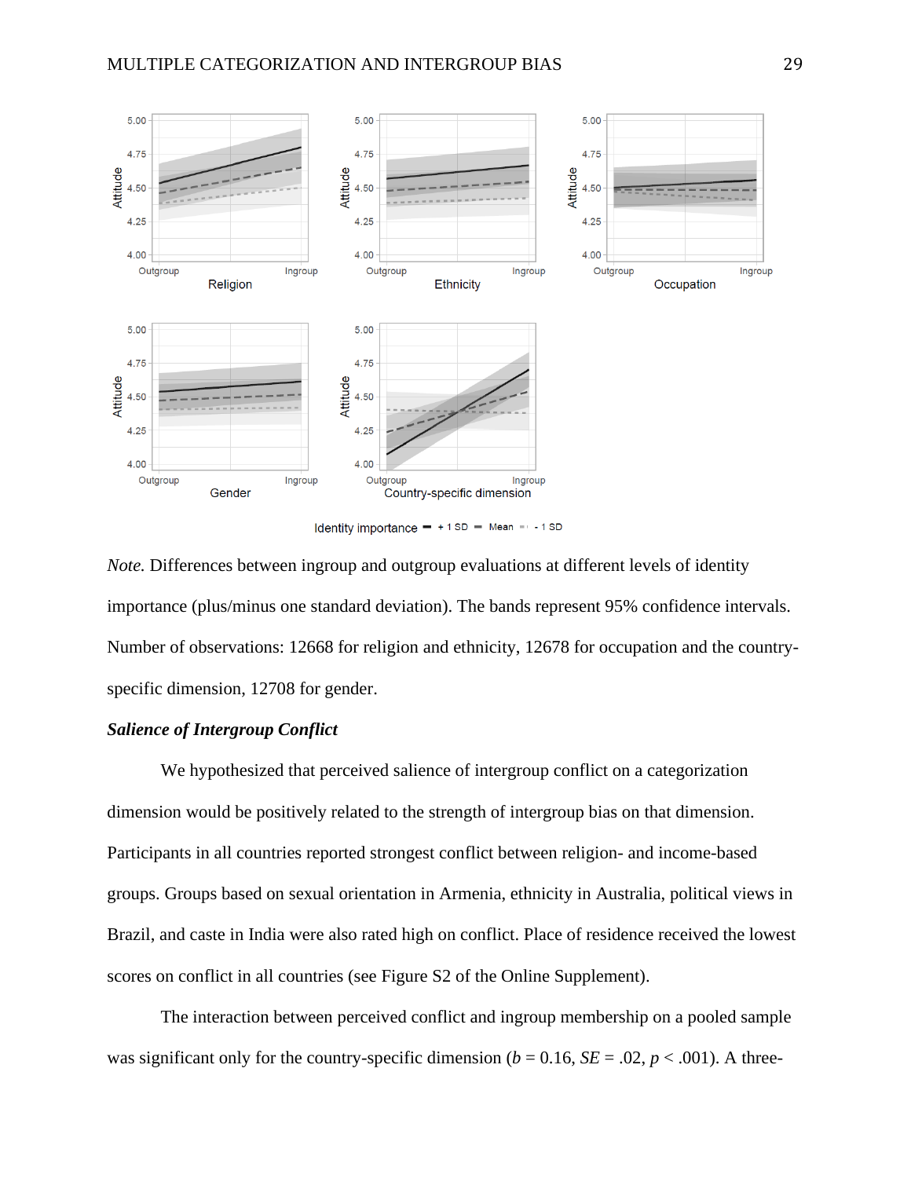5.00
4.75
4.50
4.25
4.00
Attitude
Outgroup
Ingroup
Religion

5.00
4.75
4.50
4.25
4.00
Attitude
Outgroup
Ingroup
Ethnicity

5.00
4.75
4.50
4.25
4.00
Attitude
Outgroup
Ingroup
Occupation

5.00
4.75
4.50
4.25
4.00
Attitude
Outgroup
Ingroup
Gender

5.00
4.75
4.50
4.25
4.00
Attitude
Outgroup
Ingroup
Country-specific dimension

Identity importance + 1 SD Mean - 1 SD

*Note.* Differences between ingroup and outgroup evaluations at different levels of identity importance (plus/minus one standard deviation). The bands represent 95% confidence intervals. Number of observations: 12668 for religion and ethnicity, 12678 for occupation and the country-specific dimension, 12708 for gender.

### *Salience of Intergroup Conflict*

We hypothesized that perceived salience of intergroup conflict on a categorization dimension would be positively related to the strength of intergroup bias on that dimension. Participants in all countries reported strongest conflict between religion- and income-based groups. Groups based on sexual orientation in Armenia, ethnicity in Australia, political views in Brazil, and caste in India were also rated high on conflict. Place of residence received the lowest scores on conflict in all countries (see Figure S2 of the Online Supplement).

The interaction between perceived conflict and ingroup membership on a pooled sample was significant only for the country-specific dimension ($b$ = 0.16, $SE$ = .02, $p$ < .001). A three-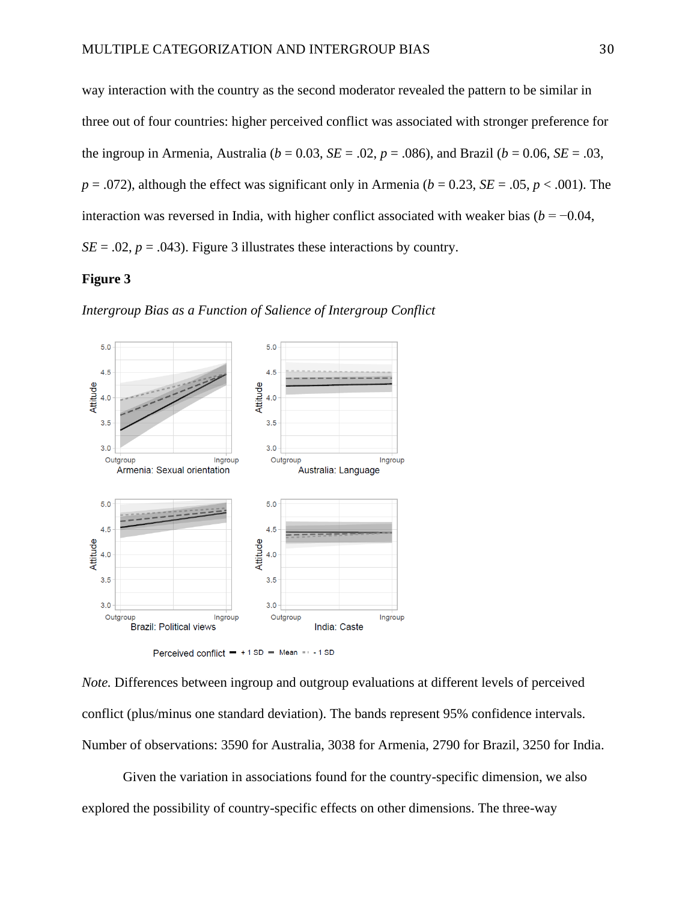way interaction with the country as the second moderator revealed the pattern to be similar in three out of four countries: higher perceived conflict was associated with stronger preference for the ingroup in Armenia, Australia ($b$ = 0.03, $SE$ = .02, $p$ = .086), and Brazil ($b$ = 0.06, $SE$ = .03, $p$ = .072), although the effect was significant only in Armenia ($b$ = 0.23, $SE$ = .05, $p$ < .001). The interaction was reversed in India, with higher conflict associated with weaker bias ($b$ = −0.04, $SE$ = .02, $p$ = .043). Figure 3 illustrates these interactions by country.

**Figure 3**

*Intergroup Bias as a Function of Salience of Intergroup Conflict*

5.0
4.5
4.0
3.5
3.0
Attitude
Outgroup
Ingroup
Armenia: Sexual orientation

5.0
4.5
4.0
3.5
3.0
Attitude
Outgroup
Ingroup
Australia: Language

5.0
4.5
4.0
3.5
3.0
Attitude
Outgroup
Ingroup
Brazil: Political views

5.0
4.5
4.0
3.5
3.0
Attitude
Outgroup
Ingroup
India: Caste

Perceived conflict + 1 SD Mean - 1 SD

*Note.* Differences between ingroup and outgroup evaluations at different levels of perceived conflict (plus/minus one standard deviation). The bands represent 95% confidence intervals. Number of observations: 3590 for Australia, 3038 for Armenia, 2790 for Brazil, 3250 for India.

Given the variation in associations found for the country-specific dimension, we also explored the possibility of country-specific effects on other dimensions. The three-way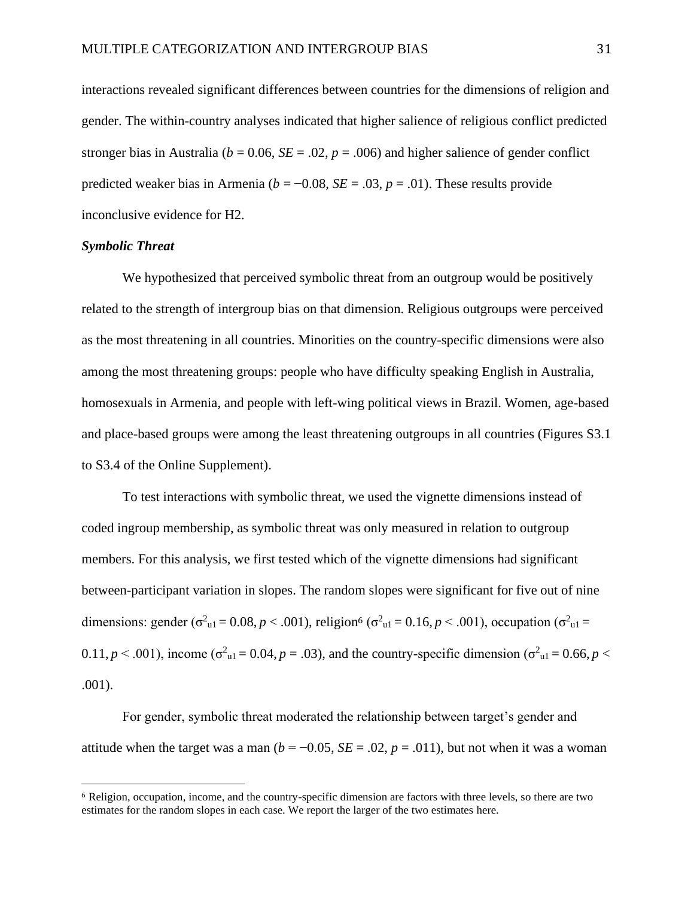interactions revealed significant differences between countries for the dimensions of religion and gender. The within-country analyses indicated that higher salience of religious conflict predicted stronger bias in Australia ($b = 0.06$, $SE = .02$, $p = .006$) and higher salience of gender conflict predicted weaker bias in Armenia ($b = -0.08$, $SE = .03$, $p = .01$). These results provide inconclusive evidence for H2.

### ***Symbolic Threat***

We hypothesized that perceived symbolic threat from an outgroup would be positively related to the strength of intergroup bias on that dimension. Religious outgroups were perceived as the most threatening in all countries. Minorities on the country-specific dimensions were also among the most threatening groups: people who have difficulty speaking English in Australia, homosexuals in Armenia, and people with left-wing political views in Brazil. Women, age-based and place-based groups were among the least threatening outgroups in all countries (Figures S3.1 to S3.4 of the Online Supplement).

To test interactions with symbolic threat, we used the vignette dimensions instead of coded ingroup membership, as symbolic threat was only measured in relation to outgroup members. For this analysis, we first tested which of the vignette dimensions had significant between-participant variation in slopes. The random slopes were significant for five out of nine dimensions: gender ($\sigma^2_{u1} = 0.08$, $p < .001$), religion[6] ($\sigma^2_{u1} = 0.16$, $p < .001$), occupation ($\sigma^2_{u1} = 0.11$, $p < .001$), income ($\sigma^2_{u1} = 0.04$, $p = .03$), and the country-specific dimension ($\sigma^2_{u1} = 0.66$, $p < .001$).

For gender, symbolic threat moderated the relationship between target's gender and attitude when the target was a man ($b = -0.05$, $SE = .02$, $p = .011$), but not when it was a woman

[6] Religion, occupation, income, and the country-specific dimension are factors with three levels, so there are two estimates for the random slopes in each case. We report the larger of the two estimates here.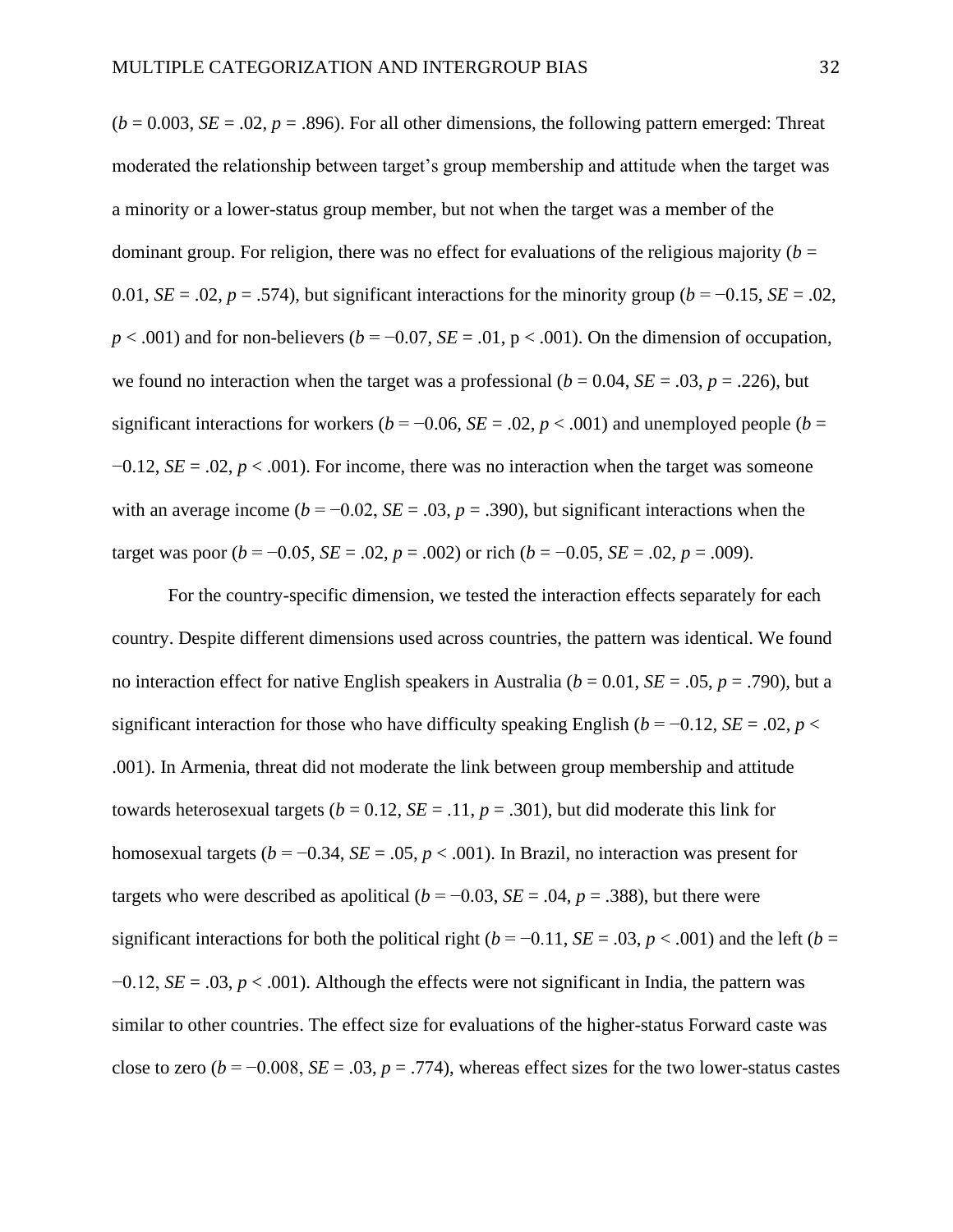($b$ = 0.003, $SE$ = .02, $p$ = .896). For all other dimensions, the following pattern emerged: Threat moderated the relationship between target's group membership and attitude when the target was a minority or a lower-status group member, but not when the target was a member of the dominant group. For religion, there was no effect for evaluations of the religious majority ($b$ = 0.01, $SE$ = .02, $p$ = .574), but significant interactions for the minority group ($b$ = −0.15, $SE$ = .02, $p$ < .001) and for non-believers ($b$ = −0.07, $SE$ = .01, p < .001). On the dimension of occupation, we found no interaction when the target was a professional ($b$ = 0.04, $SE$ = .03, $p$ = .226), but significant interactions for workers ($b$ = −0.06, $SE$ = .02, $p$ < .001) and unemployed people ($b$ = −0.12, $SE$ = .02, $p$ < .001). For income, there was no interaction when the target was someone with an average income ($b$ = −0.02, $SE$ = .03, $p$ = .390), but significant interactions when the target was poor ($b$ = −0.05, $SE$ = .02, $p$ = .002) or rich ($b$ = −0.05, $SE$ = .02, $p$ = .009).

For the country-specific dimension, we tested the interaction effects separately for each country. Despite different dimensions used across countries, the pattern was identical. We found no interaction effect for native English speakers in Australia ($b$ = 0.01, $SE$ = .05, $p$ = .790), but a significant interaction for those who have difficulty speaking English ($b$ = −0.12, $SE$ = .02, $p$ < .001). In Armenia, threat did not moderate the link between group membership and attitude towards heterosexual targets ($b$ = 0.12, $SE$ = .11, $p$ = .301), but did moderate this link for homosexual targets ($b$ = −0.34, $SE$ = .05, $p$ < .001). In Brazil, no interaction was present for targets who were described as apolitical ($b$ = −0.03, $SE$ = .04, $p$ = .388), but there were significant interactions for both the political right ($b$ = −0.11, $SE$ = .03, $p$ < .001) and the left ($b$ = −0.12, $SE$ = .03, $p$ < .001). Although the effects were not significant in India, the pattern was similar to other countries. The effect size for evaluations of the higher-status Forward caste was close to zero ($b$ = −0.008, $SE$ = .03, $p$ = .774), whereas effect sizes for the two lower-status castes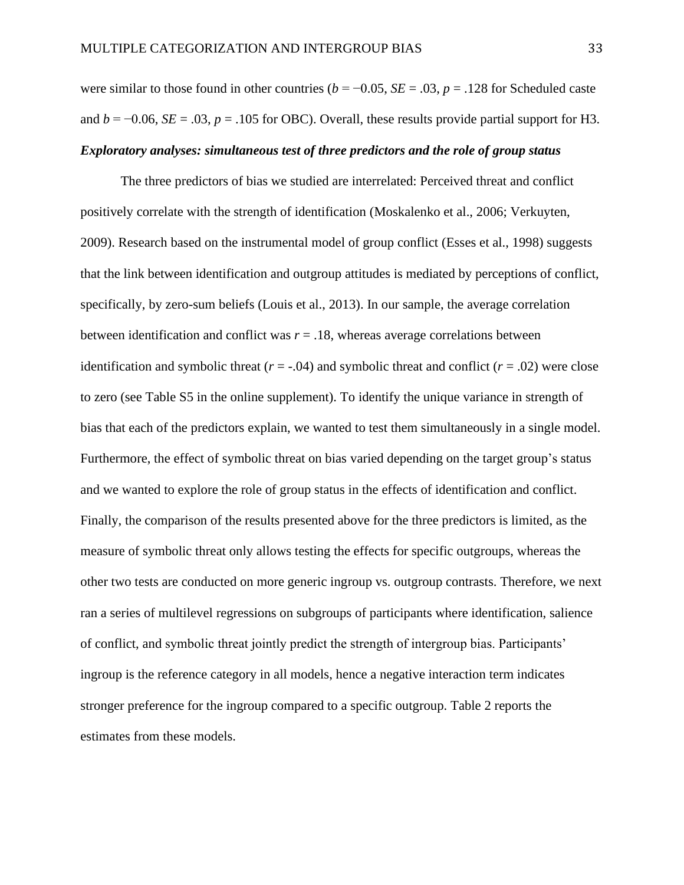were similar to those found in other countries ($b = -0.05$, $SE = .03$, $p = .128$ for Scheduled caste and $b = -0.06$, $SE = .03$, $p = .105$ for OBC). Overall, these results provide partial support for H3.

***Exploratory analyses: simultaneous test of three predictors and the role of group status***

The three predictors of bias we studied are interrelated: Perceived threat and conflict positively correlate with the strength of identification (Moskalenko et al., 2006; Verkuyten, 2009). Research based on the instrumental model of group conflict (Esses et al., 1998) suggests that the link between identification and outgroup attitudes is mediated by perceptions of conflict, specifically, by zero-sum beliefs (Louis et al., 2013). In our sample, the average correlation between identification and conflict was $r = .18$, whereas average correlations between identification and symbolic threat ($r = -.04$) and symbolic threat and conflict ($r = .02$) were close to zero (see Table S5 in the online supplement). To identify the unique variance in strength of bias that each of the predictors explain, we wanted to test them simultaneously in a single model. Furthermore, the effect of symbolic threat on bias varied depending on the target group's status and we wanted to explore the role of group status in the effects of identification and conflict. Finally, the comparison of the results presented above for the three predictors is limited, as the measure of symbolic threat only allows testing the effects for specific outgroups, whereas the other two tests are conducted on more generic ingroup vs. outgroup contrasts. Therefore, we next ran a series of multilevel regressions on subgroups of participants where identification, salience of conflict, and symbolic threat jointly predict the strength of intergroup bias. Participants' ingroup is the reference category in all models, hence a negative interaction term indicates stronger preference for the ingroup compared to a specific outgroup. Table 2 reports the estimates from these models.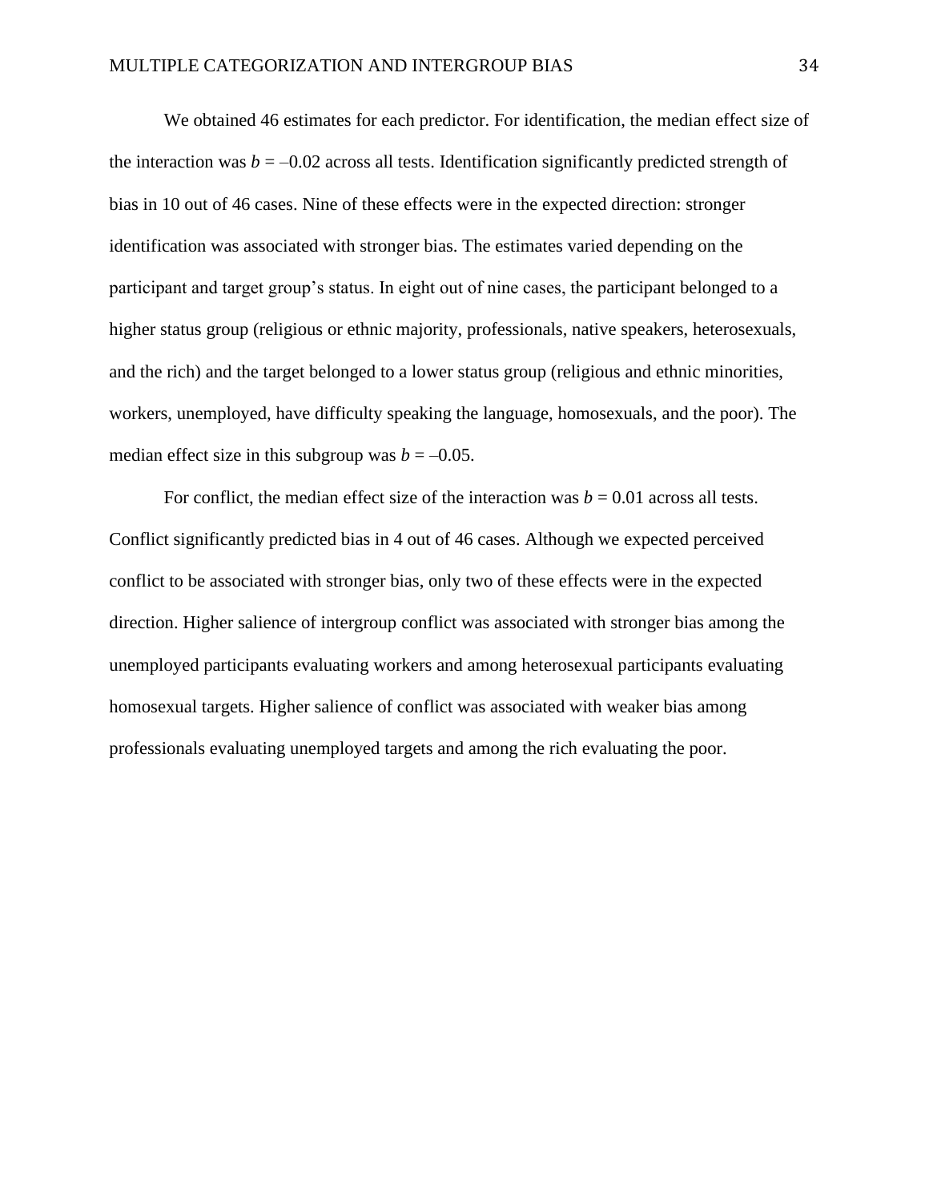We obtained 46 estimates for each predictor. For identification, the median effect size of the interaction was $b = -0.02$ across all tests. Identification significantly predicted strength of bias in 10 out of 46 cases. Nine of these effects were in the expected direction: stronger identification was associated with stronger bias. The estimates varied depending on the participant and target group's status. In eight out of nine cases, the participant belonged to a higher status group (religious or ethnic majority, professionals, native speakers, heterosexuals, and the rich) and the target belonged to a lower status group (religious and ethnic minorities, workers, unemployed, have difficulty speaking the language, homosexuals, and the poor). The median effect size in this subgroup was $b = -0.05$.

For conflict, the median effect size of the interaction was $b = 0.01$ across all tests. Conflict significantly predicted bias in 4 out of 46 cases. Although we expected perceived conflict to be associated with stronger bias, only two of these effects were in the expected direction. Higher salience of intergroup conflict was associated with stronger bias among the unemployed participants evaluating workers and among heterosexual participants evaluating homosexual targets. Higher salience of conflict was associated with weaker bias among professionals evaluating unemployed targets and among the rich evaluating the poor.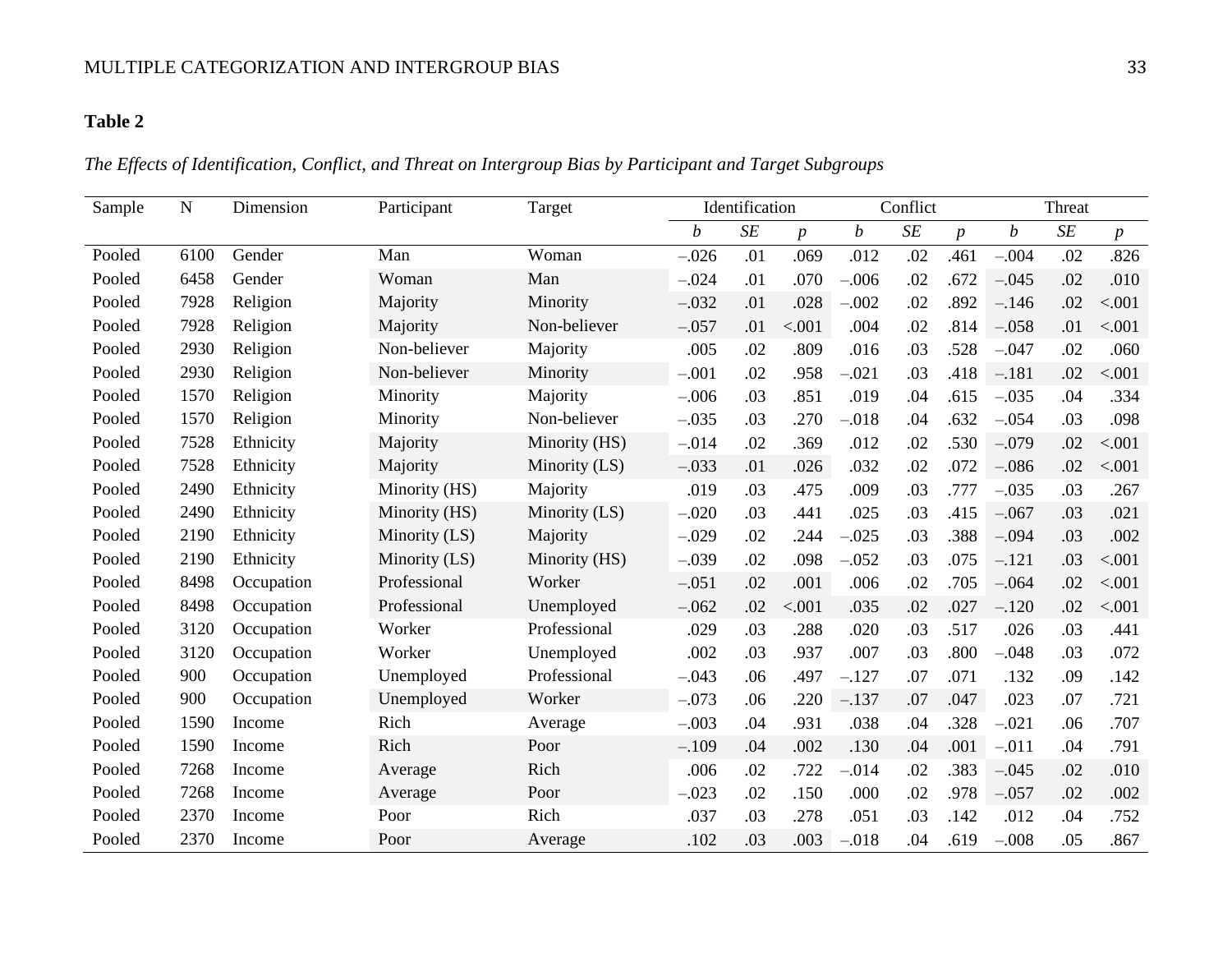**Table 2**

*The Effects of Identification, Conflict, and Threat on Intergroup Bias by Participant and Target Subgroups*

| Sample | N | Dimension | Participant | Target | Identification | | | Conflict | | | Threat | | |
|---|---|---|---|---|---|---|---|---|---|---|---|---|---|
| | | | | | *b* | *SE* | *p* | *b* | *SE* | *p* | *b* | *SE* | *p* |
| Pooled | 6100 | Gender | Man | Woman | –.026 | .01 | .069 | .012 | .02 | .461 | –.004 | .02 | .826 |
| Pooled | 6458 | Gender | Woman | Man | –.024 | .01 | .070 | –.006 | .02 | .672 | –.045 | .02 | .010 |
| Pooled | 7928 | Religion | Majority | Minority | –.032 | .01 | .028 | –.002 | .02 | .892 | –.146 | .02 | <.001 |
| Pooled | 7928 | Religion | Majority | Non-believer | –.057 | .01 | <.001 | .004 | .02 | .814 | –.058 | .01 | <.001 |
| Pooled | 2930 | Religion | Non-believer | Majority | .005 | .02 | .809 | .016 | .03 | .528 | –.047 | .02 | .060 |
| Pooled | 2930 | Religion | Non-believer | Minority | –.001 | .02 | .958 | –.021 | .03 | .418 | –.181 | .02 | <.001 |
| Pooled | 1570 | Religion | Minority | Majority | –.006 | .03 | .851 | .019 | .04 | .615 | –.035 | .04 | .334 |
| Pooled | 1570 | Religion | Minority | Non-believer | –.035 | .03 | .270 | –.018 | .04 | .632 | –.054 | .03 | .098 |
| Pooled | 7528 | Ethnicity | Majority | Minority (HS) | –.014 | .02 | .369 | .012 | .02 | .530 | –.079 | .02 | <.001 |
| Pooled | 7528 | Ethnicity | Majority | Minority (LS) | –.033 | .01 | .026 | .032 | .02 | .072 | –.086 | .02 | <.001 |
| Pooled | 2490 | Ethnicity | Minority (HS) | Majority | .019 | .03 | .475 | .009 | .03 | .777 | –.035 | .03 | .267 |
| Pooled | 2490 | Ethnicity | Minority (HS) | Minority (LS) | –.020 | .03 | .441 | .025 | .03 | .415 | –.067 | .03 | .021 |
| Pooled | 2190 | Ethnicity | Minority (LS) | Majority | –.029 | .02 | .244 | –.025 | .03 | .388 | –.094 | .03 | .002 |
| Pooled | 2190 | Ethnicity | Minority (LS) | Minority (HS) | –.039 | .02 | .098 | –.052 | .03 | .075 | –.121 | .03 | <.001 |
| Pooled | 8498 | Occupation | Professional | Worker | –.051 | .02 | .001 | .006 | .02 | .705 | –.064 | .02 | <.001 |
| Pooled | 8498 | Occupation | Professional | Unemployed | –.062 | .02 | <.001 | .035 | .02 | .027 | –.120 | .02 | <.001 |
| Pooled | 3120 | Occupation | Worker | Professional | .029 | .03 | .288 | .020 | .03 | .517 | .026 | .03 | .441 |
| Pooled | 3120 | Occupation | Worker | Unemployed | .002 | .03 | .937 | .007 | .03 | .800 | –.048 | .03 | .072 |
| Pooled | 900 | Occupation | Unemployed | Professional | –.043 | .06 | .497 | –.127 | .07 | .071 | .132 | .09 | .142 |
| Pooled | 900 | Occupation | Unemployed | Worker | –.073 | .06 | .220 | –.137 | .07 | .047 | .023 | .07 | .721 |
| Pooled | 1590 | Income | Rich | Average | –.003 | .04 | .931 | .038 | .04 | .328 | –.021 | .06 | .707 |
| Pooled | 1590 | Income | Rich | Poor | –.109 | .04 | .002 | .130 | .04 | .001 | –.011 | .04 | .791 |
| Pooled | 7268 | Income | Average | Rich | .006 | .02 | .722 | –.014 | .02 | .383 | –.045 | .02 | .010 |
| Pooled | 7268 | Income | Average | Poor | –.023 | .02 | .150 | .000 | .02 | .978 | –.057 | .02 | .002 |
| Pooled | 2370 | Income | Poor | Rich | .037 | .03 | .278 | .051 | .03 | .142 | .012 | .04 | .752 |
| Pooled | 2370 | Income | Poor | Average | .102 | .03 | .003 | –.018 | .04 | .619 | –.008 | .05 | .867 |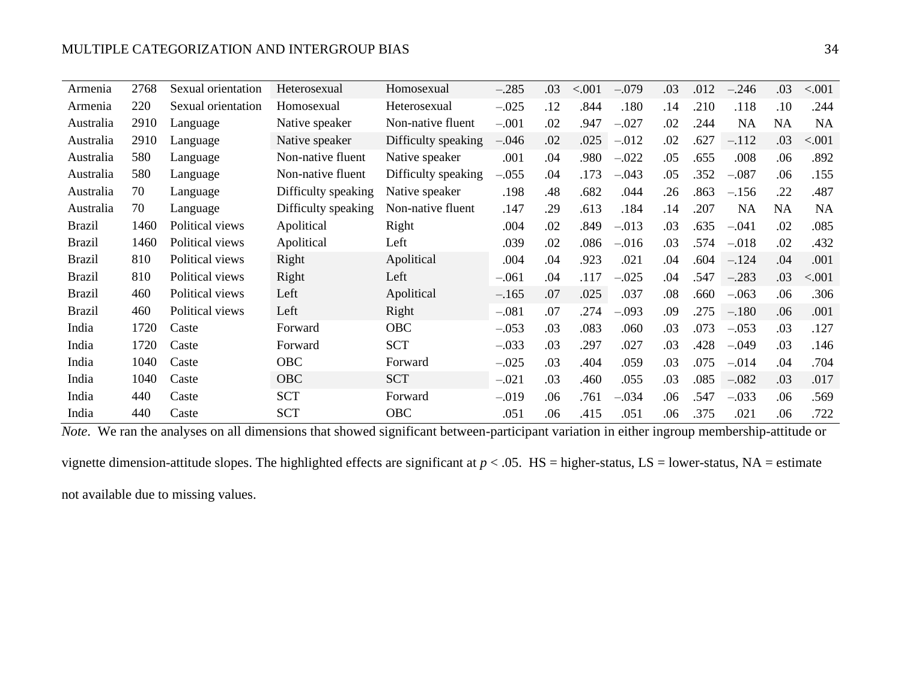| | | | | | | | | | | | | | |
|---|---|---|---|---|---|---|---|---|---|---|---|---|---|
| Armenia | 2768 | Sexual orientation | Heterosexual | Homosexual | –.285 | .03 | <.001 | –.079 | .03 | .012 | –.246 | .03 | <.001 |
| Armenia | 220 | Sexual orientation | Homosexual | Heterosexual | –.025 | .12 | .844 | .180 | .14 | .210 | .118 | .10 | .244 |
| Australia | 2910 | Language | Native speaker | Non-native fluent | –.001 | .02 | .947 | –.027 | .02 | .244 | NA | NA | NA |
| Australia | 2910 | Language | Native speaker | Difficulty speaking | –.046 | .02 | .025 | –.012 | .02 | .627 | –.112 | .03 | <.001 |
| Australia | 580 | Language | Non-native fluent | Native speaker | .001 | .04 | .980 | –.022 | .05 | .655 | .008 | .06 | .892 |
| Australia | 580 | Language | Non-native fluent | Difficulty speaking | –.055 | .04 | .173 | –.043 | .05 | .352 | –.087 | .06 | .155 |
| Australia | 70 | Language | Difficulty speaking | Native speaker | .198 | .48 | .682 | .044 | .26 | .863 | –.156 | .22 | .487 |
| Australia | 70 | Language | Difficulty speaking | Non-native fluent | .147 | .29 | .613 | .184 | .14 | .207 | NA | NA | NA |
| Brazil | 1460 | Political views | Apolitical | Right | .004 | .02 | .849 | –.013 | .03 | .635 | –.041 | .02 | .085 |
| Brazil | 1460 | Political views | Apolitical | Left | .039 | .02 | .086 | –.016 | .03 | .574 | –.018 | .02 | .432 |
| Brazil | 810 | Political views | Right | Apolitical | .004 | .04 | .923 | .021 | .04 | .604 | –.124 | .04 | .001 |
| Brazil | 810 | Political views | Right | Left | –.061 | .04 | .117 | –.025 | .04 | .547 | –.283 | .03 | <.001 |
| Brazil | 460 | Political views | Left | Apolitical | –.165 | .07 | .025 | .037 | .08 | .660 | –.063 | .06 | .306 |
| Brazil | 460 | Political views | Left | Right | –.081 | .07 | .274 | –.093 | .09 | .275 | –.180 | .06 | .001 |
| India | 1720 | Caste | Forward | OBC | –.053 | .03 | .083 | .060 | .03 | .073 | –.053 | .03 | .127 |
| India | 1720 | Caste | Forward | SCT | –.033 | .03 | .297 | .027 | .03 | .428 | –.049 | .03 | .146 |
| India | 1040 | Caste | OBC | Forward | –.025 | .03 | .404 | .059 | .03 | .075 | –.014 | .04 | .704 |
| India | 1040 | Caste | OBC | SCT | –.021 | .03 | .460 | .055 | .03 | .085 | –.082 | .03 | .017 |
| India | 440 | Caste | SCT | Forward | –.019 | .06 | .761 | –.034 | .06 | .547 | –.033 | .06 | .569 |
| India | 440 | Caste | SCT | OBC | .051 | .06 | .415 | .051 | .06 | .375 | .021 | .06 | .722 |

*Note*. We ran the analyses on all dimensions that showed significant between-participant variation in either ingroup membership-attitude or vignette dimension-attitude slopes. The highlighted effects are significant at $p < .05$. HS = higher-status, LS = lower-status, NA = estimate not available due to missing values.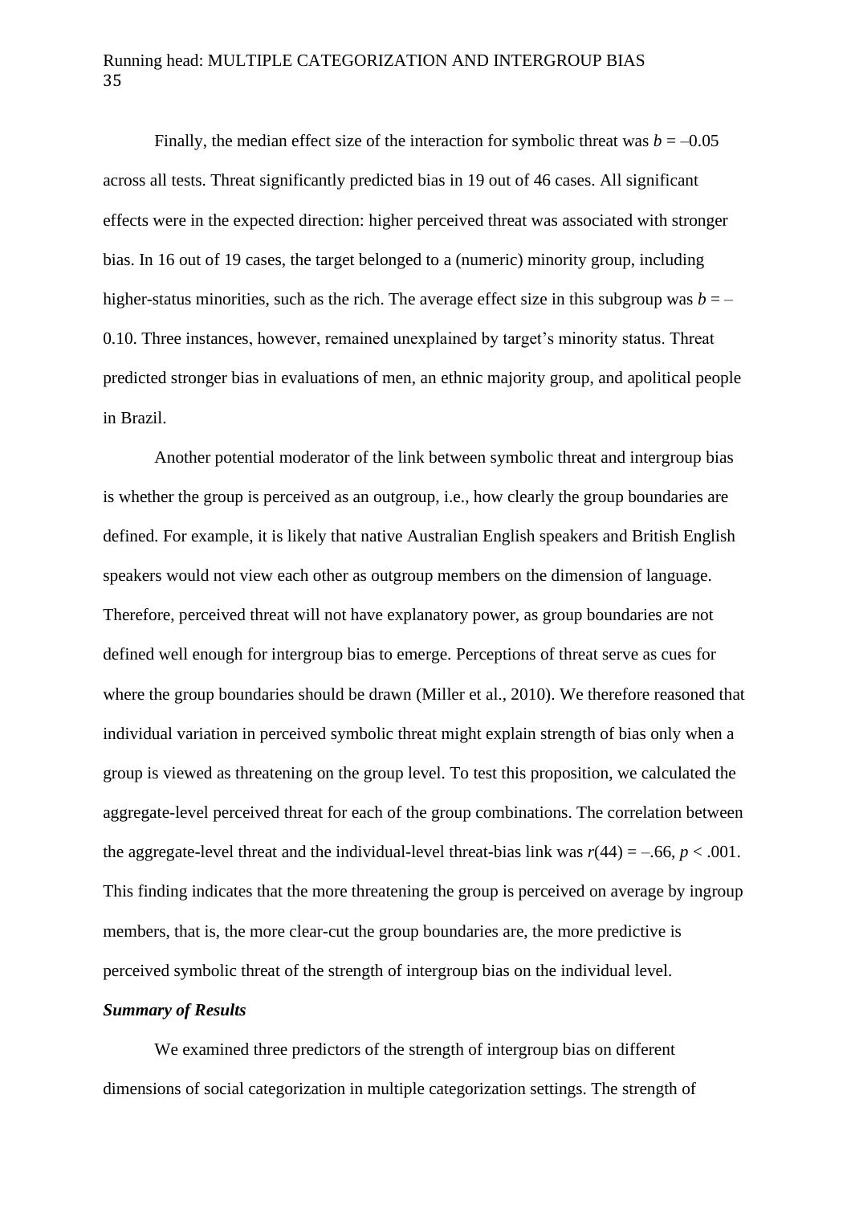Finally, the median effect size of the interaction for symbolic threat was $b = -0.05$ across all tests. Threat significantly predicted bias in 19 out of 46 cases. All significant effects were in the expected direction: higher perceived threat was associated with stronger bias. In 16 out of 19 cases, the target belonged to a (numeric) minority group, including higher-status minorities, such as the rich. The average effect size in this subgroup was $b = -0.10$. Three instances, however, remained unexplained by target's minority status. Threat predicted stronger bias in evaluations of men, an ethnic majority group, and apolitical people in Brazil.

Another potential moderator of the link between symbolic threat and intergroup bias is whether the group is perceived as an outgroup, i.e., how clearly the group boundaries are defined. For example, it is likely that native Australian English speakers and British English speakers would not view each other as outgroup members on the dimension of language. Therefore, perceived threat will not have explanatory power, as group boundaries are not defined well enough for intergroup bias to emerge. Perceptions of threat serve as cues for where the group boundaries should be drawn (Miller et al., 2010). We therefore reasoned that individual variation in perceived symbolic threat might explain strength of bias only when a group is viewed as threatening on the group level. To test this proposition, we calculated the aggregate-level perceived threat for each of the group combinations. The correlation between the aggregate-level threat and the individual-level threat-bias link was $r(44) = -.66$, $p < .001$. This finding indicates that the more threatening the group is perceived on average by ingroup members, that is, the more clear-cut the group boundaries are, the more predictive is perceived symbolic threat of the strength of intergroup bias on the individual level.

### *Summary of Results*

We examined three predictors of the strength of intergroup bias on different dimensions of social categorization in multiple categorization settings. The strength of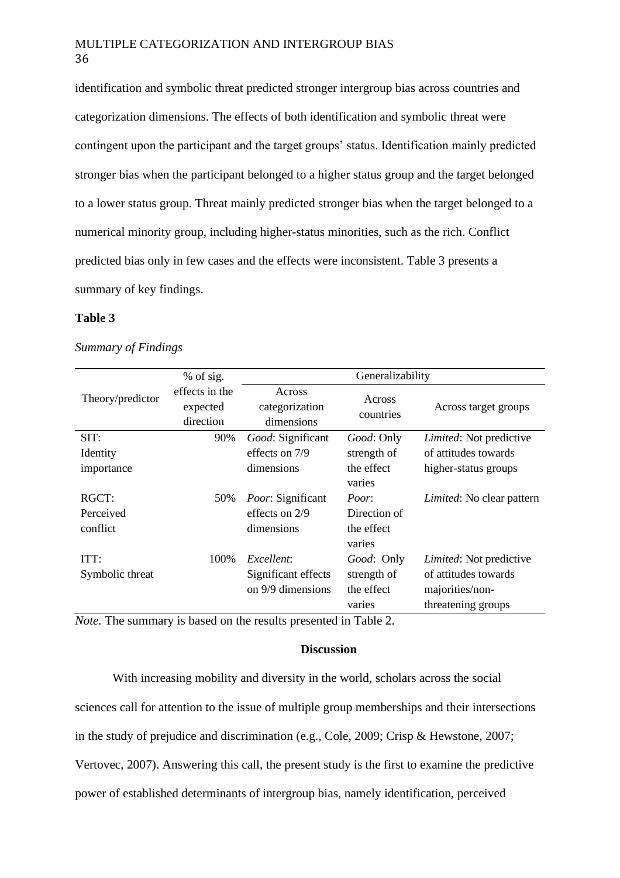identification and symbolic threat predicted stronger intergroup bias across countries and categorization dimensions. The effects of both identification and symbolic threat were contingent upon the participant and the target groups' status. Identification mainly predicted stronger bias when the participant belonged to a higher status group and the target belonged to a lower status group. Threat mainly predicted stronger bias when the target belonged to a numerical minority group, including higher-status minorities, such as the rich. Conflict predicted bias only in few cases and the effects were inconsistent. Table 3 presents a summary of key findings.

**Table 3**

*Summary of Findings*

| Theory/predictor | % of sig. effects in the expected direction | Generalizability | | |
|---|---|---|---|---|
| | | Across categorization dimensions | Across countries | Across target groups |
| SIT: Identity importance | 90% | *Good*: Significant effects on 7/9 dimensions | *Good*: Only strength of the effect varies | *Limited*: Not predictive of attitudes towards higher-status groups |
| RGCT: Perceived conflict | 50% | *Poor*: Significant effects on 2/9 dimensions | *Poor*: Direction of the effect varies | *Limited*: No clear pattern |
| ITT: Symbolic threat | 100% | *Excellent*: Significant effects on 9/9 dimensions | *Good*: Only strength of the effect varies | *Limited*: Not predictive of attitudes towards majorities/non-threatening groups |

*Note.* The summary is based on the results presented in Table 2.

## Discussion

With increasing mobility and diversity in the world, scholars across the social sciences call for attention to the issue of multiple group memberships and their intersections in the study of prejudice and discrimination (e.g., Cole, 2009; Crisp & Hewstone, 2007; Vertovec, 2007). Answering this call, the present study is the first to examine the predictive power of established determinants of intergroup bias, namely identification, perceived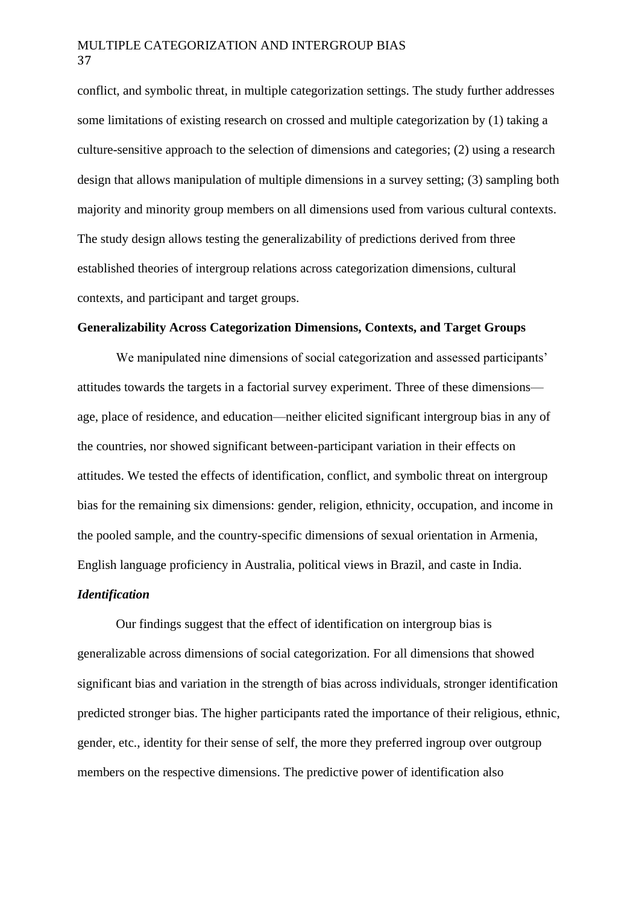conflict, and symbolic threat, in multiple categorization settings. The study further addresses some limitations of existing research on crossed and multiple categorization by (1) taking a culture-sensitive approach to the selection of dimensions and categories; (2) using a research design that allows manipulation of multiple dimensions in a survey setting; (3) sampling both majority and minority group members on all dimensions used from various cultural contexts. The study design allows testing the generalizability of predictions derived from three established theories of intergroup relations across categorization dimensions, cultural contexts, and participant and target groups.

## Generalizability Across Categorization Dimensions, Contexts, and Target Groups

We manipulated nine dimensions of social categorization and assessed participants' attitudes towards the targets in a factorial survey experiment. Three of these dimensions—age, place of residence, and education—neither elicited significant intergroup bias in any of the countries, nor showed significant between-participant variation in their effects on attitudes. We tested the effects of identification, conflict, and symbolic threat on intergroup bias for the remaining six dimensions: gender, religion, ethnicity, occupation, and income in the pooled sample, and the country-specific dimensions of sexual orientation in Armenia, English language proficiency in Australia, political views in Brazil, and caste in India.

### *Identification*

Our findings suggest that the effect of identification on intergroup bias is generalizable across dimensions of social categorization. For all dimensions that showed significant bias and variation in the strength of bias across individuals, stronger identification predicted stronger bias. The higher participants rated the importance of their religious, ethnic, gender, etc., identity for their sense of self, the more they preferred ingroup over outgroup members on the respective dimensions. The predictive power of identification also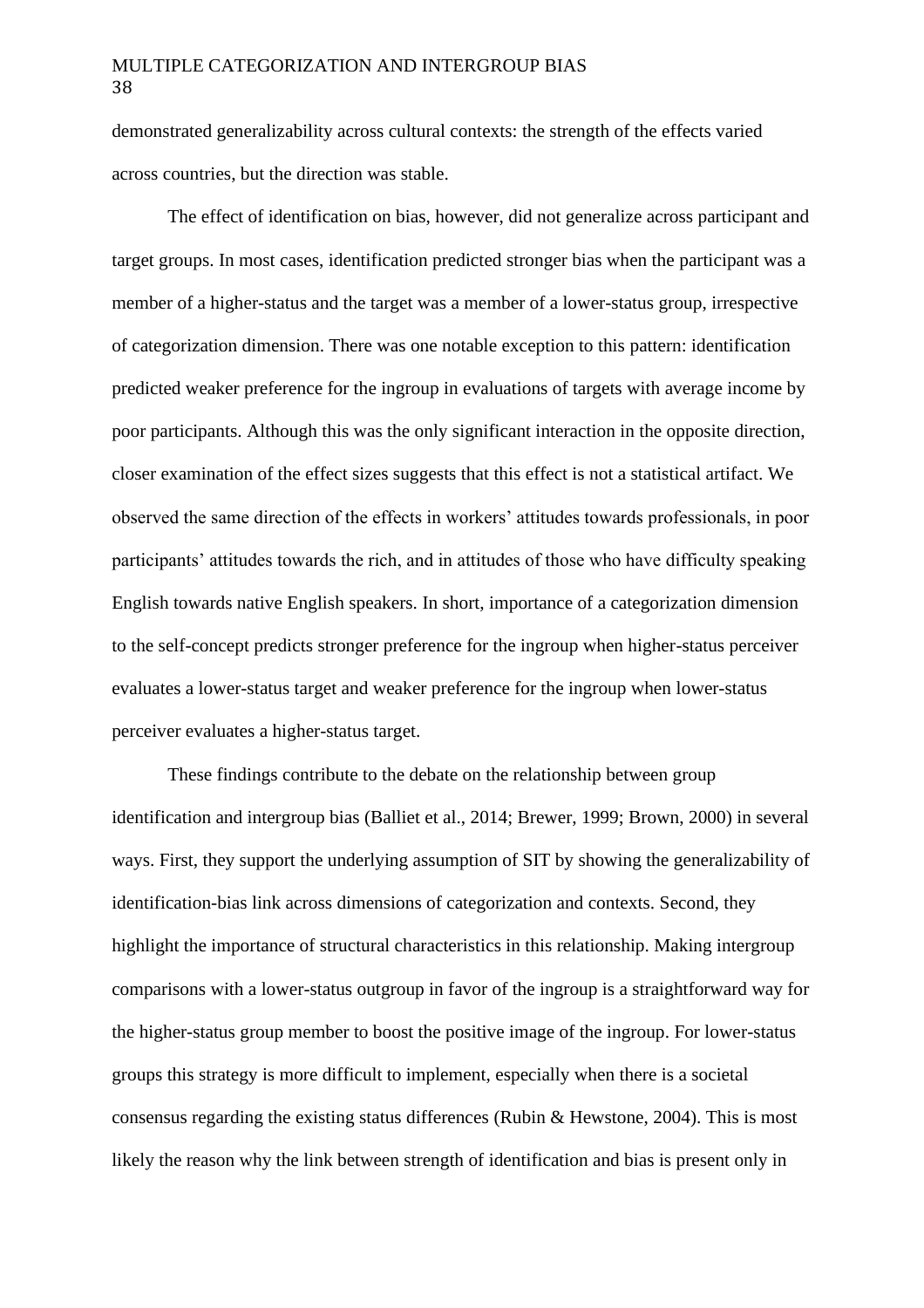demonstrated generalizability across cultural contexts: the strength of the effects varied across countries, but the direction was stable.

The effect of identification on bias, however, did not generalize across participant and target groups. In most cases, identification predicted stronger bias when the participant was a member of a higher-status and the target was a member of a lower-status group, irrespective of categorization dimension. There was one notable exception to this pattern: identification predicted weaker preference for the ingroup in evaluations of targets with average income by poor participants. Although this was the only significant interaction in the opposite direction, closer examination of the effect sizes suggests that this effect is not a statistical artifact. We observed the same direction of the effects in workers' attitudes towards professionals, in poor participants' attitudes towards the rich, and in attitudes of those who have difficulty speaking English towards native English speakers. In short, importance of a categorization dimension to the self-concept predicts stronger preference for the ingroup when higher-status perceiver evaluates a lower-status target and weaker preference for the ingroup when lower-status perceiver evaluates a higher-status target.

These findings contribute to the debate on the relationship between group identification and intergroup bias (Balliet et al., 2014; Brewer, 1999; Brown, 2000) in several ways. First, they support the underlying assumption of SIT by showing the generalizability of identification-bias link across dimensions of categorization and contexts. Second, they highlight the importance of structural characteristics in this relationship. Making intergroup comparisons with a lower-status outgroup in favor of the ingroup is a straightforward way for the higher-status group member to boost the positive image of the ingroup. For lower-status groups this strategy is more difficult to implement, especially when there is a societal consensus regarding the existing status differences (Rubin & Hewstone, 2004). This is most likely the reason why the link between strength of identification and bias is present only in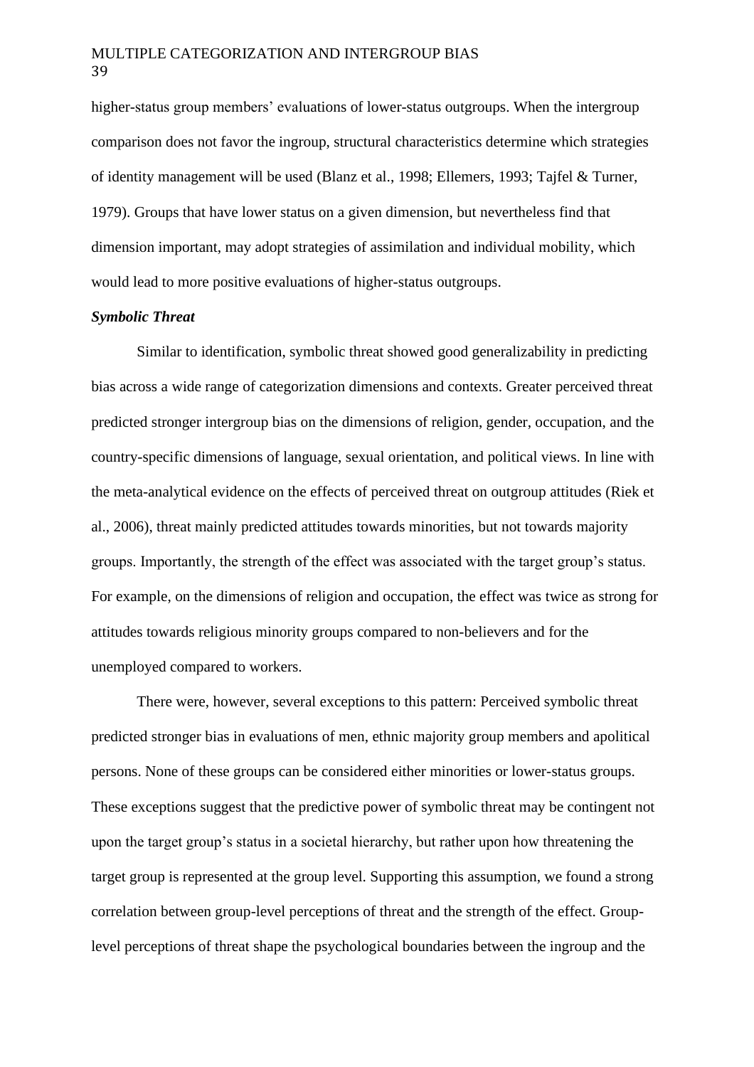higher-status group members' evaluations of lower-status outgroups. When the intergroup comparison does not favor the ingroup, structural characteristics determine which strategies of identity management will be used (Blanz et al., 1998; Ellemers, 1993; Tajfel & Turner, 1979). Groups that have lower status on a given dimension, but nevertheless find that dimension important, may adopt strategies of assimilation and individual mobility, which would lead to more positive evaluations of higher-status outgroups.

### *Symbolic Threat*

Similar to identification, symbolic threat showed good generalizability in predicting bias across a wide range of categorization dimensions and contexts. Greater perceived threat predicted stronger intergroup bias on the dimensions of religion, gender, occupation, and the country-specific dimensions of language, sexual orientation, and political views. In line with the meta-analytical evidence on the effects of perceived threat on outgroup attitudes (Riek et al., 2006), threat mainly predicted attitudes towards minorities, but not towards majority groups. Importantly, the strength of the effect was associated with the target group's status. For example, on the dimensions of religion and occupation, the effect was twice as strong for attitudes towards religious minority groups compared to non-believers and for the unemployed compared to workers.

There were, however, several exceptions to this pattern: Perceived symbolic threat predicted stronger bias in evaluations of men, ethnic majority group members and apolitical persons. None of these groups can be considered either minorities or lower-status groups. These exceptions suggest that the predictive power of symbolic threat may be contingent not upon the target group's status in a societal hierarchy, but rather upon how threatening the target group is represented at the group level. Supporting this assumption, we found a strong correlation between group-level perceptions of threat and the strength of the effect. Group-level perceptions of threat shape the psychological boundaries between the ingroup and the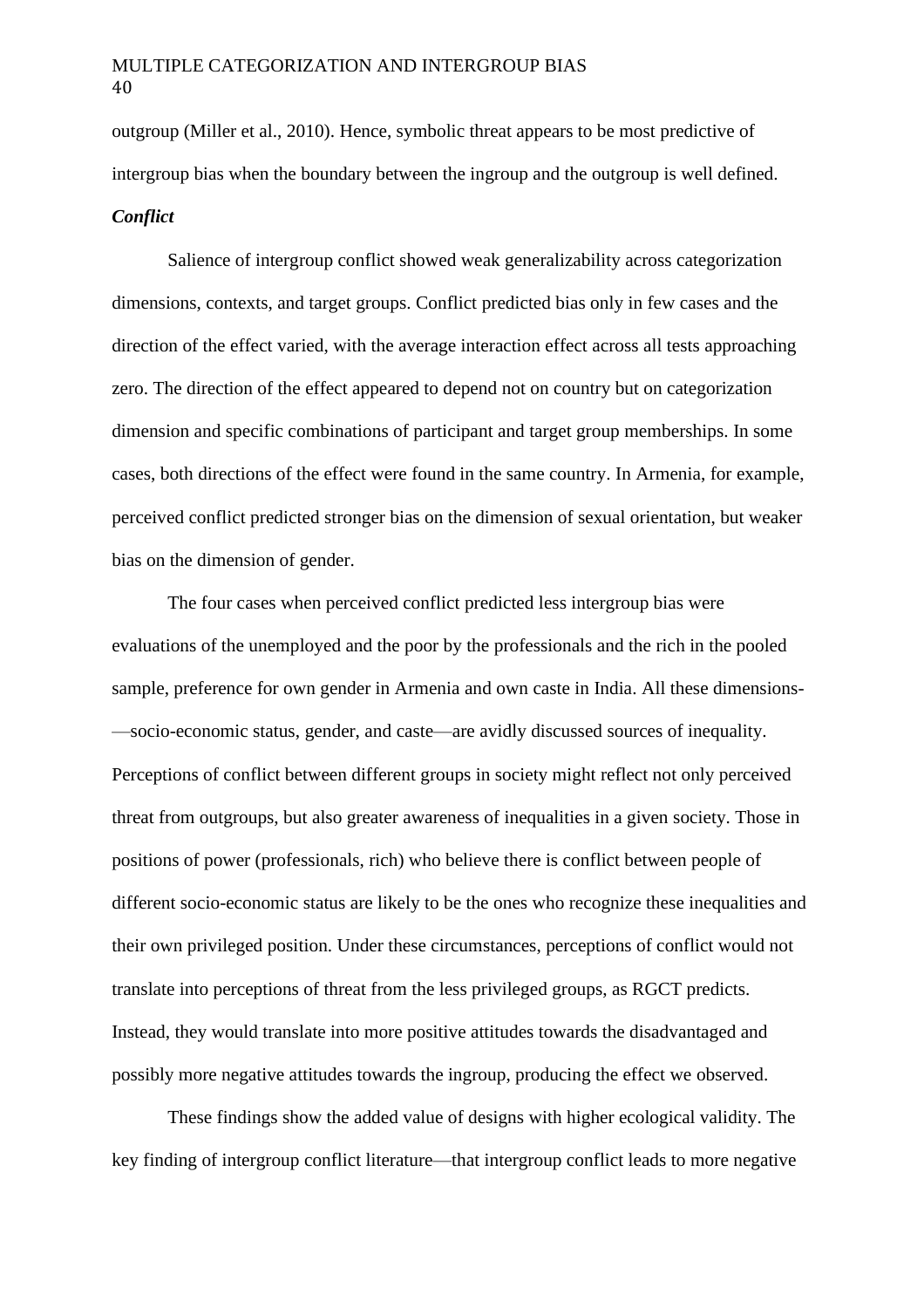outgroup (Miller et al., 2010). Hence, symbolic threat appears to be most predictive of intergroup bias when the boundary between the ingroup and the outgroup is well defined.

***Conflict***

Salience of intergroup conflict showed weak generalizability across categorization dimensions, contexts, and target groups. Conflict predicted bias only in few cases and the direction of the effect varied, with the average interaction effect across all tests approaching zero. The direction of the effect appeared to depend not on country but on categorization dimension and specific combinations of participant and target group memberships. In some cases, both directions of the effect were found in the same country. In Armenia, for example, perceived conflict predicted stronger bias on the dimension of sexual orientation, but weaker bias on the dimension of gender.

The four cases when perceived conflict predicted less intergroup bias were evaluations of the unemployed and the poor by the professionals and the rich in the pooled sample, preference for own gender in Armenia and own caste in India. All these dimensions-—socio-economic status, gender, and caste—are avidly discussed sources of inequality. Perceptions of conflict between different groups in society might reflect not only perceived threat from outgroups, but also greater awareness of inequalities in a given society. Those in positions of power (professionals, rich) who believe there is conflict between people of different socio-economic status are likely to be the ones who recognize these inequalities and their own privileged position. Under these circumstances, perceptions of conflict would not translate into perceptions of threat from the less privileged groups, as RGCT predicts. Instead, they would translate into more positive attitudes towards the disadvantaged and possibly more negative attitudes towards the ingroup, producing the effect we observed.

These findings show the added value of designs with higher ecological validity. The key finding of intergroup conflict literature—that intergroup conflict leads to more negative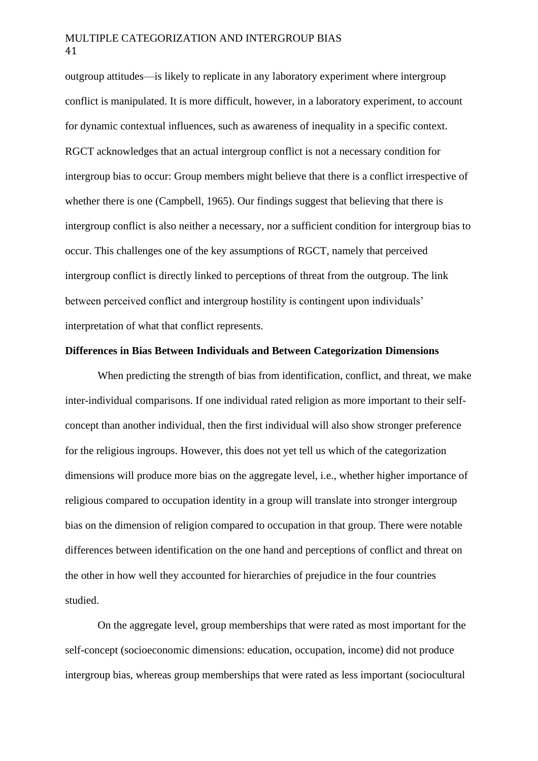outgroup attitudes—is likely to replicate in any laboratory experiment where intergroup conflict is manipulated. It is more difficult, however, in a laboratory experiment, to account for dynamic contextual influences, such as awareness of inequality in a specific context. RGCT acknowledges that an actual intergroup conflict is not a necessary condition for intergroup bias to occur: Group members might believe that there is a conflict irrespective of whether there is one (Campbell, 1965). Our findings suggest that believing that there is intergroup conflict is also neither a necessary, nor a sufficient condition for intergroup bias to occur. This challenges one of the key assumptions of RGCT, namely that perceived intergroup conflict is directly linked to perceptions of threat from the outgroup. The link between perceived conflict and intergroup hostility is contingent upon individuals' interpretation of what that conflict represents.

**Differences in Bias Between Individuals and Between Categorization Dimensions**

When predicting the strength of bias from identification, conflict, and threat, we make inter-individual comparisons. If one individual rated religion as more important to their self-concept than another individual, then the first individual will also show stronger preference for the religious ingroups. However, this does not yet tell us which of the categorization dimensions will produce more bias on the aggregate level, i.e., whether higher importance of religious compared to occupation identity in a group will translate into stronger intergroup bias on the dimension of religion compared to occupation in that group. There were notable differences between identification on the one hand and perceptions of conflict and threat on the other in how well they accounted for hierarchies of prejudice in the four countries studied.

On the aggregate level, group memberships that were rated as most important for the self-concept (socioeconomic dimensions: education, occupation, income) did not produce intergroup bias, whereas group memberships that were rated as less important (sociocultural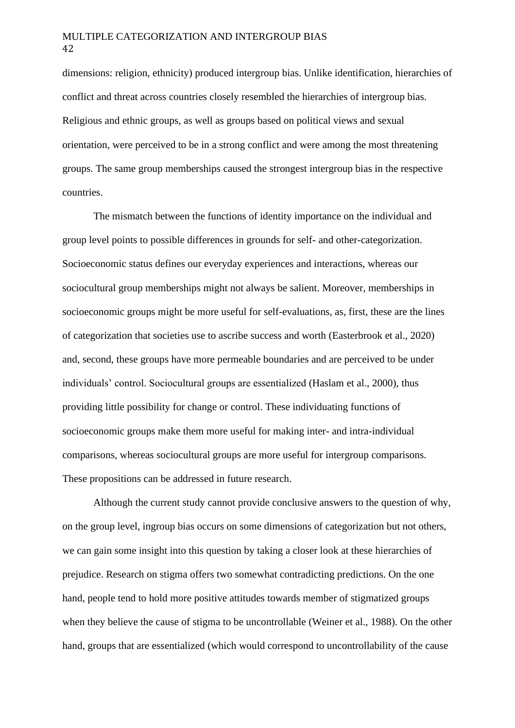dimensions: religion, ethnicity) produced intergroup bias. Unlike identification, hierarchies of conflict and threat across countries closely resembled the hierarchies of intergroup bias. Religious and ethnic groups, as well as groups based on political views and sexual orientation, were perceived to be in a strong conflict and were among the most threatening groups. The same group memberships caused the strongest intergroup bias in the respective countries.

The mismatch between the functions of identity importance on the individual and group level points to possible differences in grounds for self- and other-categorization. Socioeconomic status defines our everyday experiences and interactions, whereas our sociocultural group memberships might not always be salient. Moreover, memberships in socioeconomic groups might be more useful for self-evaluations, as, first, these are the lines of categorization that societies use to ascribe success and worth (Easterbrook et al., 2020) and, second, these groups have more permeable boundaries and are perceived to be under individuals' control. Sociocultural groups are essentialized (Haslam et al., 2000), thus providing little possibility for change or control. These individuating functions of socioeconomic groups make them more useful for making inter- and intra-individual comparisons, whereas sociocultural groups are more useful for intergroup comparisons. These propositions can be addressed in future research.

Although the current study cannot provide conclusive answers to the question of why, on the group level, ingroup bias occurs on some dimensions of categorization but not others, we can gain some insight into this question by taking a closer look at these hierarchies of prejudice. Research on stigma offers two somewhat contradicting predictions. On the one hand, people tend to hold more positive attitudes towards member of stigmatized groups when they believe the cause of stigma to be uncontrollable (Weiner et al., 1988). On the other hand, groups that are essentialized (which would correspond to uncontrollability of the cause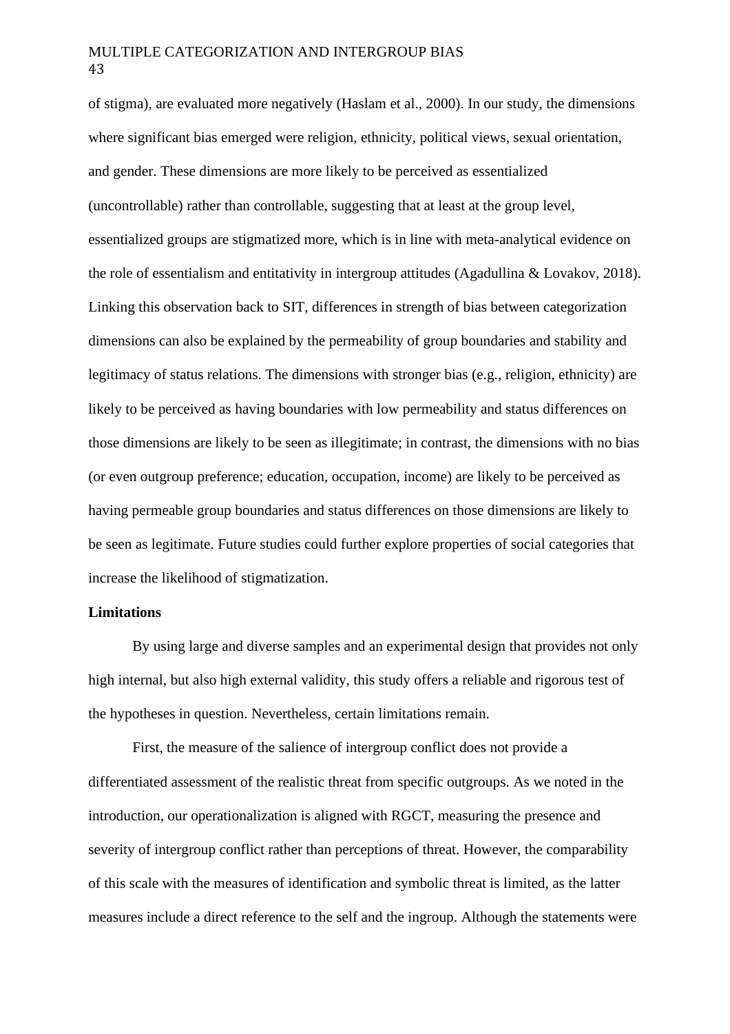of stigma), are evaluated more negatively (Haslam et al., 2000). In our study, the dimensions where significant bias emerged were religion, ethnicity, political views, sexual orientation, and gender. These dimensions are more likely to be perceived as essentialized (uncontrollable) rather than controllable, suggesting that at least at the group level, essentialized groups are stigmatized more, which is in line with meta-analytical evidence on the role of essentialism and entitativity in intergroup attitudes (Agadullina & Lovakov, 2018). Linking this observation back to SIT, differences in strength of bias between categorization dimensions can also be explained by the permeability of group boundaries and stability and legitimacy of status relations. The dimensions with stronger bias (e.g., religion, ethnicity) are likely to be perceived as having boundaries with low permeability and status differences on those dimensions are likely to be seen as illegitimate; in contrast, the dimensions with no bias (or even outgroup preference; education, occupation, income) are likely to be perceived as having permeable group boundaries and status differences on those dimensions are likely to be seen as legitimate. Future studies could further explore properties of social categories that increase the likelihood of stigmatization.

**Limitations**

By using large and diverse samples and an experimental design that provides not only high internal, but also high external validity, this study offers a reliable and rigorous test of the hypotheses in question. Nevertheless, certain limitations remain.

First, the measure of the salience of intergroup conflict does not provide a differentiated assessment of the realistic threat from specific outgroups. As we noted in the introduction, our operationalization is aligned with RGCT, measuring the presence and severity of intergroup conflict rather than perceptions of threat. However, the comparability of this scale with the measures of identification and symbolic threat is limited, as the latter measures include a direct reference to the self and the ingroup. Although the statements were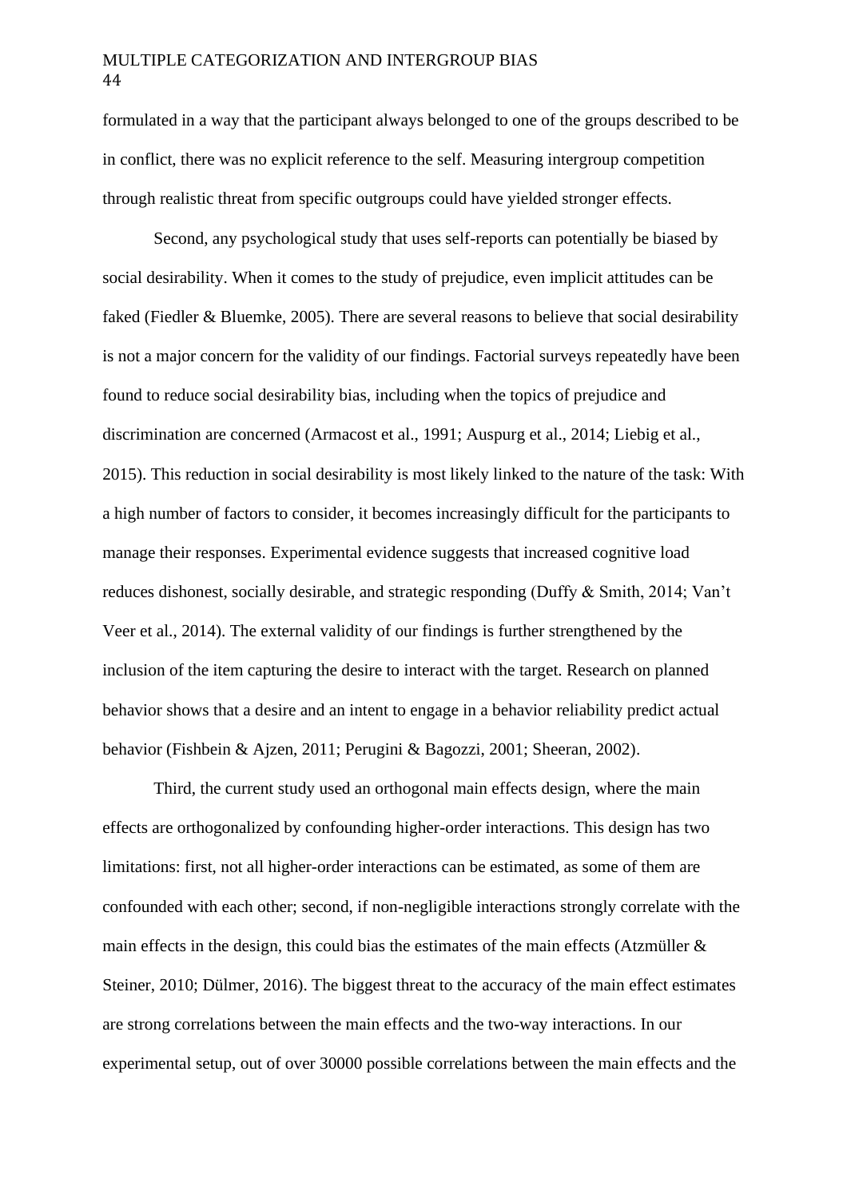formulated in a way that the participant always belonged to one of the groups described to be in conflict, there was no explicit reference to the self. Measuring intergroup competition through realistic threat from specific outgroups could have yielded stronger effects.

Second, any psychological study that uses self-reports can potentially be biased by social desirability. When it comes to the study of prejudice, even implicit attitudes can be faked (Fiedler & Bluemke, 2005). There are several reasons to believe that social desirability is not a major concern for the validity of our findings. Factorial surveys repeatedly have been found to reduce social desirability bias, including when the topics of prejudice and discrimination are concerned (Armacost et al., 1991; Auspurg et al., 2014; Liebig et al., 2015). This reduction in social desirability is most likely linked to the nature of the task: With a high number of factors to consider, it becomes increasingly difficult for the participants to manage their responses. Experimental evidence suggests that increased cognitive load reduces dishonest, socially desirable, and strategic responding (Duffy & Smith, 2014; Van't Veer et al., 2014). The external validity of our findings is further strengthened by the inclusion of the item capturing the desire to interact with the target. Research on planned behavior shows that a desire and an intent to engage in a behavior reliability predict actual behavior (Fishbein & Ajzen, 2011; Perugini & Bagozzi, 2001; Sheeran, 2002).

Third, the current study used an orthogonal main effects design, where the main effects are orthogonalized by confounding higher-order interactions. This design has two limitations: first, not all higher-order interactions can be estimated, as some of them are confounded with each other; second, if non-negligible interactions strongly correlate with the main effects in the design, this could bias the estimates of the main effects (Atzmüller & Steiner, 2010; Dülmer, 2016). The biggest threat to the accuracy of the main effect estimates are strong correlations between the main effects and the two-way interactions. In our experimental setup, out of over 30000 possible correlations between the main effects and the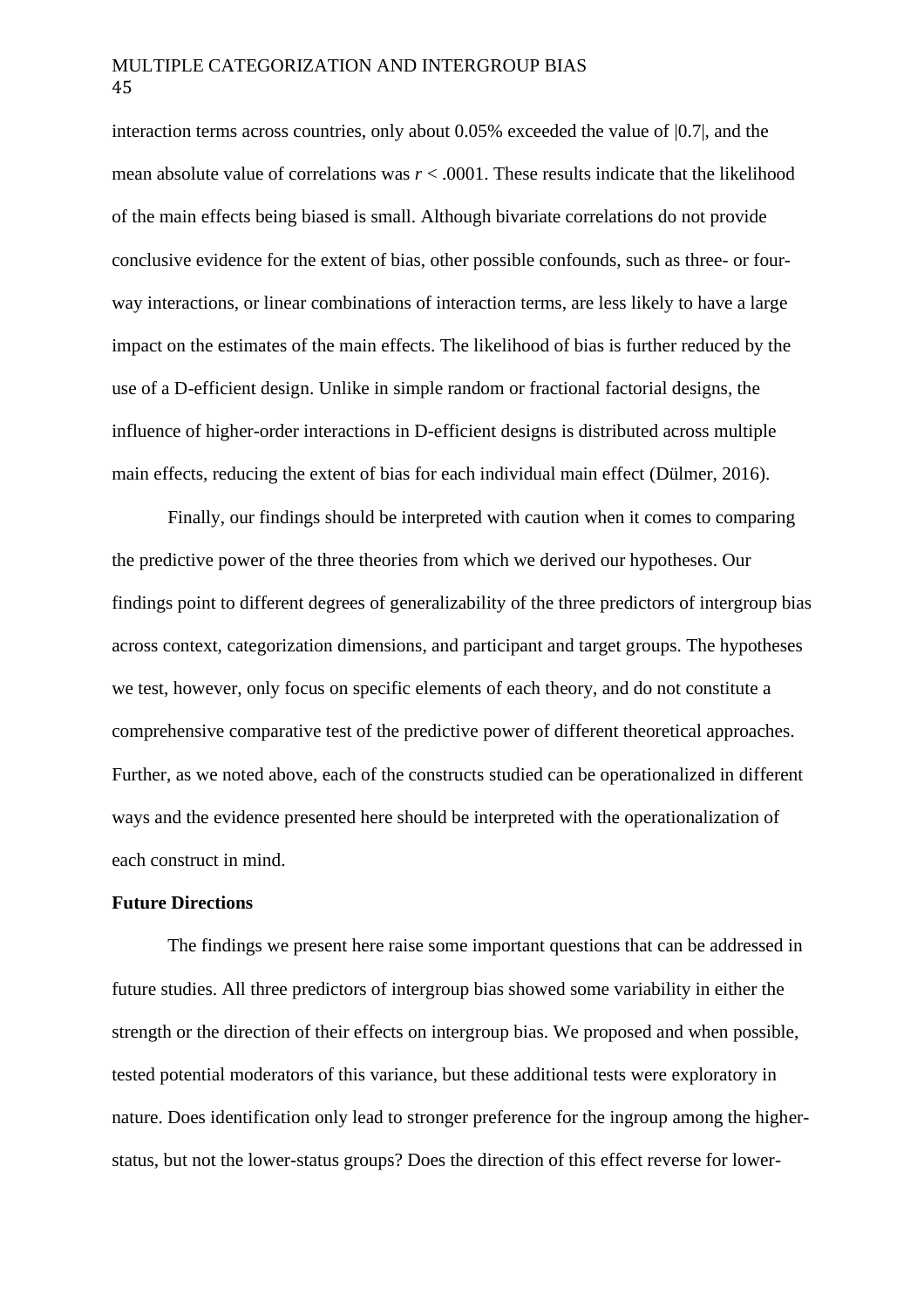interaction terms across countries, only about 0.05% exceeded the value of |0.7|, and the mean absolute value of correlations was $r < .0001$. These results indicate that the likelihood of the main effects being biased is small. Although bivariate correlations do not provide conclusive evidence for the extent of bias, other possible confounds, such as three- or four-way interactions, or linear combinations of interaction terms, are less likely to have a large impact on the estimates of the main effects. The likelihood of bias is further reduced by the use of a D-efficient design. Unlike in simple random or fractional factorial designs, the influence of higher-order interactions in D-efficient designs is distributed across multiple main effects, reducing the extent of bias for each individual main effect (Dülmer, 2016).

Finally, our findings should be interpreted with caution when it comes to comparing the predictive power of the three theories from which we derived our hypotheses. Our findings point to different degrees of generalizability of the three predictors of intergroup bias across context, categorization dimensions, and participant and target groups. The hypotheses we test, however, only focus on specific elements of each theory, and do not constitute a comprehensive comparative test of the predictive power of different theoretical approaches. Further, as we noted above, each of the constructs studied can be operationalized in different ways and the evidence presented here should be interpreted with the operationalization of each construct in mind.

**Future Directions**

The findings we present here raise some important questions that can be addressed in future studies. All three predictors of intergroup bias showed some variability in either the strength or the direction of their effects on intergroup bias. We proposed and when possible, tested potential moderators of this variance, but these additional tests were exploratory in nature. Does identification only lead to stronger preference for the ingroup among the higher-status, but not the lower-status groups? Does the direction of this effect reverse for lower-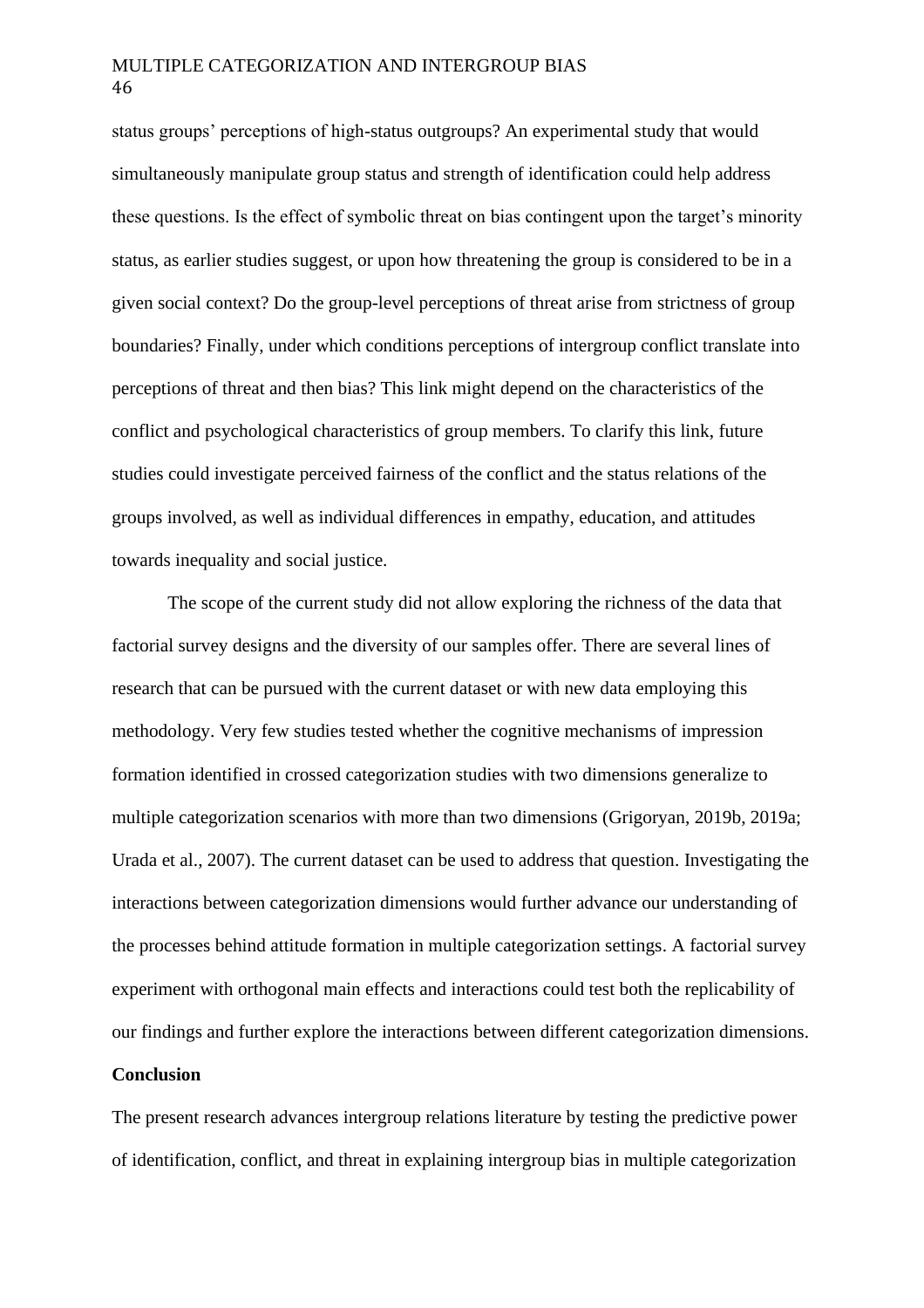status groups' perceptions of high-status outgroups? An experimental study that would simultaneously manipulate group status and strength of identification could help address these questions. Is the effect of symbolic threat on bias contingent upon the target's minority status, as earlier studies suggest, or upon how threatening the group is considered to be in a given social context? Do the group-level perceptions of threat arise from strictness of group boundaries? Finally, under which conditions perceptions of intergroup conflict translate into perceptions of threat and then bias? This link might depend on the characteristics of the conflict and psychological characteristics of group members. To clarify this link, future studies could investigate perceived fairness of the conflict and the status relations of the groups involved, as well as individual differences in empathy, education, and attitudes towards inequality and social justice.

The scope of the current study did not allow exploring the richness of the data that factorial survey designs and the diversity of our samples offer. There are several lines of research that can be pursued with the current dataset or with new data employing this methodology. Very few studies tested whether the cognitive mechanisms of impression formation identified in crossed categorization studies with two dimensions generalize to multiple categorization scenarios with more than two dimensions (Grigoryan, 2019b, 2019a; Urada et al., 2007). The current dataset can be used to address that question. Investigating the interactions between categorization dimensions would further advance our understanding of the processes behind attitude formation in multiple categorization settings. A factorial survey experiment with orthogonal main effects and interactions could test both the replicability of our findings and further explore the interactions between different categorization dimensions.

**Conclusion**

The present research advances intergroup relations literature by testing the predictive power of identification, conflict, and threat in explaining intergroup bias in multiple categorization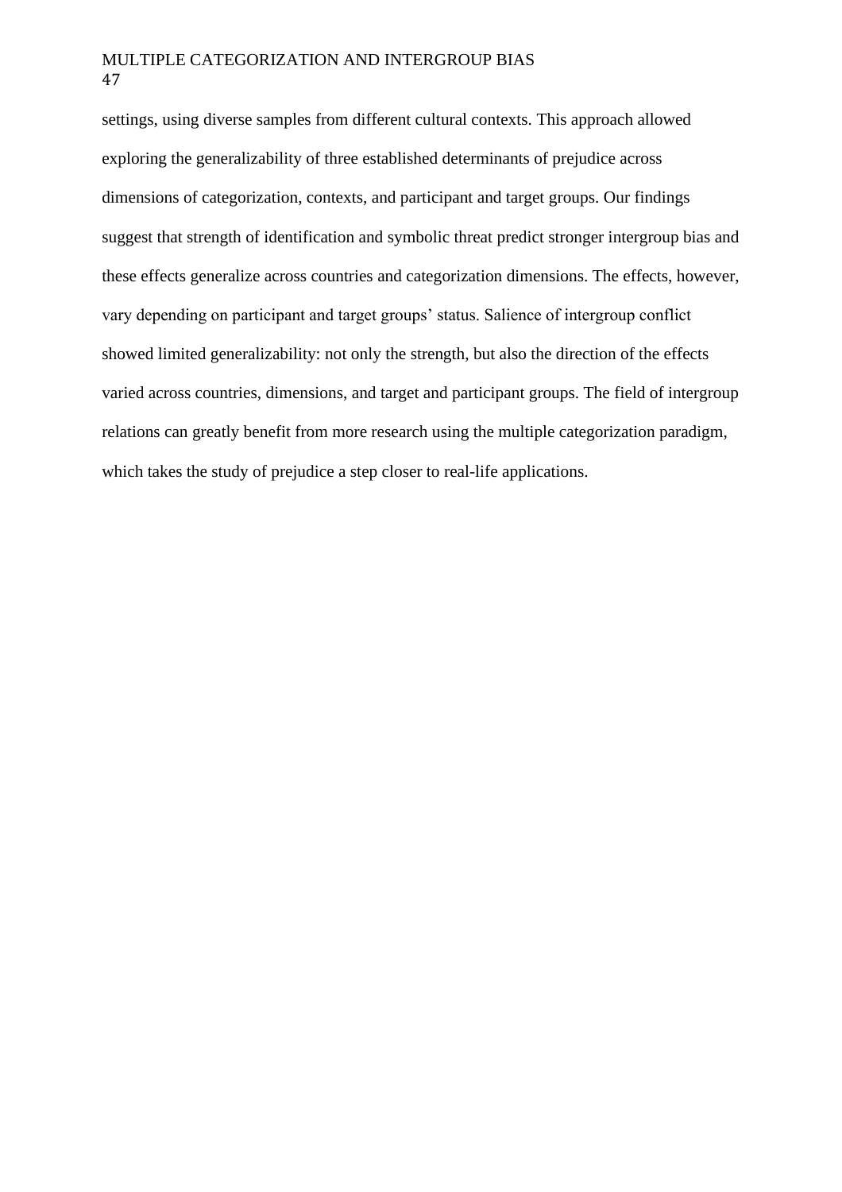settings, using diverse samples from different cultural contexts. This approach allowed exploring the generalizability of three established determinants of prejudice across dimensions of categorization, contexts, and participant and target groups. Our findings suggest that strength of identification and symbolic threat predict stronger intergroup bias and these effects generalize across countries and categorization dimensions. The effects, however, vary depending on participant and target groups' status. Salience of intergroup conflict showed limited generalizability: not only the strength, but also the direction of the effects varied across countries, dimensions, and target and participant groups. The field of intergroup relations can greatly benefit from more research using the multiple categorization paradigm, which takes the study of prejudice a step closer to real-life applications.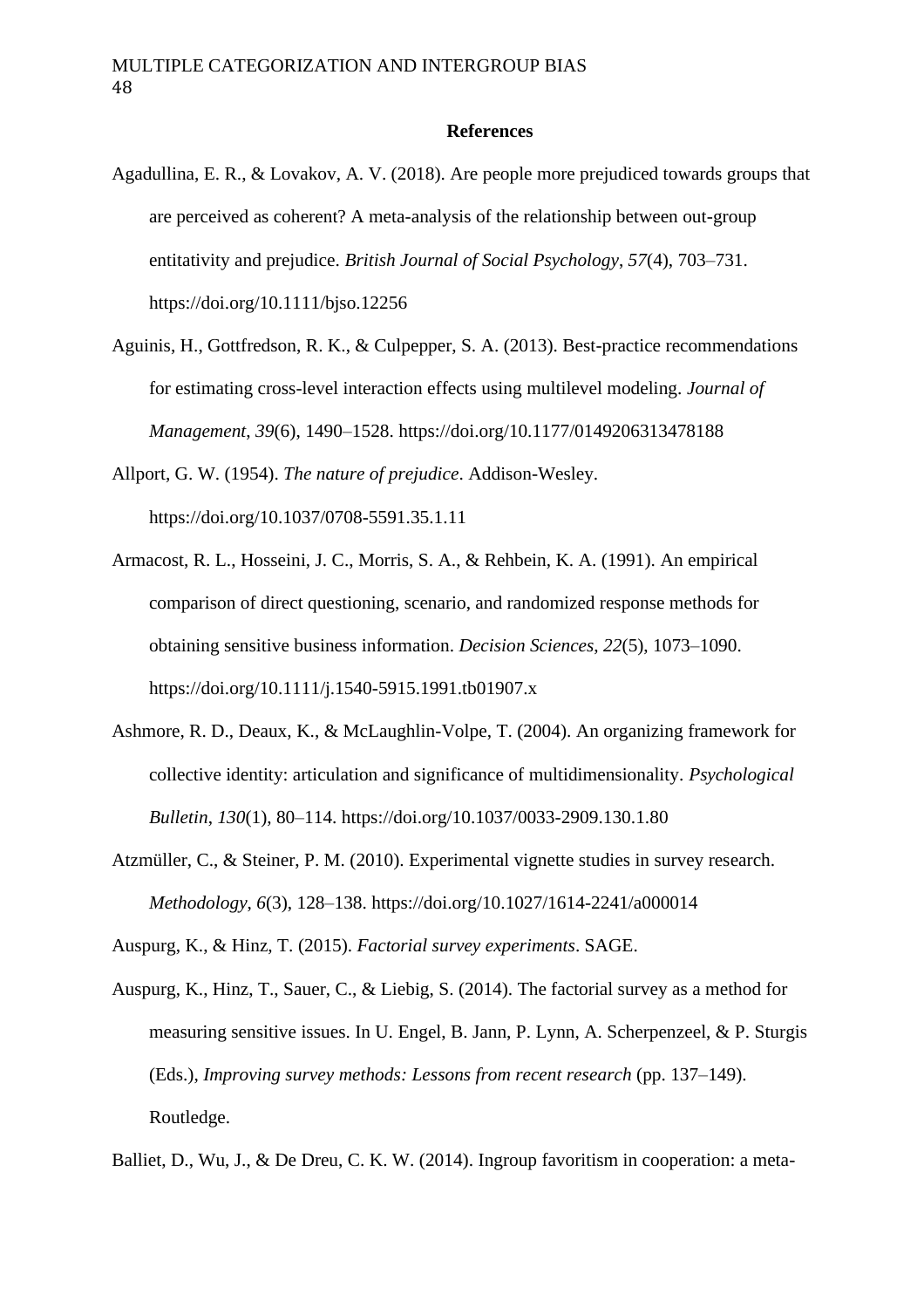## References

Agadullina, E. R., & Lovakov, A. V. (2018). Are people more prejudiced towards groups that are perceived as coherent? A meta-analysis of the relationship between out-group entitativity and prejudice. *British Journal of Social Psychology*, *57*(4), 703–731. https://doi.org/10.1111/bjso.12256

Aguinis, H., Gottfredson, R. K., & Culpepper, S. A. (2013). Best-practice recommendations for estimating cross-level interaction effects using multilevel modeling. *Journal of Management*, *39*(6), 1490–1528. https://doi.org/10.1177/0149206313478188

Allport, G. W. (1954). *The nature of prejudice*. Addison-Wesley. https://doi.org/10.1037/0708-5591.35.1.11

Armacost, R. L., Hosseini, J. C., Morris, S. A., & Rehbein, K. A. (1991). An empirical comparison of direct questioning, scenario, and randomized response methods for obtaining sensitive business information. *Decision Sciences*, *22*(5), 1073–1090. https://doi.org/10.1111/j.1540-5915.1991.tb01907.x

Ashmore, R. D., Deaux, K., & McLaughlin-Volpe, T. (2004). An organizing framework for collective identity: articulation and significance of multidimensionality. *Psychological Bulletin*, *130*(1), 80–114. https://doi.org/10.1037/0033-2909.130.1.80

Atzmüller, C., & Steiner, P. M. (2010). Experimental vignette studies in survey research. *Methodology*, *6*(3), 128–138. https://doi.org/10.1027/1614-2241/a000014

Auspurg, K., & Hinz, T. (2015). *Factorial survey experiments*. SAGE.

Auspurg, K., Hinz, T., Sauer, C., & Liebig, S. (2014). The factorial survey as a method for measuring sensitive issues. In U. Engel, B. Jann, P. Lynn, A. Scherpenzeel, & P. Sturgis (Eds.), *Improving survey methods: Lessons from recent research* (pp. 137–149). Routledge.

Balliet, D., Wu, J., & De Dreu, C. K. W. (2014). Ingroup favoritism in cooperation: a meta-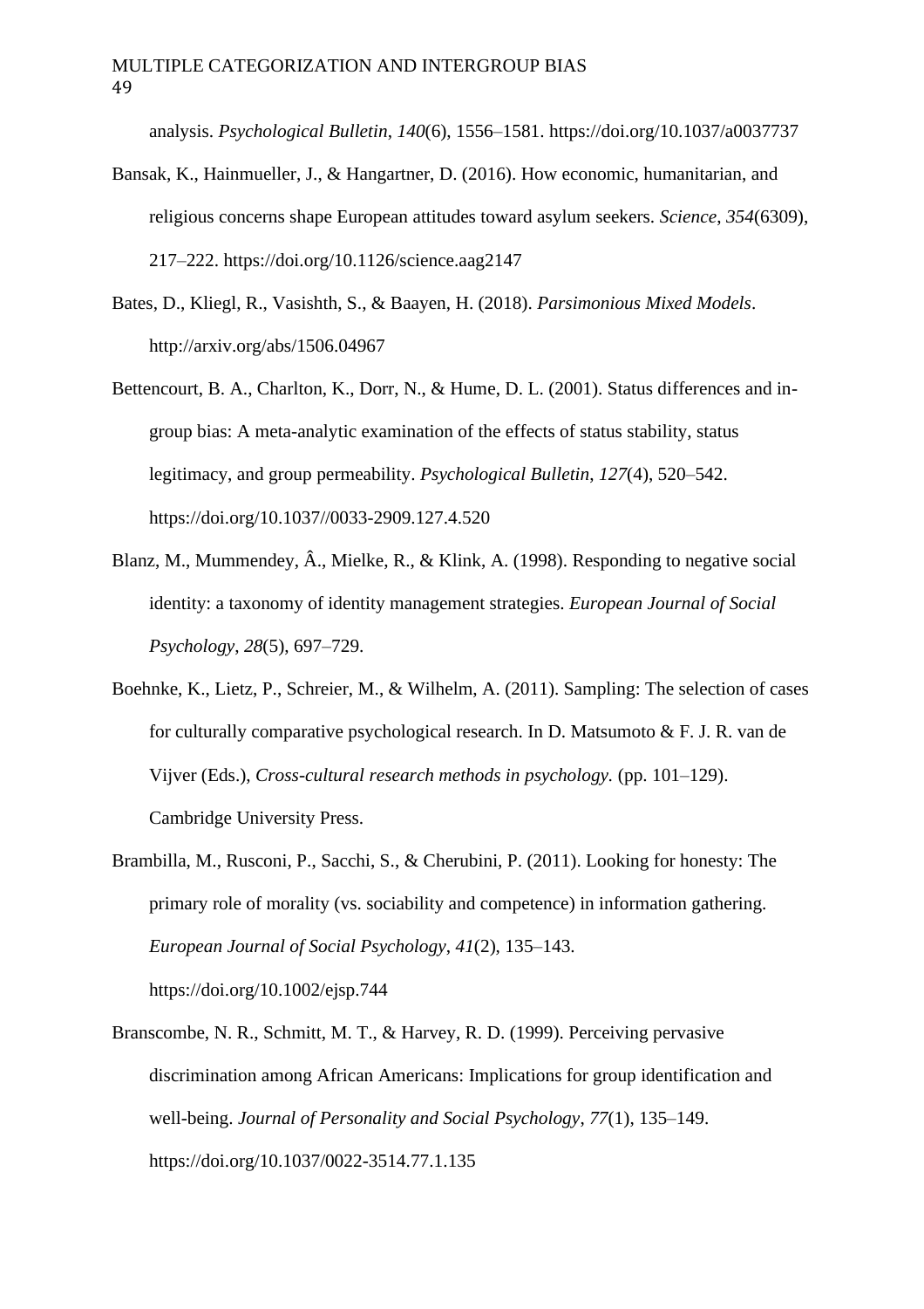analysis. *Psychological Bulletin*, *140*(6), 1556–1581. https://doi.org/10.1037/a0037737

Bansak, K., Hainmueller, J., & Hangartner, D. (2016). How economic, humanitarian, and religious concerns shape European attitudes toward asylum seekers. *Science*, *354*(6309), 217–222. https://doi.org/10.1126/science.aag2147

Bates, D., Kliegl, R., Vasishth, S., & Baayen, H. (2018). *Parsimonious Mixed Models*. http://arxiv.org/abs/1506.04967

Bettencourt, B. A., Charlton, K., Dorr, N., & Hume, D. L. (2001). Status differences and in-group bias: A meta-analytic examination of the effects of status stability, status legitimacy, and group permeability. *Psychological Bulletin*, *127*(4), 520–542. https://doi.org/10.1037//0033-2909.127.4.520

Blanz, M., Mummendey, Â., Mielke, R., & Klink, A. (1998). Responding to negative social identity: a taxonomy of identity management strategies. *European Journal of Social Psychology*, *28*(5), 697–729.

Boehnke, K., Lietz, P., Schreier, M., & Wilhelm, A. (2011). Sampling: The selection of cases for culturally comparative psychological research. In D. Matsumoto & F. J. R. van de Vijver (Eds.), *Cross-cultural research methods in psychology.* (pp. 101–129). Cambridge University Press.

Brambilla, M., Rusconi, P., Sacchi, S., & Cherubini, P. (2011). Looking for honesty: The primary role of morality (vs. sociability and competence) in information gathering. *European Journal of Social Psychology*, *41*(2), 135–143. https://doi.org/10.1002/ejsp.744

Branscombe, N. R., Schmitt, M. T., & Harvey, R. D. (1999). Perceiving pervasive discrimination among African Americans: Implications for group identification and well-being. *Journal of Personality and Social Psychology*, *77*(1), 135–149. https://doi.org/10.1037/0022-3514.77.1.135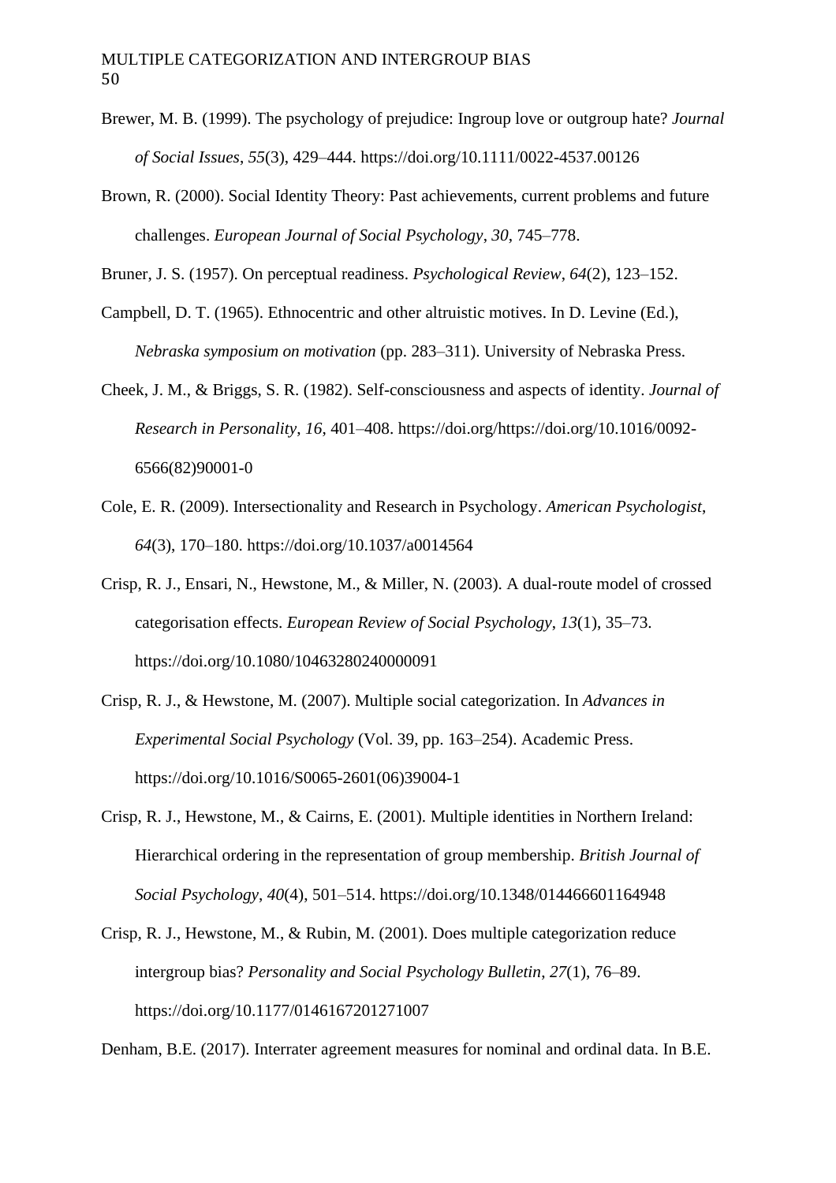Brewer, M. B. (1999). The psychology of prejudice: Ingroup love or outgroup hate? *Journal of Social Issues*, *55*(3), 429–444. https://doi.org/10.1111/0022-4537.00126

Brown, R. (2000). Social Identity Theory: Past achievements, current problems and future challenges. *European Journal of Social Psychology*, *30*, 745–778.

Bruner, J. S. (1957). On perceptual readiness. *Psychological Review*, *64*(2), 123–152.

Campbell, D. T. (1965). Ethnocentric and other altruistic motives. In D. Levine (Ed.), *Nebraska symposium on motivation* (pp. 283–311). University of Nebraska Press.

Cheek, J. M., & Briggs, S. R. (1982). Self-consciousness and aspects of identity. *Journal of Research in Personality*, *16*, 401–408. https://doi.org/https://doi.org/10.1016/0092-6566(82)90001-0

Cole, E. R. (2009). Intersectionality and Research in Psychology. *American Psychologist*, *64*(3), 170–180. https://doi.org/10.1037/a0014564

Crisp, R. J., Ensari, N., Hewstone, M., & Miller, N. (2003). A dual-route model of crossed categorisation effects. *European Review of Social Psychology*, *13*(1), 35–73. https://doi.org/10.1080/10463280240000091

Crisp, R. J., & Hewstone, M. (2007). Multiple social categorization. In *Advances in Experimental Social Psychology* (Vol. 39, pp. 163–254). Academic Press. https://doi.org/10.1016/S0065-2601(06)39004-1

Crisp, R. J., Hewstone, M., & Cairns, E. (2001). Multiple identities in Northern Ireland: Hierarchical ordering in the representation of group membership. *British Journal of Social Psychology*, *40*(4), 501–514. https://doi.org/10.1348/014466601164948

Crisp, R. J., Hewstone, M., & Rubin, M. (2001). Does multiple categorization reduce intergroup bias? *Personality and Social Psychology Bulletin*, *27*(1), 76–89. https://doi.org/10.1177/0146167201271007

Denham, B.E. (2017). Interrater agreement measures for nominal and ordinal data. In B.E.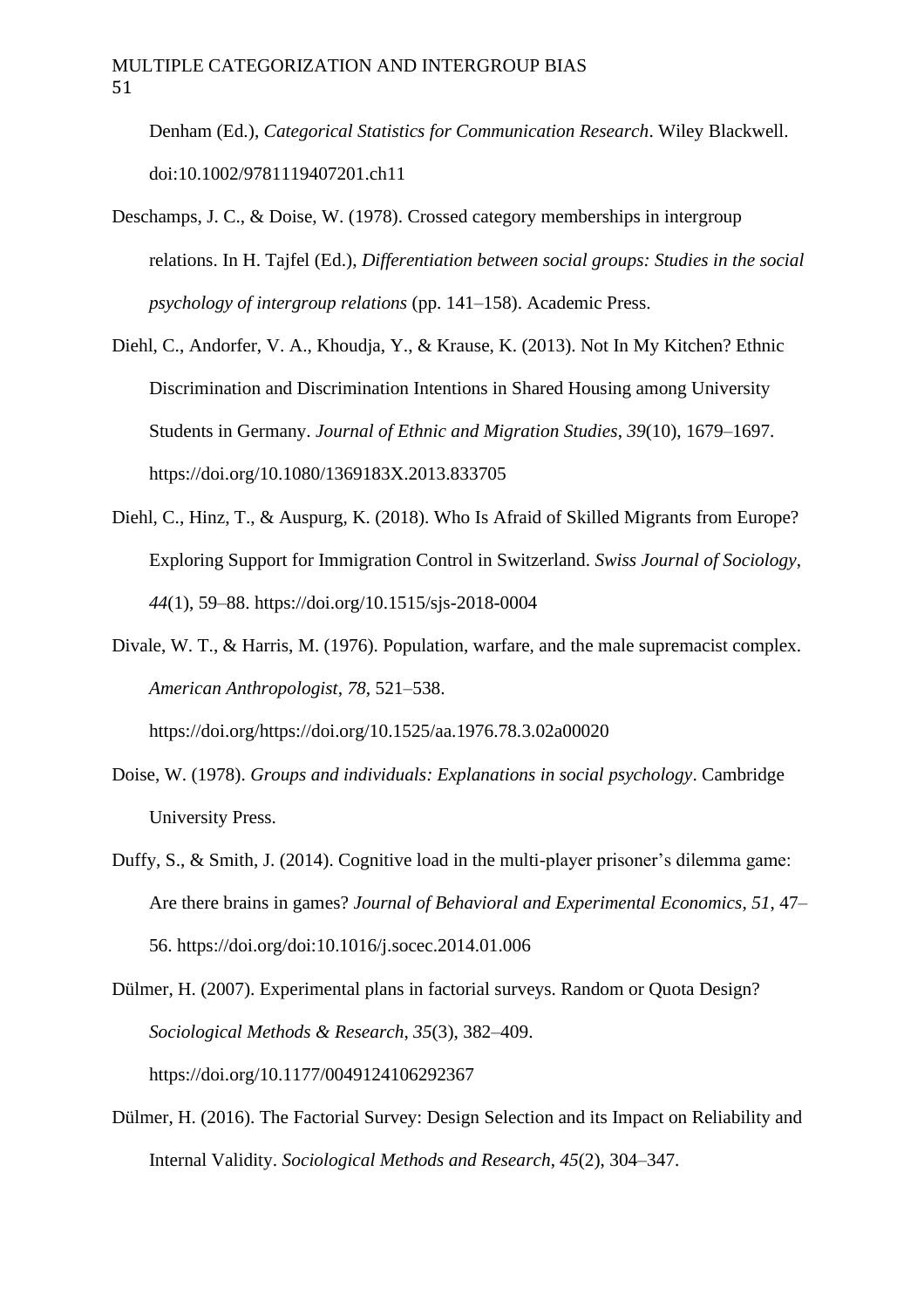Denham (Ed.), *Categorical Statistics for Communication Research*. Wiley Blackwell. doi:10.1002/9781119407201.ch11

Deschamps, J. C., & Doise, W. (1978). Crossed category memberships in intergroup relations. In H. Tajfel (Ed.), *Differentiation between social groups: Studies in the social psychology of intergroup relations* (pp. 141–158). Academic Press.

Diehl, C., Andorfer, V. A., Khoudja, Y., & Krause, K. (2013). Not In My Kitchen? Ethnic Discrimination and Discrimination Intentions in Shared Housing among University Students in Germany. *Journal of Ethnic and Migration Studies*, *39*(10), 1679–1697. https://doi.org/10.1080/1369183X.2013.833705

Diehl, C., Hinz, T., & Auspurg, K. (2018). Who Is Afraid of Skilled Migrants from Europe? Exploring Support for Immigration Control in Switzerland. *Swiss Journal of Sociology*, *44*(1), 59–88. https://doi.org/10.1515/sjs-2018-0004

Divale, W. T., & Harris, M. (1976). Population, warfare, and the male supremacist complex. *American Anthropologist*, *78*, 521–538. https://doi.org/https://doi.org/10.1525/aa.1976.78.3.02a00020

Doise, W. (1978). *Groups and individuals: Explanations in social psychology*. Cambridge University Press.

Duffy, S., & Smith, J. (2014). Cognitive load in the multi-player prisoner's dilemma game: Are there brains in games? *Journal of Behavioral and Experimental Economics*, *51*, 47–56. https://doi.org/doi:10.1016/j.socec.2014.01.006

Dülmer, H. (2007). Experimental plans in factorial surveys. Random or Quota Design? *Sociological Methods & Research*, *35*(3), 382–409. https://doi.org/10.1177/0049124106292367

Dülmer, H. (2016). The Factorial Survey: Design Selection and its Impact on Reliability and Internal Validity. *Sociological Methods and Research*, *45*(2), 304–347.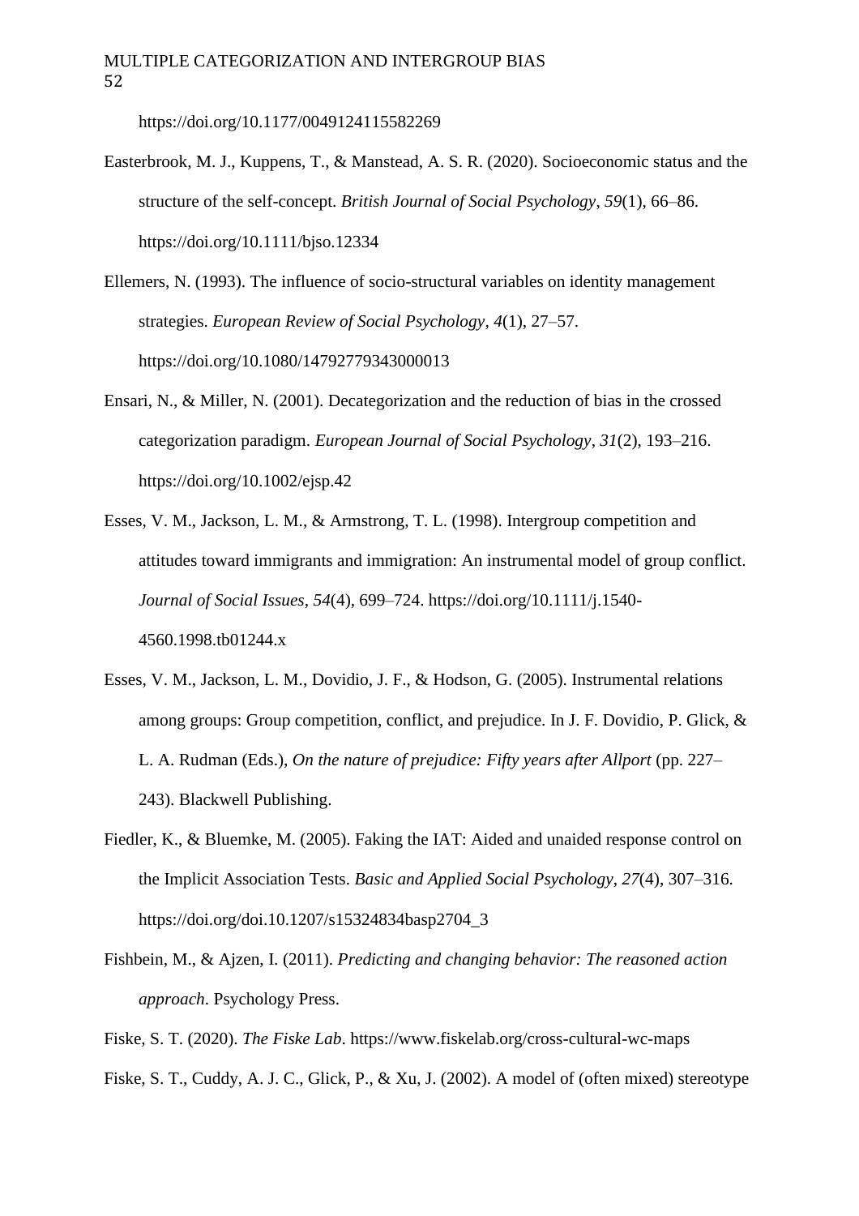https://doi.org/10.1177/0049124115582269

Easterbrook, M. J., Kuppens, T., & Manstead, A. S. R. (2020). Socioeconomic status and the structure of the self-concept. *British Journal of Social Psychology*, *59*(1), 66–86. https://doi.org/10.1111/bjso.12334

Ellemers, N. (1993). The influence of socio-structural variables on identity management strategies. *European Review of Social Psychology*, *4*(1), 27–57. https://doi.org/10.1080/14792779343000013

Ensari, N., & Miller, N. (2001). Decategorization and the reduction of bias in the crossed categorization paradigm. *European Journal of Social Psychology*, *31*(2), 193–216. https://doi.org/10.1002/ejsp.42

Esses, V. M., Jackson, L. M., & Armstrong, T. L. (1998). Intergroup competition and attitudes toward immigrants and immigration: An instrumental model of group conflict. *Journal of Social Issues*, *54*(4), 699–724. https://doi.org/10.1111/j.1540-4560.1998.tb01244.x

Esses, V. M., Jackson, L. M., Dovidio, J. F., & Hodson, G. (2005). Instrumental relations among groups: Group competition, conflict, and prejudice. In J. F. Dovidio, P. Glick, & L. A. Rudman (Eds.), *On the nature of prejudice: Fifty years after Allport* (pp. 227–243). Blackwell Publishing.

Fiedler, K., & Bluemke, M. (2005). Faking the IAT: Aided and unaided response control on the Implicit Association Tests. *Basic and Applied Social Psychology*, *27*(4), 307–316. https://doi.org/doi.10.1207/s15324834basp2704_3

Fishbein, M., & Ajzen, I. (2011). *Predicting and changing behavior: The reasoned action approach*. Psychology Press.

Fiske, S. T. (2020). *The Fiske Lab*. https://www.fiskelab.org/cross-cultural-wc-maps

Fiske, S. T., Cuddy, A. J. C., Glick, P., & Xu, J. (2002). A model of (often mixed) stereotype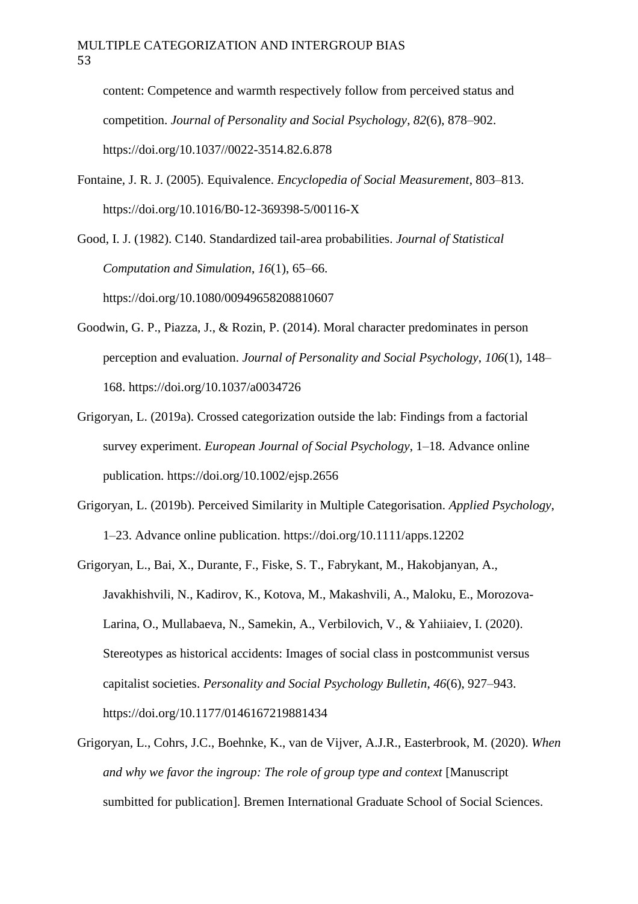content: Competence and warmth respectively follow from perceived status and competition. *Journal of Personality and Social Psychology*, *82*(6), 878–902. https://doi.org/10.1037//0022-3514.82.6.878

Fontaine, J. R. J. (2005). Equivalence. *Encyclopedia of Social Measurement*, 803–813. https://doi.org/10.1016/B0-12-369398-5/00116-X

Good, I. J. (1982). C140. Standardized tail-area probabilities. *Journal of Statistical Computation and Simulation*, *16*(1), 65–66. https://doi.org/10.1080/00949658208810607

Goodwin, G. P., Piazza, J., & Rozin, P. (2014). Moral character predominates in person perception and evaluation. *Journal of Personality and Social Psychology*, *106*(1), 148–168. https://doi.org/10.1037/a0034726

Grigoryan, L. (2019a). Crossed categorization outside the lab: Findings from a factorial survey experiment. *European Journal of Social Psychology*, 1–18. Advance online publication. https://doi.org/10.1002/ejsp.2656

Grigoryan, L. (2019b). Perceived Similarity in Multiple Categorisation. *Applied Psychology*, 1–23. Advance online publication. https://doi.org/10.1111/apps.12202

Grigoryan, L., Bai, X., Durante, F., Fiske, S. T., Fabrykant, M., Hakobjanyan, A., Javakhishvili, N., Kadirov, K., Kotova, M., Makashvili, A., Maloku, E., Morozova-Larina, O., Mullabaeva, N., Samekin, A., Verbilovich, V., & Yahiiaiev, I. (2020). Stereotypes as historical accidents: Images of social class in postcommunist versus capitalist societies. *Personality and Social Psychology Bulletin*, *46*(6), 927–943. https://doi.org/10.1177/0146167219881434

Grigoryan, L., Cohrs, J.C., Boehnke, K., van de Vijver, A.J.R., Easterbrook, M. (2020). *When and why we favor the ingroup: The role of group type and context* [Manuscript sumbitted for publication]. Bremen International Graduate School of Social Sciences.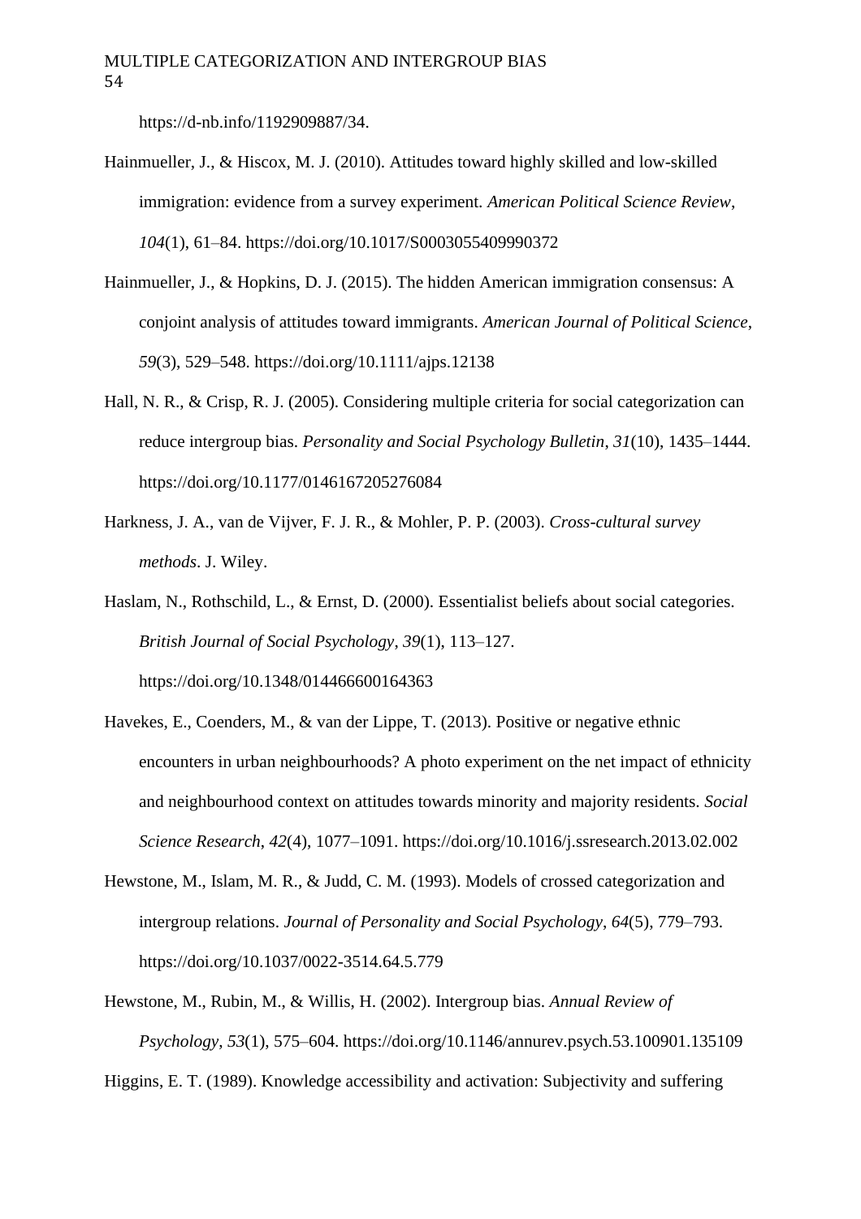https://d-nb.info/1192909887/34.

Hainmueller, J., & Hiscox, M. J. (2010). Attitudes toward highly skilled and low-skilled immigration: evidence from a survey experiment. *American Political Science Review*, *104*(1), 61–84. https://doi.org/10.1017/S0003055409990372

Hainmueller, J., & Hopkins, D. J. (2015). The hidden American immigration consensus: A conjoint analysis of attitudes toward immigrants. *American Journal of Political Science*, *59*(3), 529–548. https://doi.org/10.1111/ajps.12138

Hall, N. R., & Crisp, R. J. (2005). Considering multiple criteria for social categorization can reduce intergroup bias. *Personality and Social Psychology Bulletin*, *31*(10), 1435–1444. https://doi.org/10.1177/0146167205276084

Harkness, J. A., van de Vijver, F. J. R., & Mohler, P. P. (2003). *Cross-cultural survey methods*. J. Wiley.

Haslam, N., Rothschild, L., & Ernst, D. (2000). Essentialist beliefs about social categories. *British Journal of Social Psychology*, *39*(1), 113–127. https://doi.org/10.1348/014466600164363

Havekes, E., Coenders, M., & van der Lippe, T. (2013). Positive or negative ethnic encounters in urban neighbourhoods? A photo experiment on the net impact of ethnicity and neighbourhood context on attitudes towards minority and majority residents. *Social Science Research*, *42*(4), 1077–1091. https://doi.org/10.1016/j.ssresearch.2013.02.002

Hewstone, M., Islam, M. R., & Judd, C. M. (1993). Models of crossed categorization and intergroup relations. *Journal of Personality and Social Psychology*, *64*(5), 779–793. https://doi.org/10.1037/0022-3514.64.5.779

Hewstone, M., Rubin, M., & Willis, H. (2002). Intergroup bias. *Annual Review of Psychology*, *53*(1), 575–604. https://doi.org/10.1146/annurev.psych.53.100901.135109

Higgins, E. T. (1989). Knowledge accessibility and activation: Subjectivity and suffering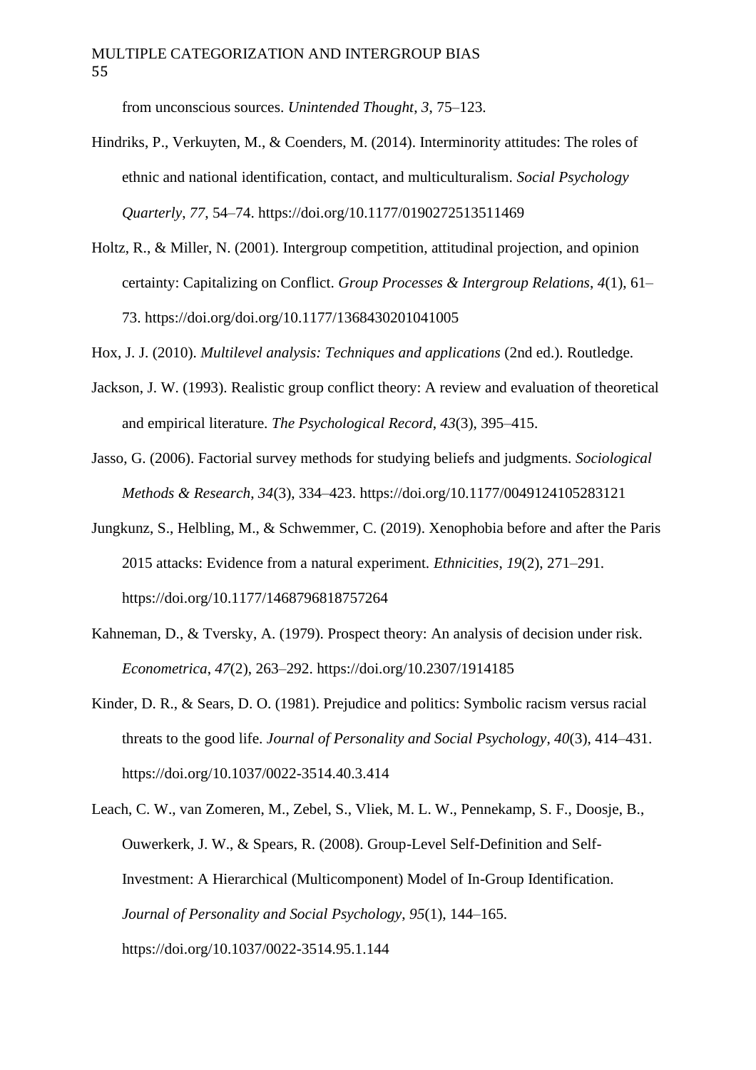from unconscious sources. *Unintended Thought*, *3*, 75–123.

Hindriks, P., Verkuyten, M., & Coenders, M. (2014). Interminority attitudes: The roles of ethnic and national identification, contact, and multiculturalism. *Social Psychology Quarterly*, *77*, 54–74. https://doi.org/10.1177/0190272513511469

Holtz, R., & Miller, N. (2001). Intergroup competition, attitudinal projection, and opinion certainty: Capitalizing on Conflict. *Group Processes & Intergroup Relations*, *4*(1), 61–73. https://doi.org/doi.org/10.1177/1368430201041005

Hox, J. J. (2010). *Multilevel analysis: Techniques and applications* (2nd ed.). Routledge.

Jackson, J. W. (1993). Realistic group conflict theory: A review and evaluation of theoretical and empirical literature. *The Psychological Record*, *43*(3), 395–415.

Jasso, G. (2006). Factorial survey methods for studying beliefs and judgments. *Sociological Methods & Research*, *34*(3), 334–423. https://doi.org/10.1177/0049124105283121

Jungkunz, S., Helbling, M., & Schwemmer, C. (2019). Xenophobia before and after the Paris 2015 attacks: Evidence from a natural experiment. *Ethnicities*, *19*(2), 271–291. https://doi.org/10.1177/1468796818757264

Kahneman, D., & Tversky, A. (1979). Prospect theory: An analysis of decision under risk. *Econometrica*, *47*(2), 263–292. https://doi.org/10.2307/1914185

Kinder, D. R., & Sears, D. O. (1981). Prejudice and politics: Symbolic racism versus racial threats to the good life. *Journal of Personality and Social Psychology*, *40*(3), 414–431. https://doi.org/10.1037/0022-3514.40.3.414

Leach, C. W., van Zomeren, M., Zebel, S., Vliek, M. L. W., Pennekamp, S. F., Doosje, B., Ouwerkerk, J. W., & Spears, R. (2008). Group-Level Self-Definition and Self-Investment: A Hierarchical (Multicomponent) Model of In-Group Identification. *Journal of Personality and Social Psychology*, *95*(1), 144–165. https://doi.org/10.1037/0022-3514.95.1.144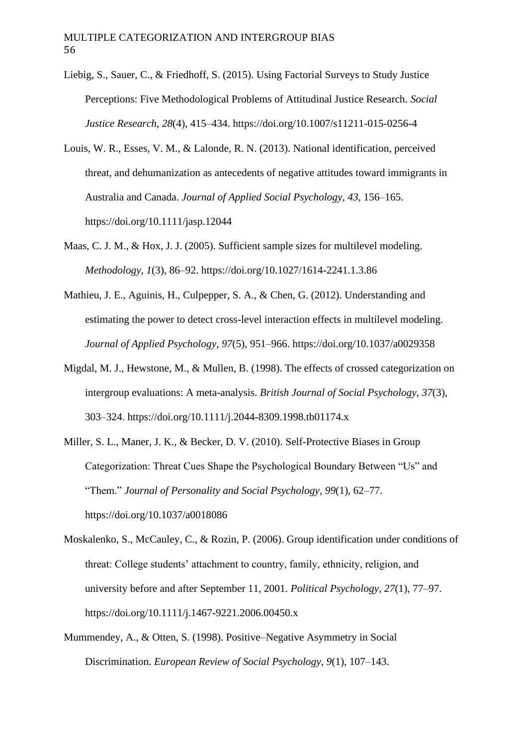Liebig, S., Sauer, C., & Friedhoff, S. (2015). Using Factorial Surveys to Study Justice Perceptions: Five Methodological Problems of Attitudinal Justice Research. *Social Justice Research*, *28*(4), 415–434. https://doi.org/10.1007/s11211-015-0256-4

Louis, W. R., Esses, V. M., & Lalonde, R. N. (2013). National identification, perceived threat, and dehumanization as antecedents of negative attitudes toward immigrants in Australia and Canada. *Journal of Applied Social Psychology*, *43*, 156–165. https://doi.org/10.1111/jasp.12044

Maas, C. J. M., & Hox, J. J. (2005). Sufficient sample sizes for multilevel modeling. *Methodology*, *1*(3), 86–92. https://doi.org/10.1027/1614-2241.1.3.86

Mathieu, J. E., Aguinis, H., Culpepper, S. A., & Chen, G. (2012). Understanding and estimating the power to detect cross-level interaction effects in multilevel modeling. *Journal of Applied Psychology*, *97*(5), 951–966. https://doi.org/10.1037/a0029358

Migdal, M. J., Hewstone, M., & Mullen, B. (1998). The effects of crossed categorization on intergroup evaluations: A meta-analysis. *British Journal of Social Psychology*, *37*(3), 303–324. https://doi.org/10.1111/j.2044-8309.1998.tb01174.x

Miller, S. L., Maner, J. K., & Becker, D. V. (2010). Self-Protective Biases in Group Categorization: Threat Cues Shape the Psychological Boundary Between “Us” and “Them.” *Journal of Personality and Social Psychology*, *99*(1), 62–77. https://doi.org/10.1037/a0018086

Moskalenko, S., McCauley, C., & Rozin, P. (2006). Group identification under conditions of threat: College students’ attachment to country, family, ethnicity, religion, and university before and after September 11, 2001. *Political Psychology*, *27*(1), 77–97. https://doi.org/10.1111/j.1467-9221.2006.00450.x

Mummendey, A., & Otten, S. (1998). Positive–Negative Asymmetry in Social Discrimination. *European Review of Social Psychology*, *9*(1), 107–143.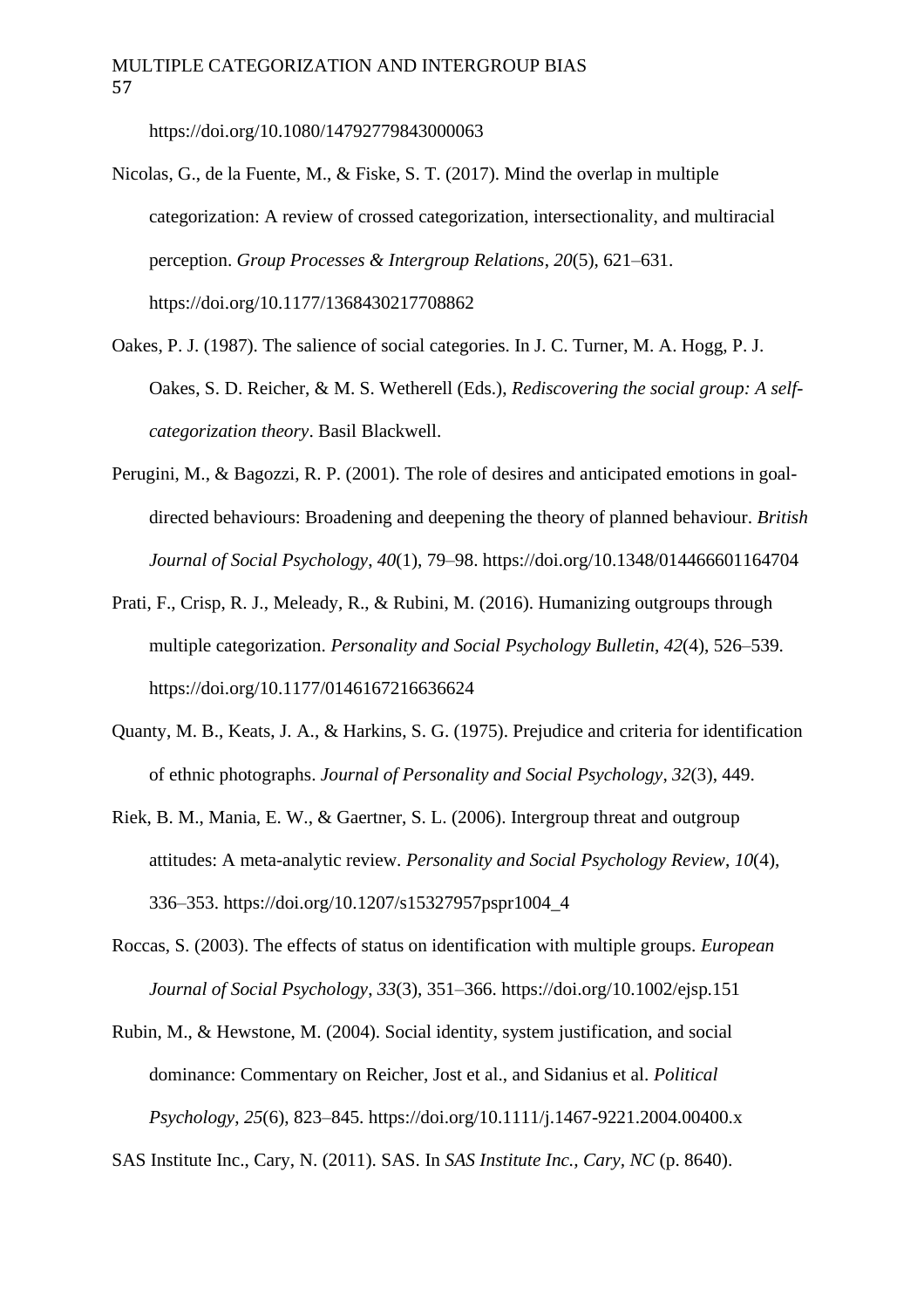https://doi.org/10.1080/14792779843000063

Nicolas, G., de la Fuente, M., & Fiske, S. T. (2017). Mind the overlap in multiple categorization: A review of crossed categorization, intersectionality, and multiracial perception. *Group Processes & Intergroup Relations*, *20*(5), 621–631. https://doi.org/10.1177/1368430217708862

Oakes, P. J. (1987). The salience of social categories. In J. C. Turner, M. A. Hogg, P. J. Oakes, S. D. Reicher, & M. S. Wetherell (Eds.), *Rediscovering the social group: A self-categorization theory*. Basil Blackwell.

Perugini, M., & Bagozzi, R. P. (2001). The role of desires and anticipated emotions in goal-directed behaviours: Broadening and deepening the theory of planned behaviour. *British Journal of Social Psychology*, *40*(1), 79–98. https://doi.org/10.1348/014466601164704

Prati, F., Crisp, R. J., Meleady, R., & Rubini, M. (2016). Humanizing outgroups through multiple categorization. *Personality and Social Psychology Bulletin*, *42*(4), 526–539. https://doi.org/10.1177/0146167216636624

Quanty, M. B., Keats, J. A., & Harkins, S. G. (1975). Prejudice and criteria for identification of ethnic photographs. *Journal of Personality and Social Psychology*, *32*(3), 449.

Riek, B. M., Mania, E. W., & Gaertner, S. L. (2006). Intergroup threat and outgroup attitudes: A meta-analytic review. *Personality and Social Psychology Review*, *10*(4), 336–353. https://doi.org/10.1207/s15327957pspr1004_4

Roccas, S. (2003). The effects of status on identification with multiple groups. *European Journal of Social Psychology*, *33*(3), 351–366. https://doi.org/10.1002/ejsp.151

Rubin, M., & Hewstone, M. (2004). Social identity, system justification, and social dominance: Commentary on Reicher, Jost et al., and Sidanius et al. *Political Psychology*, *25*(6), 823–845. https://doi.org/10.1111/j.1467-9221.2004.00400.x

SAS Institute Inc., Cary, N. (2011). SAS. In *SAS Institute Inc., Cary, NC* (p. 8640).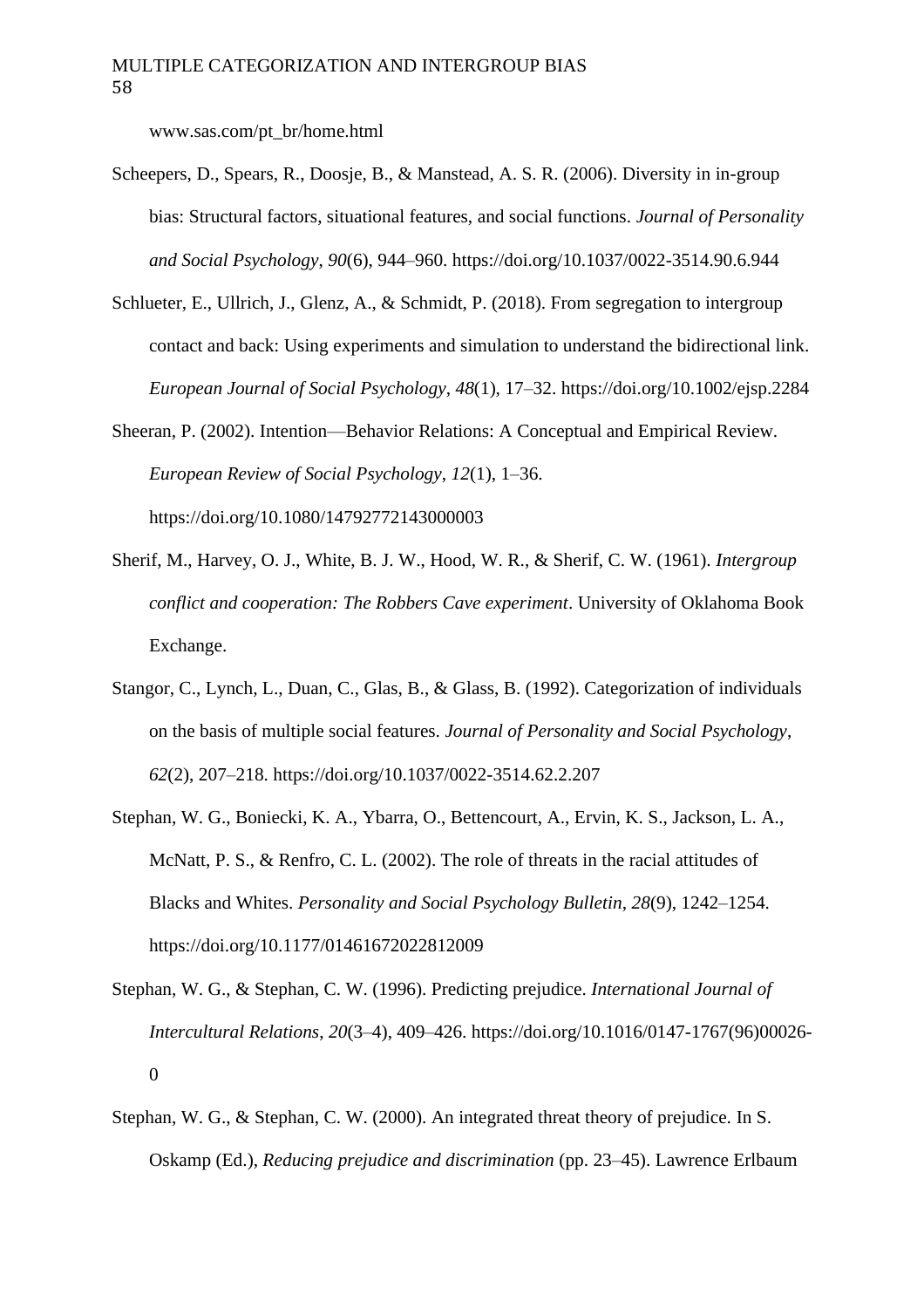www.sas.com/pt_br/home.html

Scheepers, D., Spears, R., Doosje, B., & Manstead, A. S. R. (2006). Diversity in in-group bias: Structural factors, situational features, and social functions. *Journal of Personality and Social Psychology*, *90*(6), 944–960. https://doi.org/10.1037/0022-3514.90.6.944

Schlueter, E., Ullrich, J., Glenz, A., & Schmidt, P. (2018). From segregation to intergroup contact and back: Using experiments and simulation to understand the bidirectional link. *European Journal of Social Psychology*, *48*(1), 17–32. https://doi.org/10.1002/ejsp.2284

Sheeran, P. (2002). Intention—Behavior Relations: A Conceptual and Empirical Review. *European Review of Social Psychology*, *12*(1), 1–36. https://doi.org/10.1080/14792772143000003

Sherif, M., Harvey, O. J., White, B. J. W., Hood, W. R., & Sherif, C. W. (1961). *Intergroup conflict and cooperation: The Robbers Cave experiment*. University of Oklahoma Book Exchange.

Stangor, C., Lynch, L., Duan, C., Glas, B., & Glass, B. (1992). Categorization of individuals on the basis of multiple social features. *Journal of Personality and Social Psychology*, *62*(2), 207–218. https://doi.org/10.1037/0022-3514.62.2.207

Stephan, W. G., Boniecki, K. A., Ybarra, O., Bettencourt, A., Ervin, K. S., Jackson, L. A., McNatt, P. S., & Renfro, C. L. (2002). The role of threats in the racial attitudes of Blacks and Whites. *Personality and Social Psychology Bulletin*, *28*(9), 1242–1254. https://doi.org/10.1177/01461672022812009

Stephan, W. G., & Stephan, C. W. (1996). Predicting prejudice. *International Journal of Intercultural Relations*, *20*(3–4), 409–426. https://doi.org/10.1016/0147-1767(96)00026-0

Stephan, W. G., & Stephan, C. W. (2000). An integrated threat theory of prejudice. In S. Oskamp (Ed.), *Reducing prejudice and discrimination* (pp. 23–45). Lawrence Erlbaum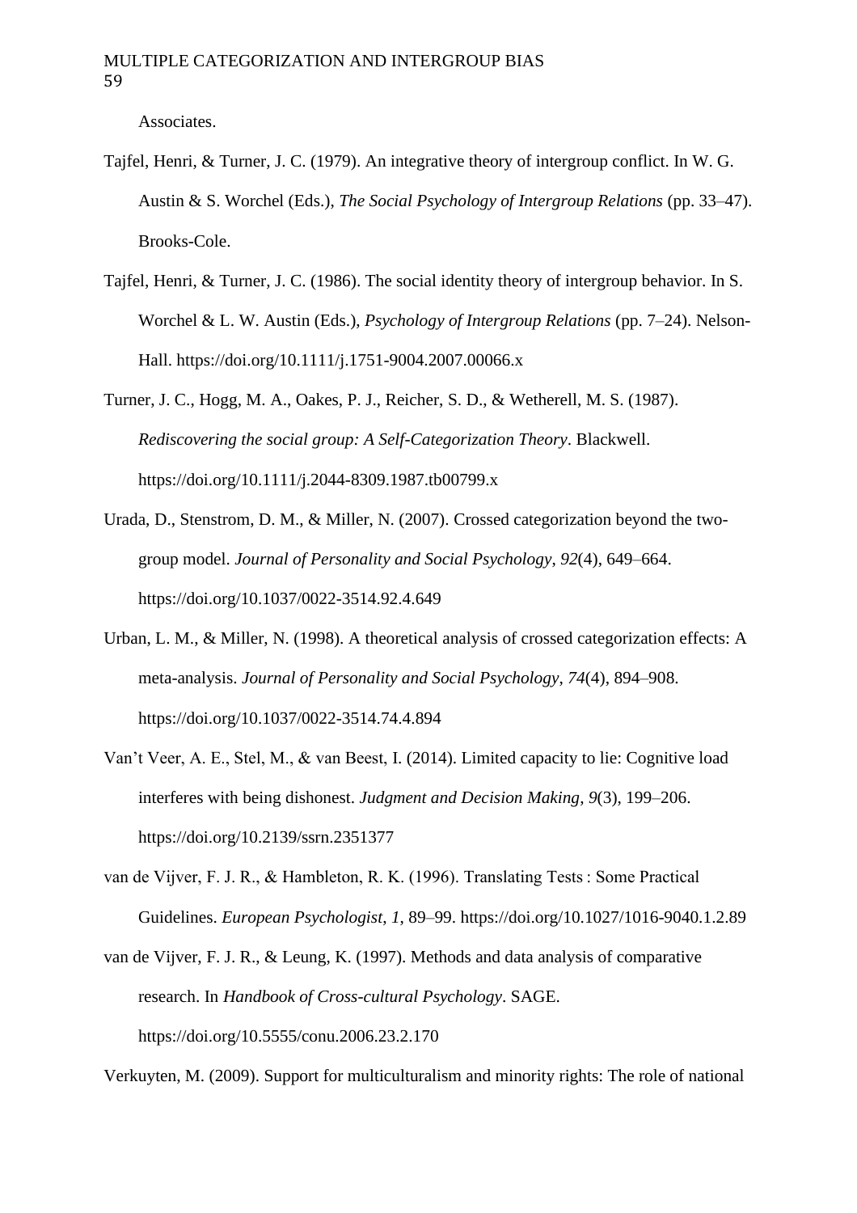Associates.

Tajfel, Henri, & Turner, J. C. (1979). An integrative theory of intergroup conflict. In W. G. Austin & S. Worchel (Eds.), *The Social Psychology of Intergroup Relations* (pp. 33–47). Brooks-Cole.

Tajfel, Henri, & Turner, J. C. (1986). The social identity theory of intergroup behavior. In S. Worchel & L. W. Austin (Eds.), *Psychology of Intergroup Relations* (pp. 7–24). Nelson-Hall. https://doi.org/10.1111/j.1751-9004.2007.00066.x

Turner, J. C., Hogg, M. A., Oakes, P. J., Reicher, S. D., & Wetherell, M. S. (1987). *Rediscovering the social group: A Self-Categorization Theory*. Blackwell. https://doi.org/10.1111/j.2044-8309.1987.tb00799.x

Urada, D., Stenstrom, D. M., & Miller, N. (2007). Crossed categorization beyond the two-group model. *Journal of Personality and Social Psychology*, *92*(4), 649–664. https://doi.org/10.1037/0022-3514.92.4.649

Urban, L. M., & Miller, N. (1998). A theoretical analysis of crossed categorization effects: A meta-analysis. *Journal of Personality and Social Psychology*, *74*(4), 894–908. https://doi.org/10.1037/0022-3514.74.4.894

Van't Veer, A. E., Stel, M., & van Beest, I. (2014). Limited capacity to lie: Cognitive load interferes with being dishonest. *Judgment and Decision Making*, *9*(3), 199–206. https://doi.org/10.2139/ssrn.2351377

van de Vijver, F. J. R., & Hambleton, R. K. (1996). Translating Tests : Some Practical Guidelines. *European Psychologist*, *1*, 89–99. https://doi.org/10.1027/1016-9040.1.2.89

van de Vijver, F. J. R., & Leung, K. (1997). Methods and data analysis of comparative research. In *Handbook of Cross-cultural Psychology*. SAGE. https://doi.org/10.5555/conu.2006.23.2.170

Verkuyten, M. (2009). Support for multiculturalism and minority rights: The role of national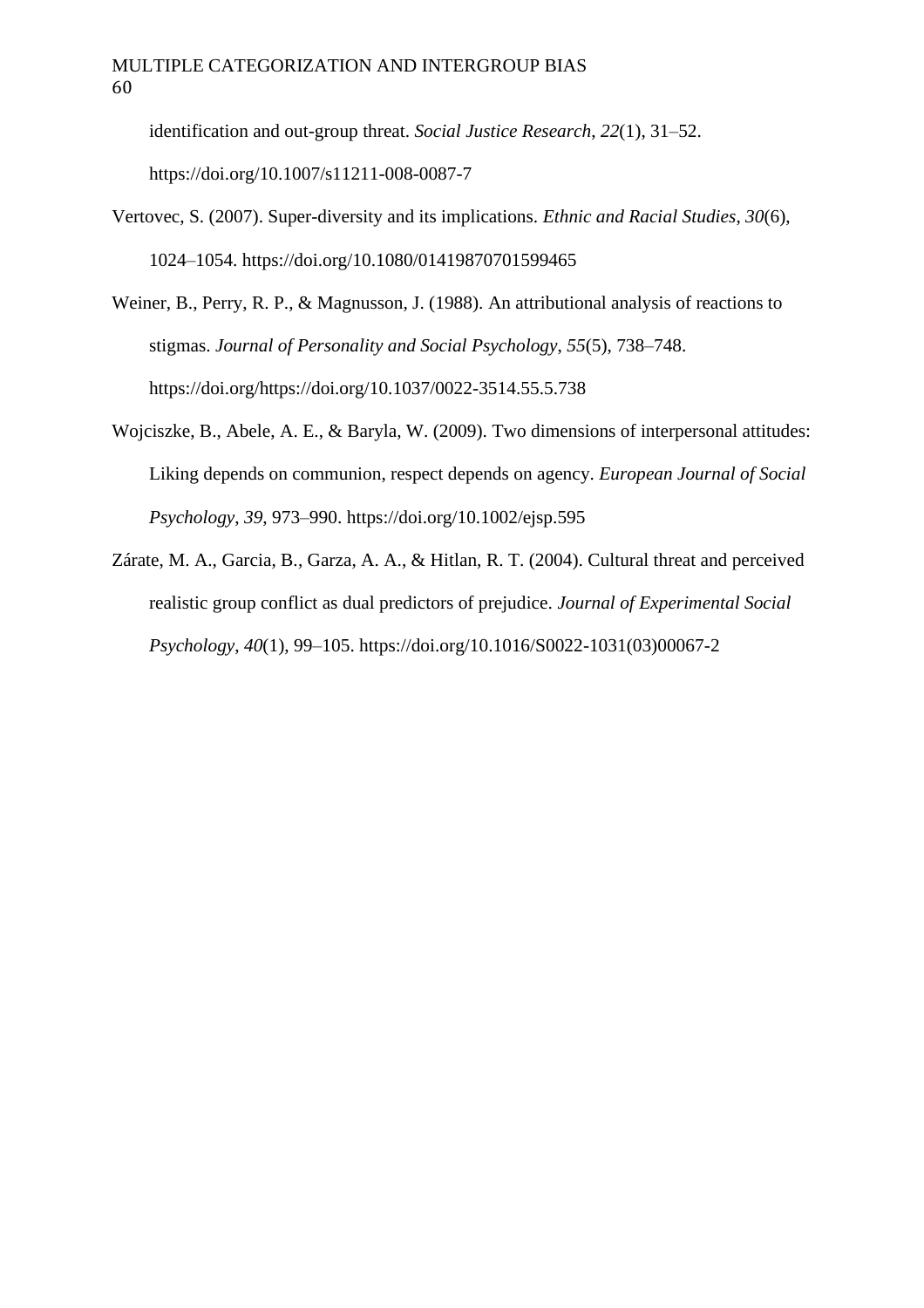identification and out-group threat. *Social Justice Research*, *22*(1), 31–52. https://doi.org/10.1007/s11211-008-0087-7

Vertovec, S. (2007). Super-diversity and its implications. *Ethnic and Racial Studies*, *30*(6), 1024–1054. https://doi.org/10.1080/01419870701599465

Weiner, B., Perry, R. P., & Magnusson, J. (1988). An attributional analysis of reactions to stigmas. *Journal of Personality and Social Psychology*, *55*(5), 738–748. https://doi.org/https://doi.org/10.1037/0022-3514.55.5.738

Wojciszke, B., Abele, A. E., & Baryla, W. (2009). Two dimensions of interpersonal attitudes: Liking depends on communion, respect depends on agency. *European Journal of Social Psychology*, *39*, 973–990. https://doi.org/10.1002/ejsp.595

Zárate, M. A., Garcia, B., Garza, A. A., & Hitlan, R. T. (2004). Cultural threat and perceived realistic group conflict as dual predictors of prejudice. *Journal of Experimental Social Psychology*, *40*(1), 99–105. https://doi.org/10.1016/S0022-1031(03)00067-2